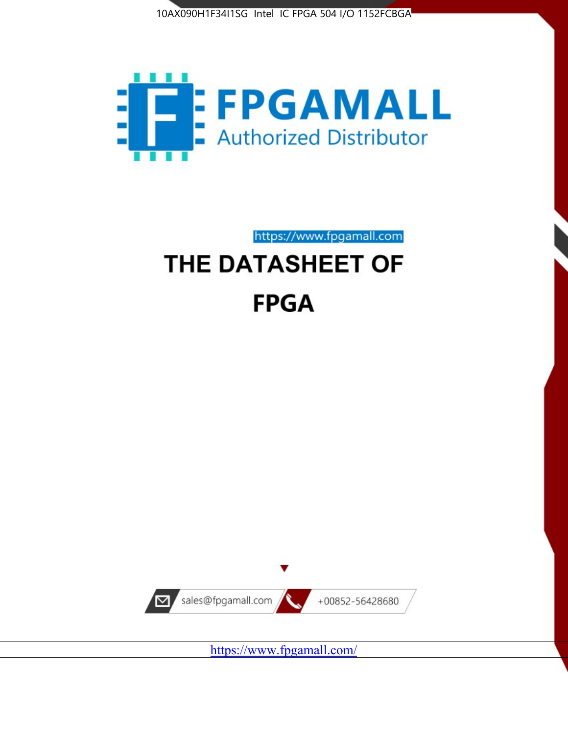10AX090H1F34I1SG Intel IC FPGA 504 I/O 1152FCBGA

FPGAMALL

Authorized Distributor

https://www.fpgamall.com

# THE DATASHEET OF

# FPGA

sales@fpgamall.com

+00852-56428680

https://www.fpgamall.com/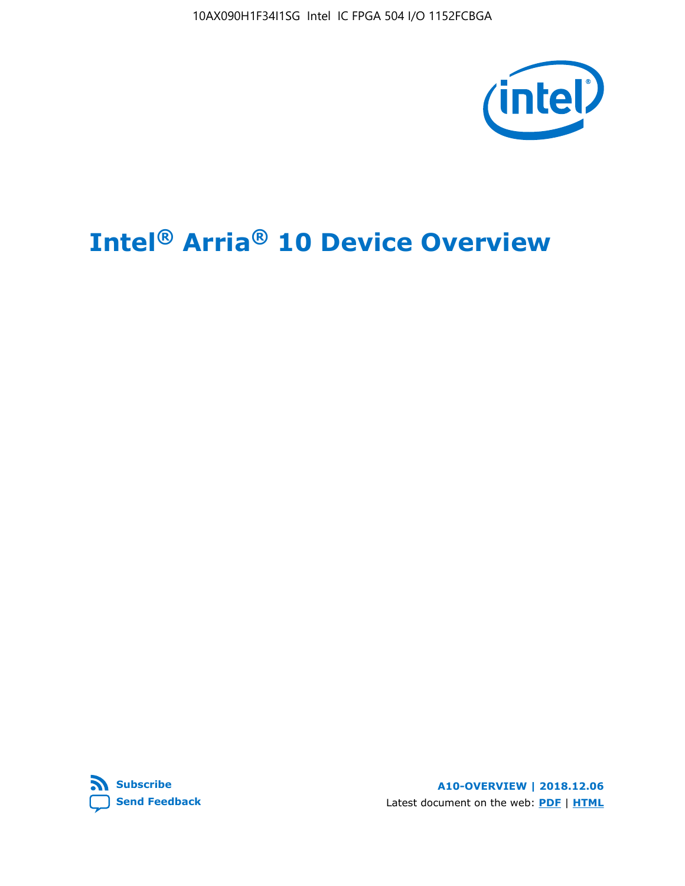# Intel® Arria® 10 Device Overview

Subscribe

Send Feedback

A10-OVERVIEW | 2018.12.06

Latest document on the web: PDF | HTML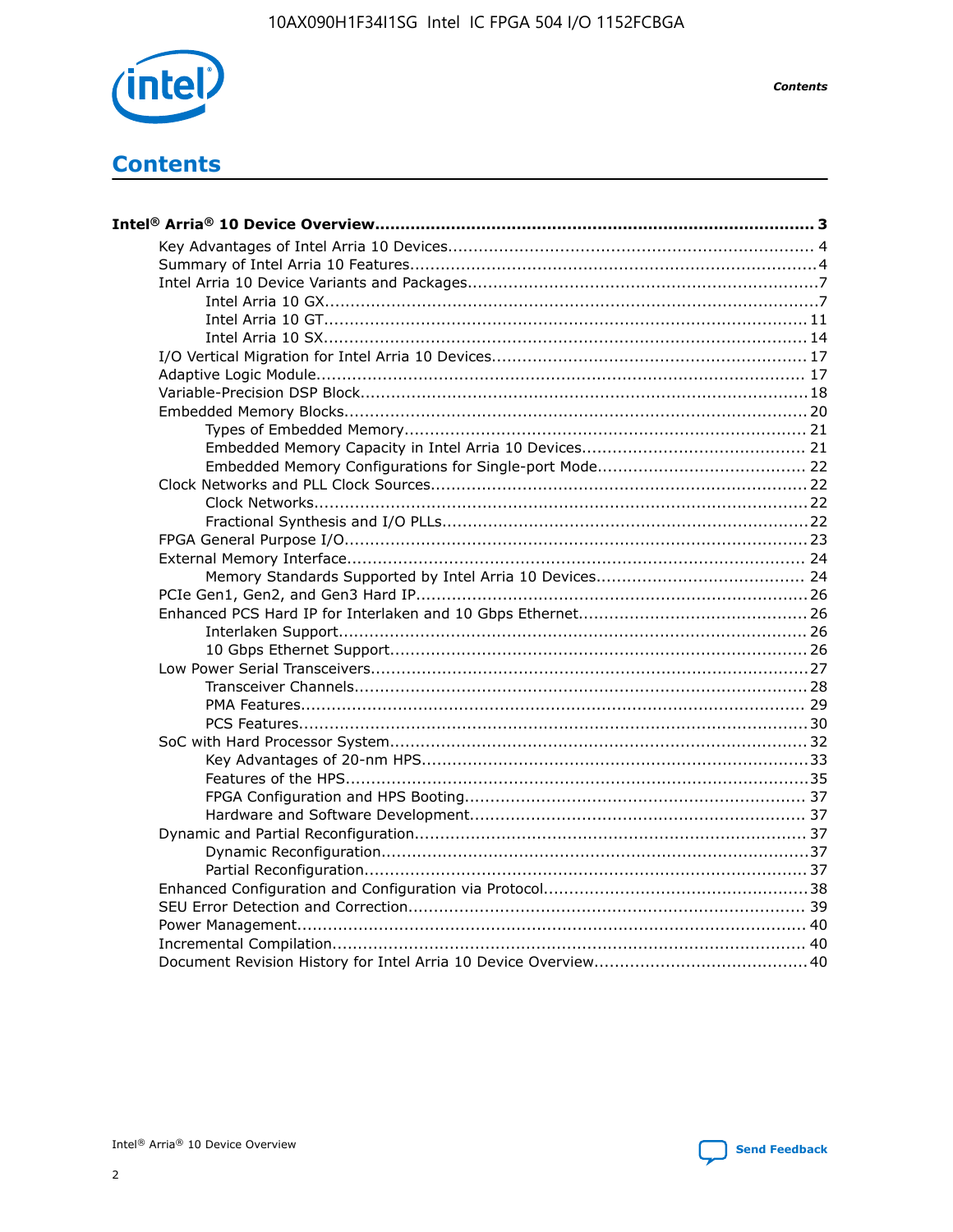# Contents

**Intel® Arria® 10 Device Overview....................................................................................... 3**

- Key Advantages of Intel Arria 10 Devices........................................................................ 4
- Summary of Intel Arria 10 Features................................................................................4
- Intel Arria 10 Device Variants and Packages.....................................................................7
    - Intel Arria 10 GX................................................................................................7
    - Intel Arria 10 GT.............................................................................................. 11
    - Intel Arria 10 SX.............................................................................................. 14
- I/O Vertical Migration for Intel Arria 10 Devices.............................................................. 17
- Adaptive Logic Module................................................................................................ 17
- Variable-Precision DSP Block........................................................................................18
- Embedded Memory Blocks...........................................................................................20
    - Types of Embedded Memory.............................................................................. 21
    - Embedded Memory Capacity in Intel Arria 10 Devices............................................ 21
    - Embedded Memory Configurations for Single-port Mode......................................... 22
- Clock Networks and PLL Clock Sources.........................................................................22
    - Clock Networks.................................................................................................22
    - Fractional Synthesis and I/O PLLs.......................................................................22
- FPGA General Purpose I/O...........................................................................................23
- External Memory Interface.......................................................................................... 24
    - Memory Standards Supported by Intel Arria 10 Devices......................................... 24
- PCIe Gen1, Gen2, and Gen3 Hard IP.............................................................................26
- Enhanced PCS Hard IP for Interlaken and 10 Gbps Ethernet.............................................26
    - Interlaken Support............................................................................................ 26
    - 10 Gbps Ethernet Support.................................................................................. 26
- Low Power Serial Transceivers.....................................................................................27
    - Transceiver Channels.........................................................................................28
    - PMA Features................................................................................................... 29
    - PCS Features...................................................................................................30
- SoC with Hard Processor System.................................................................................. 32
    - Key Advantages of 20-nm HPS...........................................................................33
    - Features of the HPS..........................................................................................35
    - FPGA Configuration and HPS Booting.................................................................. 37
    - Hardware and Software Development................................................................. 37
- Dynamic and Partial Reconfiguration.............................................................................37
    - Dynamic Reconfiguration...................................................................................37
    - Partial Reconfiguration......................................................................................37
- Enhanced Configuration and Configuration via Protocol...................................................38
- SEU Error Detection and Correction............................................................................. 39
- Power Management................................................................................................... 40
- Incremental Compilation............................................................................................ 40
- Document Revision History for Intel Arria 10 Device Overview.........................................40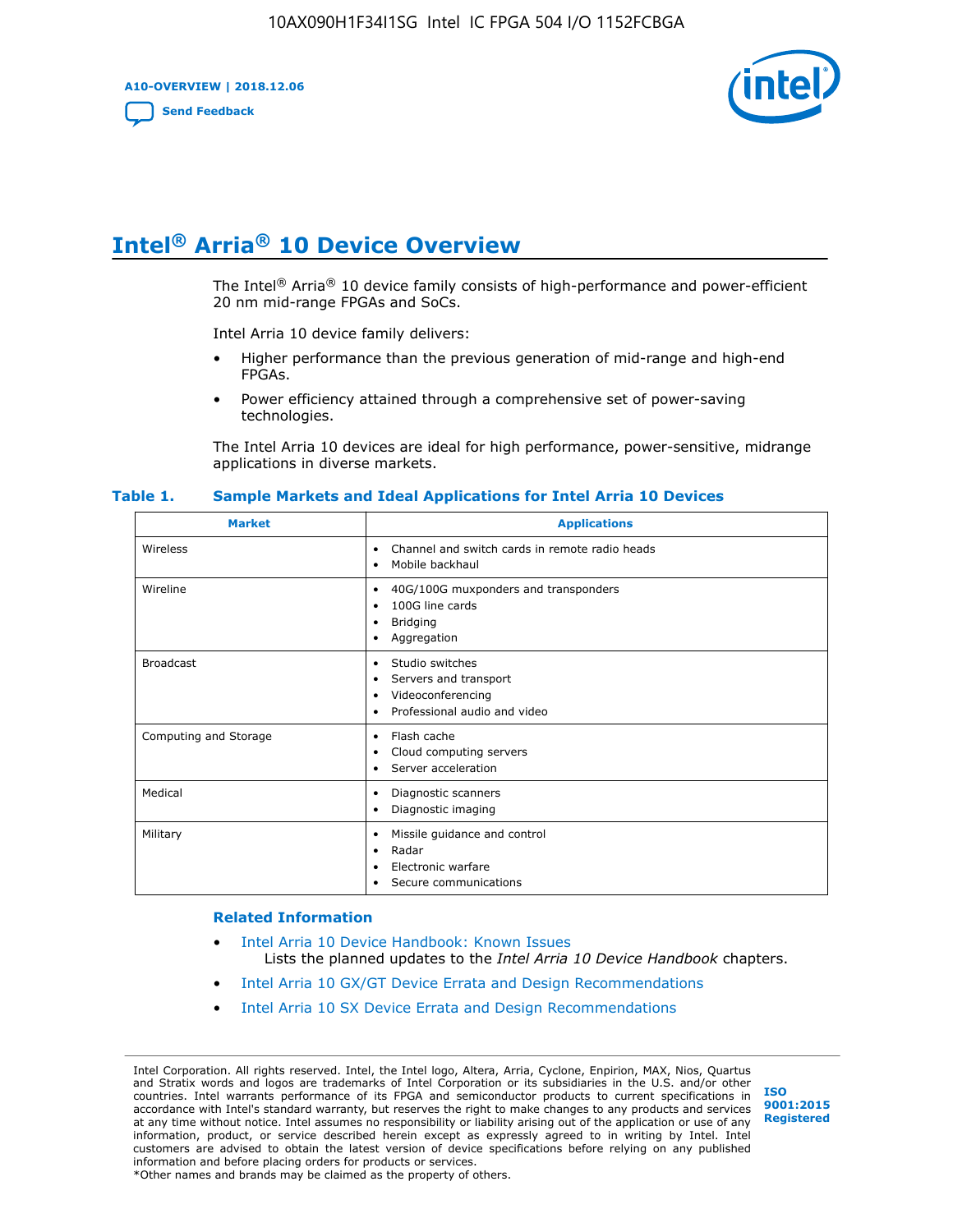# Intel® Arria® 10 Device Overview

The Intel® Arria® 10 device family consists of high-performance and power-efficient 20 nm mid-range FPGAs and SoCs.

Intel Arria 10 device family delivers:

- Higher performance than the previous generation of mid-range and high-end FPGAs.
- Power efficiency attained through a comprehensive set of power-saving technologies.

The Intel Arria 10 devices are ideal for high performance, power-sensitive, midrange applications in diverse markets.

**Table 1. Sample Markets and Ideal Applications for Intel Arria 10 Devices**

| Market | Applications |
|---|---|
| Wireless | • Channel and switch cards in remote radio heads<br>• Mobile backhaul |
| Wireline | • 40G/100G muxponders and transponders<br>• 100G line cards<br>• Bridging<br>• Aggregation |
| Broadcast | • Studio switches<br>• Servers and transport<br>• Videoconferencing<br>• Professional audio and video |
| Computing and Storage | • Flash cache<br>• Cloud computing servers<br>• Server acceleration |
| Medical | • Diagnostic scanners<br>• Diagnostic imaging |
| Military | • Missile guidance and control<br>• Radar<br>• Electronic warfare<br>• Secure communications |

### Related Information

- Intel Arria 10 Device Handbook: Known Issues
  Lists the planned updates to the *Intel Arria 10 Device Handbook* chapters.
- Intel Arria 10 GX/GT Device Errata and Design Recommendations
- Intel Arria 10 SX Device Errata and Design Recommendations

Intel Corporation. All rights reserved. Intel, the Intel logo, Altera, Arria, Cyclone, Enpirion, MAX, Nios, Quartus and Stratix words and logos are trademarks of Intel Corporation or its subsidiaries in the U.S. and/or other countries. Intel warrants performance of its FPGA and semiconductor products to current specifications in accordance with Intel's standard warranty, but reserves the right to make changes to any products and services at any time without notice. Intel assumes no responsibility or liability arising out of the application or use of any information, product, or service described herein except as expressly agreed to in writing by Intel. Intel customers are advised to obtain the latest version of device specifications before relying on any published information and before placing orders for products or services.
*Other names and brands may be claimed as the property of others.

ISO 9001:2015 Registered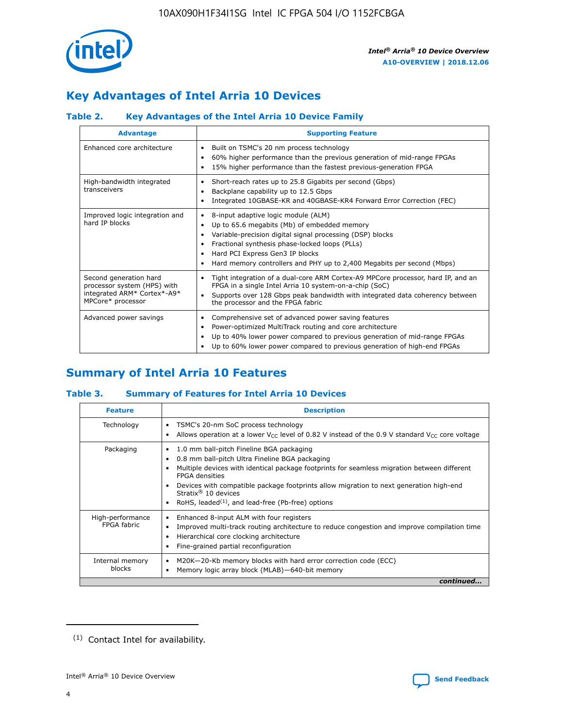## Key Advantages of Intel Arria 10 Devices

### Table 2. Key Advantages of the Intel Arria 10 Device Family

| Advantage | Supporting Feature |
|---|---|
| Enhanced core architecture | • Built on TSMC's 20 nm process technology<br>• 60% higher performance than the previous generation of mid-range FPGAs<br>• 15% higher performance than the fastest previous-generation FPGA |
| High-bandwidth integrated transceivers | • Short-reach rates up to 25.8 Gigabits per second (Gbps)<br>• Backplane capability up to 12.5 Gbps<br>• Integrated 10GBASE-KR and 40GBASE-KR4 Forward Error Correction (FEC) |
| Improved logic integration and hard IP blocks | • 8-input adaptive logic module (ALM)<br>• Up to 65.6 megabits (Mb) of embedded memory<br>• Variable-precision digital signal processing (DSP) blocks<br>• Fractional synthesis phase-locked loops (PLLs)<br>• Hard PCI Express Gen3 IP blocks<br>• Hard memory controllers and PHY up to 2,400 Megabits per second (Mbps) |
| Second generation hard processor system (HPS) with integrated ARM* Cortex*-A9* MPCore* processor | • Tight integration of a dual-core ARM Cortex-A9 MPCore processor, hard IP, and an FPGA in a single Intel Arria 10 system-on-a-chip (SoC)<br>• Supports over 128 Gbps peak bandwidth with integrated data coherency between the processor and the FPGA fabric |
| Advanced power savings | • Comprehensive set of advanced power saving features<br>• Power-optimized MultiTrack routing and core architecture<br>• Up to 40% lower power compared to previous generation of mid-range FPGAs<br>• Up to 60% lower power compared to previous generation of high-end FPGAs |

## Summary of Intel Arria 10 Features

### Table 3. Summary of Features for Intel Arria 10 Devices

| Feature | Description |
|---|---|
| Technology | • TSMC's 20-nm SoC process technology<br>• Allows operation at a lower $V_{CC}$ level of 0.82 V instead of the 0.9 V standard $V_{CC}$ core voltage |
| Packaging | • 1.0 mm ball-pitch Fineline BGA packaging<br>• 0.8 mm ball-pitch Ultra Fineline BGA packaging<br>• Multiple devices with identical package footprints for seamless migration between different FPGA densities<br>• Devices with compatible package footprints allow migration to next generation high-end Stratix® 10 devices<br>• RoHS, leaded[(1)], and lead-free (Pb-free) options |
| High-performance FPGA fabric | • Enhanced 8-input ALM with four registers<br>• Improved multi-track routing architecture to reduce congestion and improve compilation time<br>• Hierarchical core clocking architecture<br>• Fine-grained partial reconfiguration |
| Internal memory blocks | • M20K—20-Kb memory blocks with hard error correction code (ECC)<br>• Memory logic array block (MLAB)—640-bit memory |

*continued...*

(1) Contact Intel for availability.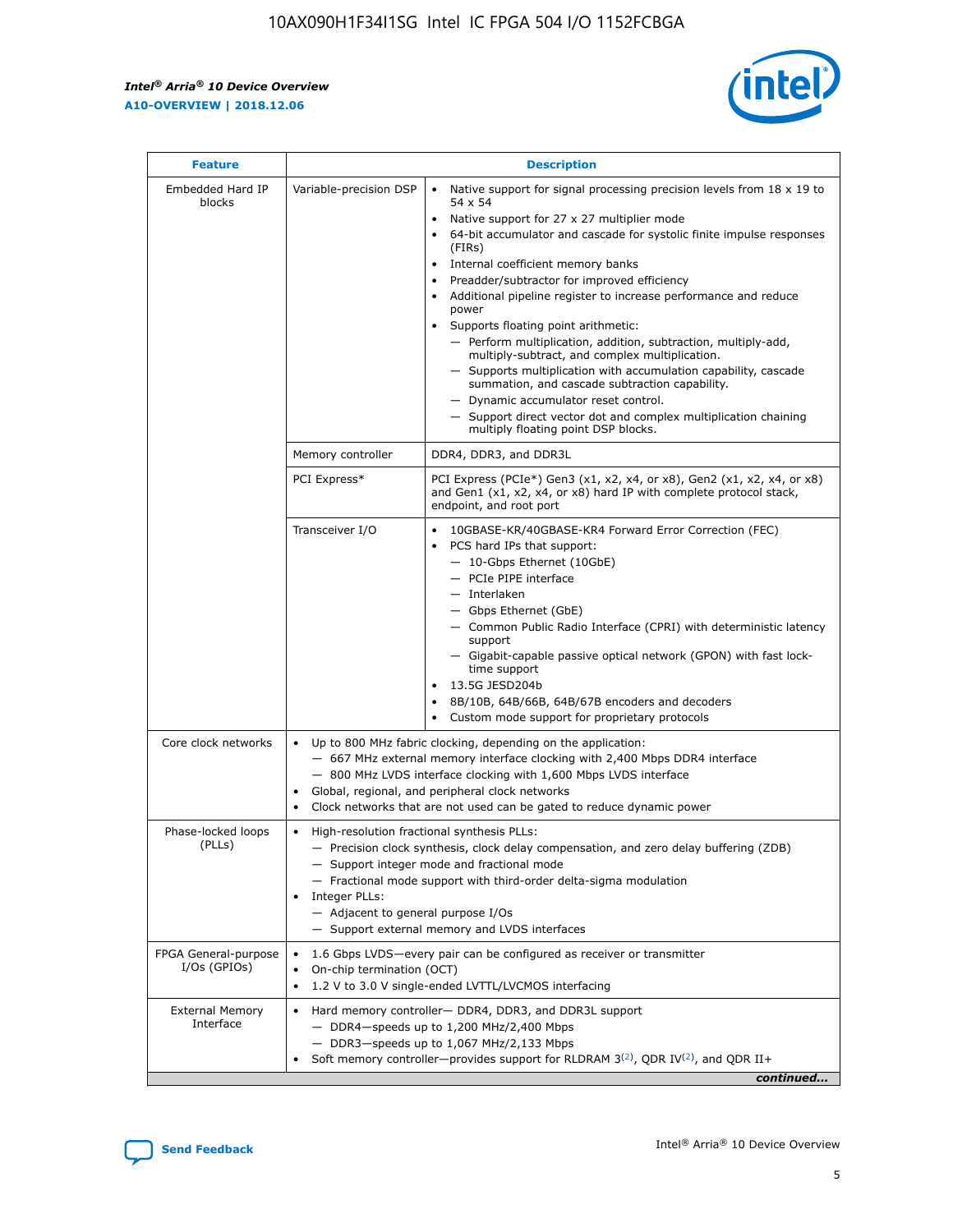| Feature | Description | |
|---|---|---|
| Embedded Hard IP blocks | Variable-precision DSP | • Native support for signal processing precision levels from 18 x 19 to 54 x 54<br>• Native support for 27 x 27 multiplier mode<br>• 64-bit accumulator and cascade for systolic finite impulse responses (FIRs)<br>• Internal coefficient memory banks<br>• Preadder/subtractor for improved efficiency<br>• Additional pipeline register to increase performance and reduce power<br>• Supports floating point arithmetic:<br>— Perform multiplication, addition, subtraction, multiply-add, multiply-subtract, and complex multiplication.<br>— Supports multiplication with accumulation capability, cascade summation, and cascade subtraction capability.<br>— Dynamic accumulator reset control.<br>— Support direct vector dot and complex multiplication chaining multiply floating point DSP blocks. |
| | Memory controller | DDR4, DDR3, and DDR3L |
| | PCI Express* | PCI Express (PCIe*) Gen3 (x1, x2, x4, or x8), Gen2 (x1, x2, x4, or x8) and Gen1 (x1, x2, x4, or x8) hard IP with complete protocol stack, endpoint, and root port |
| | Transceiver I/O | • 10GBASE-KR/40GBASE-KR4 Forward Error Correction (FEC)<br>• PCS hard IPs that support:<br>— 10-Gbps Ethernet (10GbE)<br>— PCIe PIPE interface<br>— Interlaken<br>— Gbps Ethernet (GbE)<br>— Common Public Radio Interface (CPRI) with deterministic latency support<br>— Gigabit-capable passive optical network (GPON) with fast lock-time support<br>• 13.5G JESD204b<br>• 8B/10B, 64B/66B, 64B/67B encoders and decoders<br>• Custom mode support for proprietary protocols |
| Core clock networks | • Up to 800 MHz fabric clocking, depending on the application:<br>— 667 MHz external memory interface clocking with 2,400 Mbps DDR4 interface<br>— 800 MHz LVDS interface clocking with 1,600 Mbps LVDS interface<br>• Global, regional, and peripheral clock networks<br>• Clock networks that are not used can be gated to reduce dynamic power | |
| Phase-locked loops (PLLs) | • High-resolution fractional synthesis PLLs:<br>— Precision clock synthesis, clock delay compensation, and zero delay buffering (ZDB)<br>— Support integer mode and fractional mode<br>— Fractional mode support with third-order delta-sigma modulation<br>• Integer PLLs:<br>— Adjacent to general purpose I/Os<br>— Support external memory and LVDS interfaces | |
| FPGA General-purpose I/Os (GPIOs) | • 1.6 Gbps LVDS—every pair can be configured as receiver or transmitter<br>• On-chip termination (OCT)<br>• 1.2 V to 3.0 V single-ended LVTTL/LVCMOS interfacing | |
| External Memory Interface | • Hard memory controller— DDR4, DDR3, and DDR3L support<br>— DDR4—speeds up to 1,200 MHz/2,400 Mbps<br>— DDR3—speeds up to 1,067 MHz/2,133 Mbps<br>• Soft memory controller—provides support for RLDRAM 3[(2)], QDR IV[(2)], and QDR II+ | |

*continued...*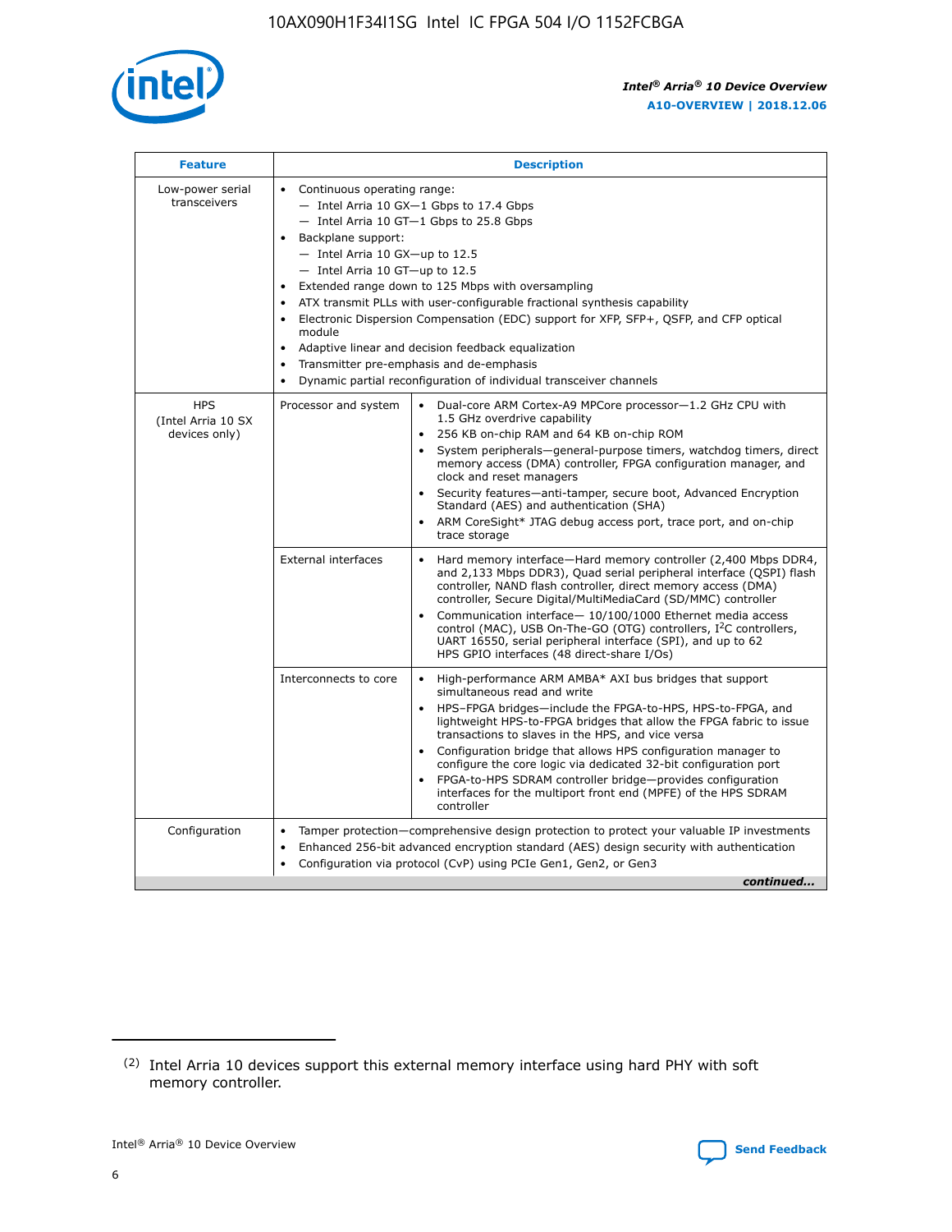| Feature | Description | |
|---|---|---|
| Low-power serial transceivers | • Continuous operating range:<br>— Intel Arria 10 GX—1 Gbps to 17.4 Gbps<br>— Intel Arria 10 GT—1 Gbps to 25.8 Gbps<br>• Backplane support:<br>— Intel Arria 10 GX—up to 12.5<br>— Intel Arria 10 GT—up to 12.5<br>• Extended range down to 125 Mbps with oversampling<br>• ATX transmit PLLs with user-configurable fractional synthesis capability<br>• Electronic Dispersion Compensation (EDC) support for XFP, SFP+, QSFP, and CFP optical module<br>• Adaptive linear and decision feedback equalization<br>• Transmitter pre-emphasis and de-emphasis<br>• Dynamic partial reconfiguration of individual transceiver channels | |
| HPS (Intel Arria 10 SX devices only) | Processor and system | • Dual-core ARM Cortex-A9 MPCore processor—1.2 GHz CPU with 1.5 GHz overdrive capability<br>• 256 KB on-chip RAM and 64 KB on-chip ROM<br>• System peripherals—general-purpose timers, watchdog timers, direct memory access (DMA) controller, FPGA configuration manager, and clock and reset managers<br>• Security features—anti-tamper, secure boot, Advanced Encryption Standard (AES) and authentication (SHA)<br>• ARM CoreSight* JTAG debug access port, trace port, and on-chip trace storage |
| | External interfaces | • Hard memory interface—Hard memory controller (2,400 Mbps DDR4, and 2,133 Mbps DDR3), Quad serial peripheral interface (QSPI) flash controller, NAND flash controller, direct memory access (DMA) controller, Secure Digital/MultiMediaCard (SD/MMC) controller<br>• Communication interface— 10/100/1000 Ethernet media access control (MAC), USB On-The-GO (OTG) controllers, I²C controllers, UART 16550, serial peripheral interface (SPI), and up to 62 HPS GPIO interfaces (48 direct-share I/Os) |
| | Interconnects to core | • High-performance ARM AMBA* AXI bus bridges that support simultaneous read and write<br>• HPS–FPGA bridges—include the FPGA-to-HPS, HPS-to-FPGA, and lightweight HPS-to-FPGA bridges that allow the FPGA fabric to issue transactions to slaves in the HPS, and vice versa<br>• Configuration bridge that allows HPS configuration manager to configure the core logic via dedicated 32-bit configuration port<br>• FPGA-to-HPS SDRAM controller bridge—provides configuration interfaces for the multiport front end (MPFE) of the HPS SDRAM controller |
| Configuration | • Tamper protection—comprehensive design protection to protect your valuable IP investments<br>• Enhanced 256-bit advanced encryption standard (AES) design security with authentication<br>• Configuration via protocol (CvP) using PCIe Gen1, Gen2, or Gen3 | |

*continued...*

(2) Intel Arria 10 devices support this external memory interface using hard PHY with soft memory controller.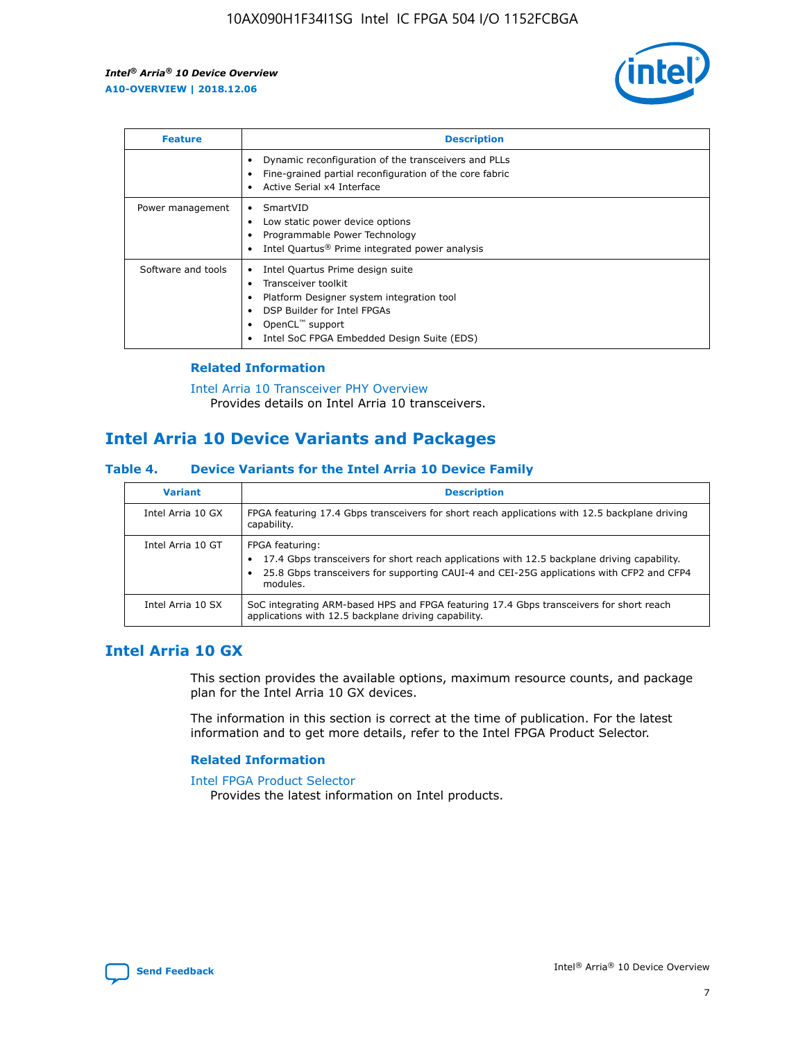| Feature | Description |
|---|---|
| | • Dynamic reconfiguration of the transceivers and PLLs<br>• Fine-grained partial reconfiguration of the core fabric<br>• Active Serial x4 Interface |
| Power management | • SmartVID<br>• Low static power device options<br>• Programmable Power Technology<br>• Intel Quartus® Prime integrated power analysis |
| Software and tools | • Intel Quartus Prime design suite<br>• Transceiver toolkit<br>• Platform Designer system integration tool<br>• DSP Builder for Intel FPGAs<br>• OpenCL™ support<br>• Intel SoC FPGA Embedded Design Suite (EDS) |

### Related Information

Intel Arria 10 Transceiver PHY Overview
Provides details on Intel Arria 10 transceivers.

## Intel Arria 10 Device Variants and Packages

### Table 4. Device Variants for the Intel Arria 10 Device Family

| Variant | Description |
|---|---|
| Intel Arria 10 GX | FPGA featuring 17.4 Gbps transceivers for short reach applications with 12.5 backplane driving capability. |
| Intel Arria 10 GT | FPGA featuring:<br>• 17.4 Gbps transceivers for short reach applications with 12.5 backplane driving capability.<br>• 25.8 Gbps transceivers for supporting CAUI-4 and CEI-25G applications with CFP2 and CFP4 modules. |
| Intel Arria 10 SX | SoC integrating ARM-based HPS and FPGA featuring 17.4 Gbps transceivers for short reach applications with 12.5 backplane driving capability. |

## Intel Arria 10 GX

This section provides the available options, maximum resource counts, and package plan for the Intel Arria 10 GX devices.

The information in this section is correct at the time of publication. For the latest information and to get more details, refer to the Intel FPGA Product Selector.

### Related Information

Intel FPGA Product Selector
Provides the latest information on Intel products.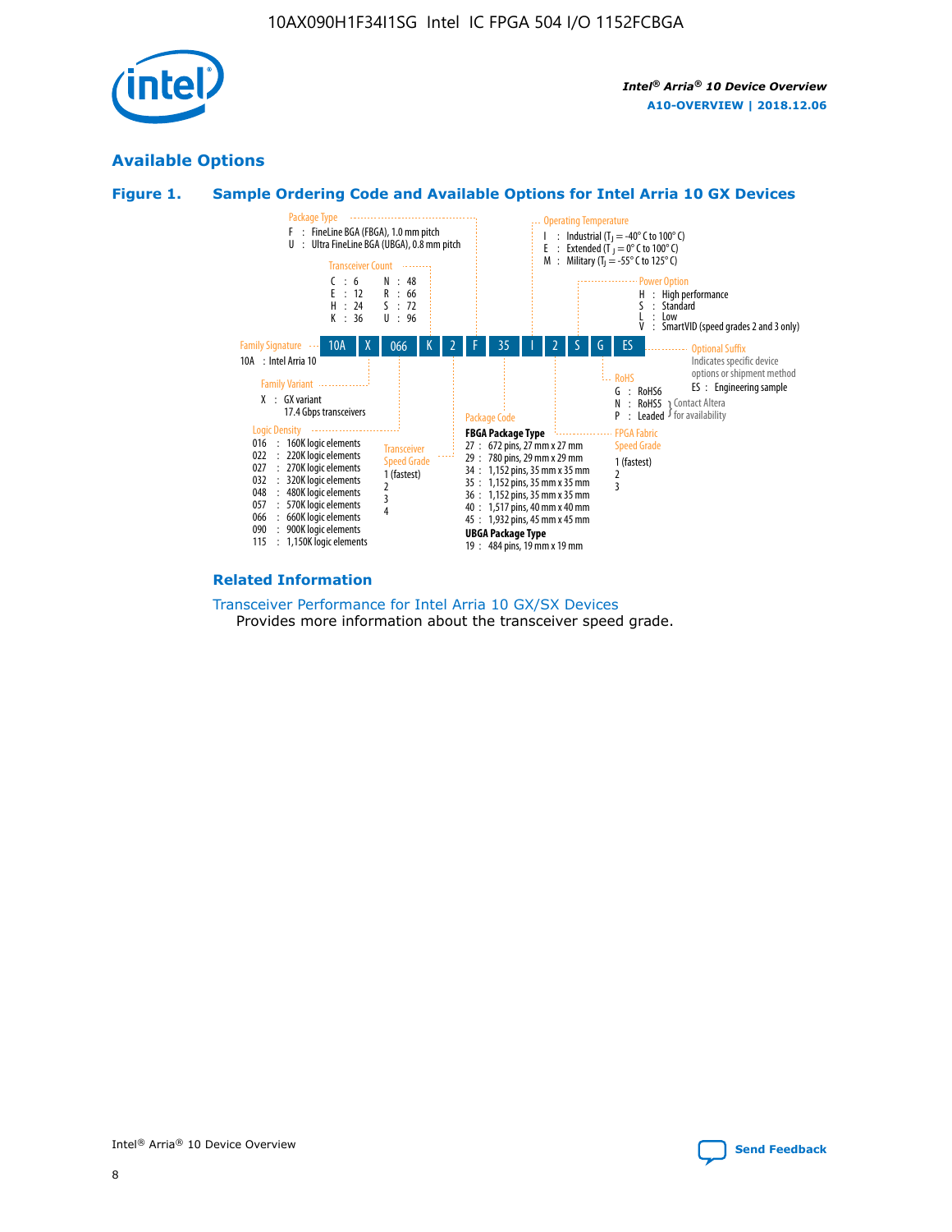## Available Options

### Figure 1. Sample Ordering Code and Available Options for Intel Arria 10 GX Devices

| 10A | X | 066 | K | 2 | F | 35 | I | 2 | S | G | ES |
|---|---|---|---|---|---|---|---|---|---|---|---|

**Family Signature**
- 10A : Intel Arria 10

**Family Variant**
- X : GX variant 17.4 Gbps transceivers

**Logic Density**
- 016 : 160K logic elements
- 022 : 220K logic elements
- 027 : 270K logic elements
- 032 : 320K logic elements
- 048 : 480K logic elements
- 057 : 570K logic elements
- 066 : 660K logic elements
- 090 : 900K logic elements
- 115 : 1,150K logic elements

**Transceiver Count**
- C : 6
- E : 12
- H : 24
- K : 36
- N : 48
- R : 66
- S : 72
- U : 96

**Transceiver Speed Grade**
- 1 (fastest)
- 2
- 3
- 4

**Package Type**
- F : FineLine BGA (FBGA), 1.0 mm pitch
- U : Ultra FineLine BGA (UBGA), 0.8 mm pitch

**Package Code**

FBGA Package Type
- 27 : 672 pins, 27 mm x 27 mm
- 29 : 780 pins, 29 mm x 29 mm
- 34 : 1,152 pins, 35 mm x 35 mm
- 35 : 1,152 pins, 35 mm x 35 mm
- 36 : 1,152 pins, 35 mm x 35 mm
- 40 : 1,517 pins, 40 mm x 40 mm
- 45 : 1,932 pins, 45 mm x 45 mm

UBGA Package Type
- 19 : 484 pins, 19 mm x 19 mm

**Operating Temperature**
- I : Industrial ($T_J$ = -40° C to 100° C)
- E : Extended ($T_J$ = 0° C to 100° C)
- M : Military ($T_J$ = -55° C to 125° C)

**FPGA Fabric Speed Grade**
- 1 (fastest)
- 2
- 3

**Power Option**
- H : High performance
- S : Standard
- L : Low
- V : SmartVID (speed grades 2 and 3 only)

**RoHS**
- G : RoHS6
- N : RoHS5 (Contact Altera for availability)
- P : Leaded (Contact Altera for availability)

**Optional Suffix**

Indicates specific device options or shipment method
- ES : Engineering sample

### Related Information

Transceiver Performance for Intel Arria 10 GX/SX Devices

Provides more information about the transceiver speed grade.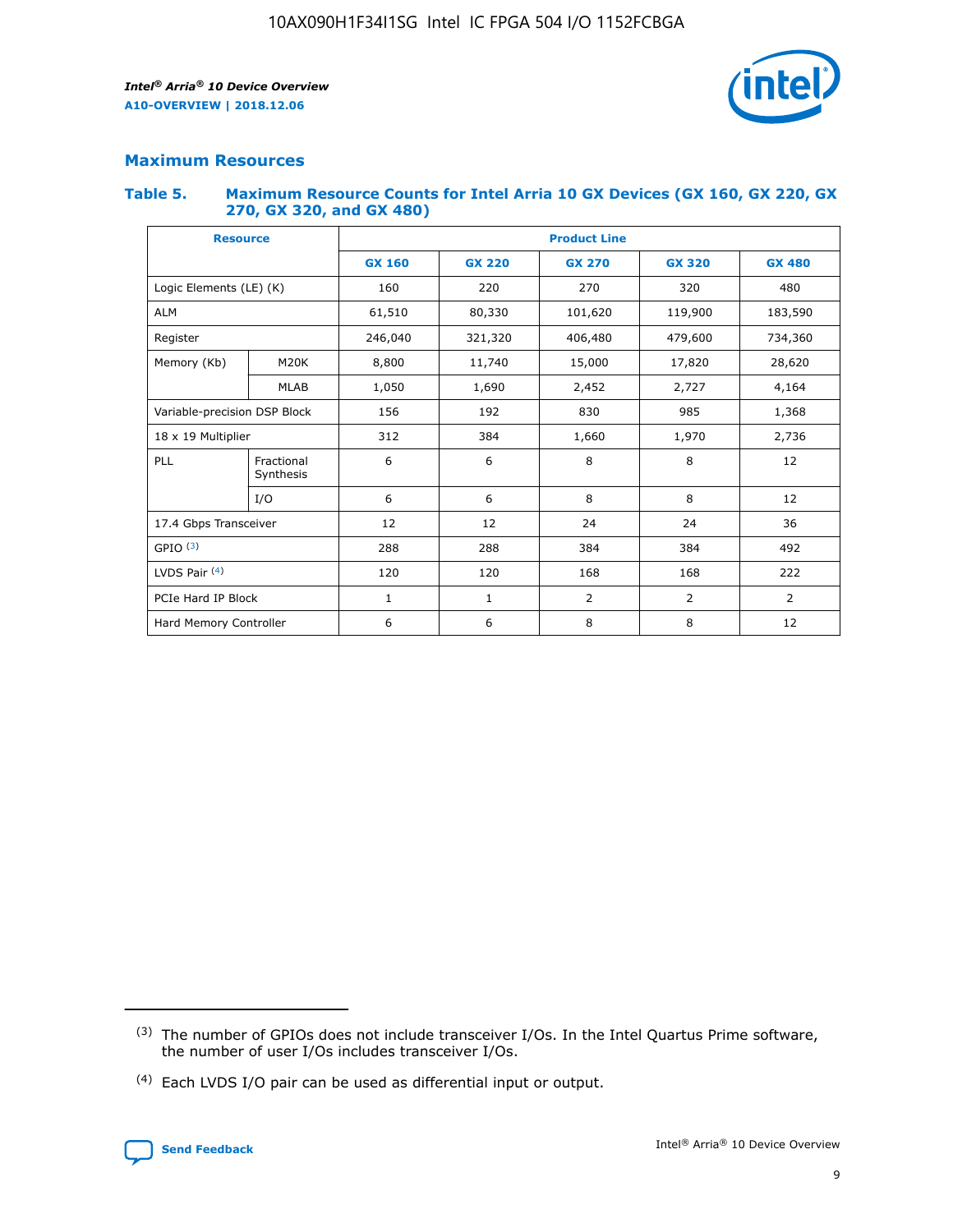## Maximum Resources

### Table 5. Maximum Resource Counts for Intel Arria 10 GX Devices (GX 160, GX 220, GX 270, GX 320, and GX 480)

| Resource | | Product Line | | | | |
|---|---|---|---|---|---|---|
| | | GX 160 | GX 220 | GX 270 | GX 320 | GX 480 |
| Logic Elements (LE) (K) | | 160 | 220 | 270 | 320 | 480 |
| ALM | | 61,510 | 80,330 | 101,620 | 119,900 | 183,590 |
| Register | | 246,040 | 321,320 | 406,480 | 479,600 | 734,360 |
| Memory (Kb) | M20K | 8,800 | 11,740 | 15,000 | 17,820 | 28,620 |
| | MLAB | 1,050 | 1,690 | 2,452 | 2,727 | 4,164 |
| Variable-precision DSP Block | | 156 | 192 | 830 | 985 | 1,368 |
| 18 x 19 Multiplier | | 312 | 384 | 1,660 | 1,970 | 2,736 |
| PLL | Fractional Synthesis | 6 | 6 | 8 | 8 | 12 |
| | I/O | 6 | 6 | 8 | 8 | 12 |
| 17.4 Gbps Transceiver | | 12 | 12 | 24 | 24 | 36 |
| GPIO [(3)] | | 288 | 288 | 384 | 384 | 492 |
| LVDS Pair [(4)] | | 120 | 120 | 168 | 168 | 222 |
| PCIe Hard IP Block | | 1 | 1 | 2 | 2 | 2 |
| Hard Memory Controller | | 6 | 6 | 8 | 8 | 12 |

(3) The number of GPIOs does not include transceiver I/Os. In the Intel Quartus Prime software, the number of user I/Os includes transceiver I/Os.

(4) Each LVDS I/O pair can be used as differential input or output.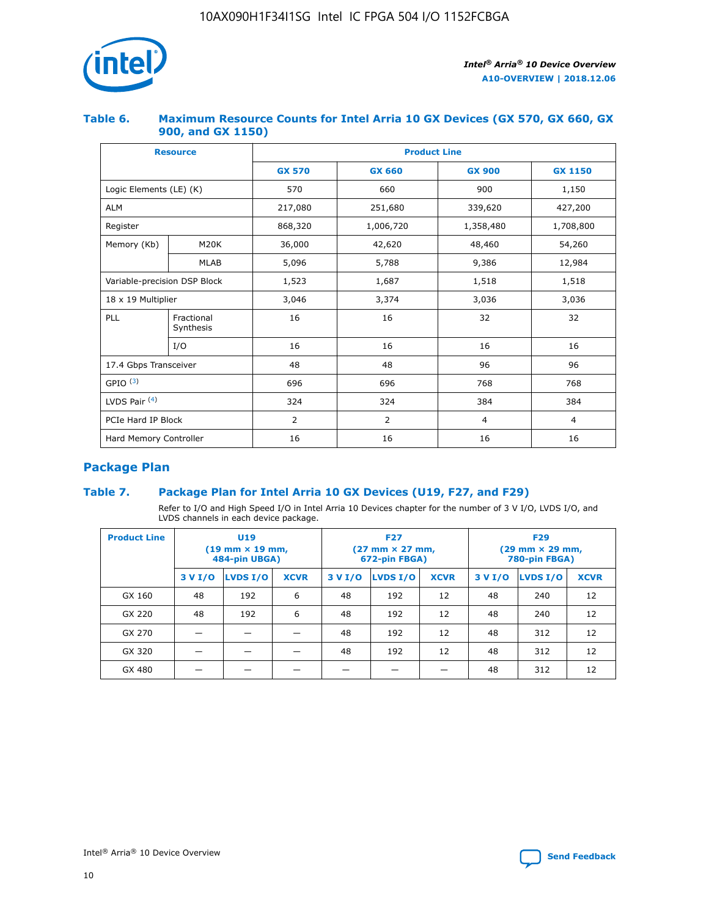### Table 6. Maximum Resource Counts for Intel Arria 10 GX Devices (GX 570, GX 660, GX 900, and GX 1150)

| Resource | | Product Line | | | |
|---|---|---|---|---|---|
| | | GX 570 | GX 660 | GX 900 | GX 1150 |
| Logic Elements (LE) (K) | | 570 | 660 | 900 | 1,150 |
| ALM | | 217,080 | 251,680 | 339,620 | 427,200 |
| Register | | 868,320 | 1,006,720 | 1,358,480 | 1,708,800 |
| Memory (Kb) | M20K | 36,000 | 42,620 | 48,460 | 54,260 |
| | MLAB | 5,096 | 5,788 | 9,386 | 12,984 |
| Variable-precision DSP Block | | 1,523 | 1,687 | 1,518 | 1,518 |
| 18 x 19 Multiplier | | 3,046 | 3,374 | 3,036 | 3,036 |
| PLL | Fractional Synthesis | 16 | 16 | 32 | 32 |
| | I/O | 16 | 16 | 16 | 16 |
| 17.4 Gbps Transceiver | | 48 | 48 | 96 | 96 |
| GPIO [(3)] | | 696 | 696 | 768 | 768 |
| LVDS Pair [(4)] | | 324 | 324 | 384 | 384 |
| PCIe Hard IP Block | | 2 | 2 | 4 | 4 |
| Hard Memory Controller | | 16 | 16 | 16 | 16 |

## Package Plan

### Table 7. Package Plan for Intel Arria 10 GX Devices (U19, F27, and F29)

Refer to I/O and High Speed I/O in Intel Arria 10 Devices chapter for the number of 3 V I/O, LVDS I/O, and LVDS channels in each device package.

| Product Line | U19 (19 mm × 19 mm, 484-pin UBGA) | | | F27 (27 mm × 27 mm, 672-pin FBGA) | | | F29 (29 mm × 29 mm, 780-pin FBGA) | | |
|---|---|---|---|---|---|---|---|---|---|
| | 3 V I/O | LVDS I/O | XCVR | 3 V I/O | LVDS I/O | XCVR | 3 V I/O | LVDS I/O | XCVR |
| GX 160 | 48 | 192 | 6 | 48 | 192 | 12 | 48 | 240 | 12 |
| GX 220 | 48 | 192 | 6 | 48 | 192 | 12 | 48 | 240 | 12 |
| GX 270 | — | — | — | 48 | 192 | 12 | 48 | 312 | 12 |
| GX 320 | — | — | — | 48 | 192 | 12 | 48 | 312 | 12 |
| GX 480 | — | — | — | — | — | — | 48 | 312 | 12 |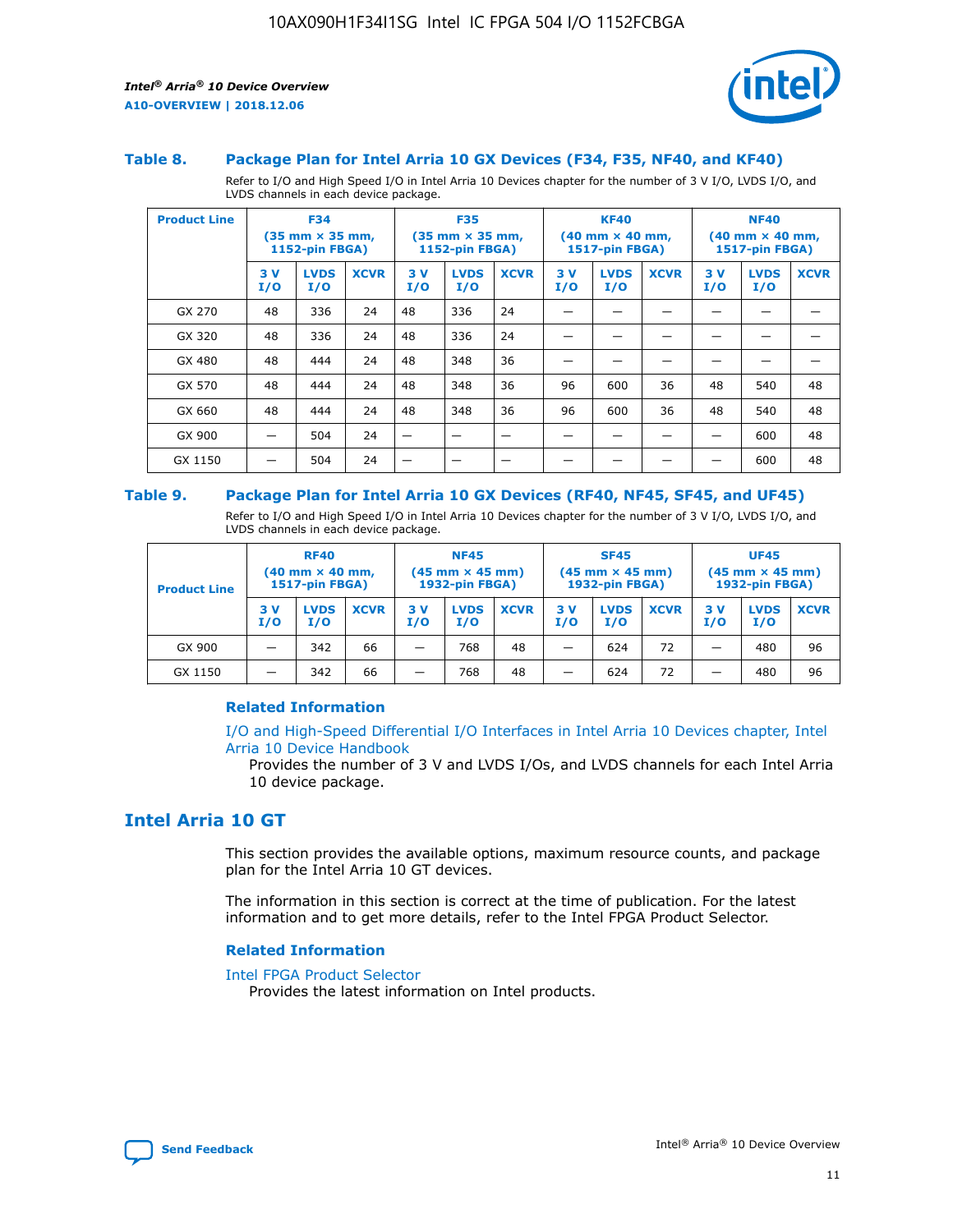### Table 8. Package Plan for Intel Arria 10 GX Devices (F34, F35, NF40, and KF40)

Refer to I/O and High Speed I/O in Intel Arria 10 Devices chapter for the number of 3 V I/O, LVDS I/O, and LVDS channels in each device package.

| Product Line | F34 (35 mm × 35 mm, 1152-pin FBGA) | | | F35 (35 mm × 35 mm, 1152-pin FBGA) | | | KF40 (40 mm × 40 mm, 1517-pin FBGA) | | | NF40 (40 mm × 40 mm, 1517-pin FBGA) | | |
|---|---|---|---|---|---|---|---|---|---|---|---|---|
| | 3 V I/O | LVDS I/O | XCVR | 3 V I/O | LVDS I/O | XCVR | 3 V I/O | LVDS I/O | XCVR | 3 V I/O | LVDS I/O | XCVR |
| GX 270 | 48 | 336 | 24 | 48 | 336 | 24 | — | — | — | — | — | — |
| GX 320 | 48 | 336 | 24 | 48 | 336 | 24 | — | — | — | — | — | — |
| GX 480 | 48 | 444 | 24 | 48 | 348 | 36 | — | — | — | — | — | — |
| GX 570 | 48 | 444 | 24 | 48 | 348 | 36 | 96 | 600 | 36 | 48 | 540 | 48 |
| GX 660 | 48 | 444 | 24 | 48 | 348 | 36 | 96 | 600 | 36 | 48 | 540 | 48 |
| GX 900 | — | 504 | 24 | — | — | — | — | — | — | — | 600 | 48 |
| GX 1150 | — | 504 | 24 | — | — | — | — | — | — | — | 600 | 48 |

### Table 9. Package Plan for Intel Arria 10 GX Devices (RF40, NF45, SF45, and UF45)

Refer to I/O and High Speed I/O in Intel Arria 10 Devices chapter for the number of 3 V I/O, LVDS I/O, and LVDS channels in each device package.

| Product Line | RF40 (40 mm × 40 mm, 1517-pin FBGA) | | | NF45 (45 mm × 45 mm) 1932-pin FBGA) | | | SF45 (45 mm × 45 mm) 1932-pin FBGA) | | | UF45 (45 mm × 45 mm) 1932-pin FBGA) | | |
|---|---|---|---|---|---|---|---|---|---|---|---|---|
| | 3 V I/O | LVDS I/O | XCVR | 3 V I/O | LVDS I/O | XCVR | 3 V I/O | LVDS I/O | XCVR | 3 V I/O | LVDS I/O | XCVR |
| GX 900 | — | 342 | 66 | — | 768 | 48 | — | 624 | 72 | — | 480 | 96 |
| GX 1150 | — | 342 | 66 | — | 768 | 48 | — | 624 | 72 | — | 480 | 96 |

#### Related Information

I/O and High-Speed Differential I/O Interfaces in Intel Arria 10 Devices chapter, Intel Arria 10 Device Handbook

Provides the number of 3 V and LVDS I/Os, and LVDS channels for each Intel Arria 10 device package.

## Intel Arria 10 GT

This section provides the available options, maximum resource counts, and package plan for the Intel Arria 10 GT devices.

The information in this section is correct at the time of publication. For the latest information and to get more details, refer to the Intel FPGA Product Selector.

#### Related Information

Intel FPGA Product Selector

Provides the latest information on Intel products.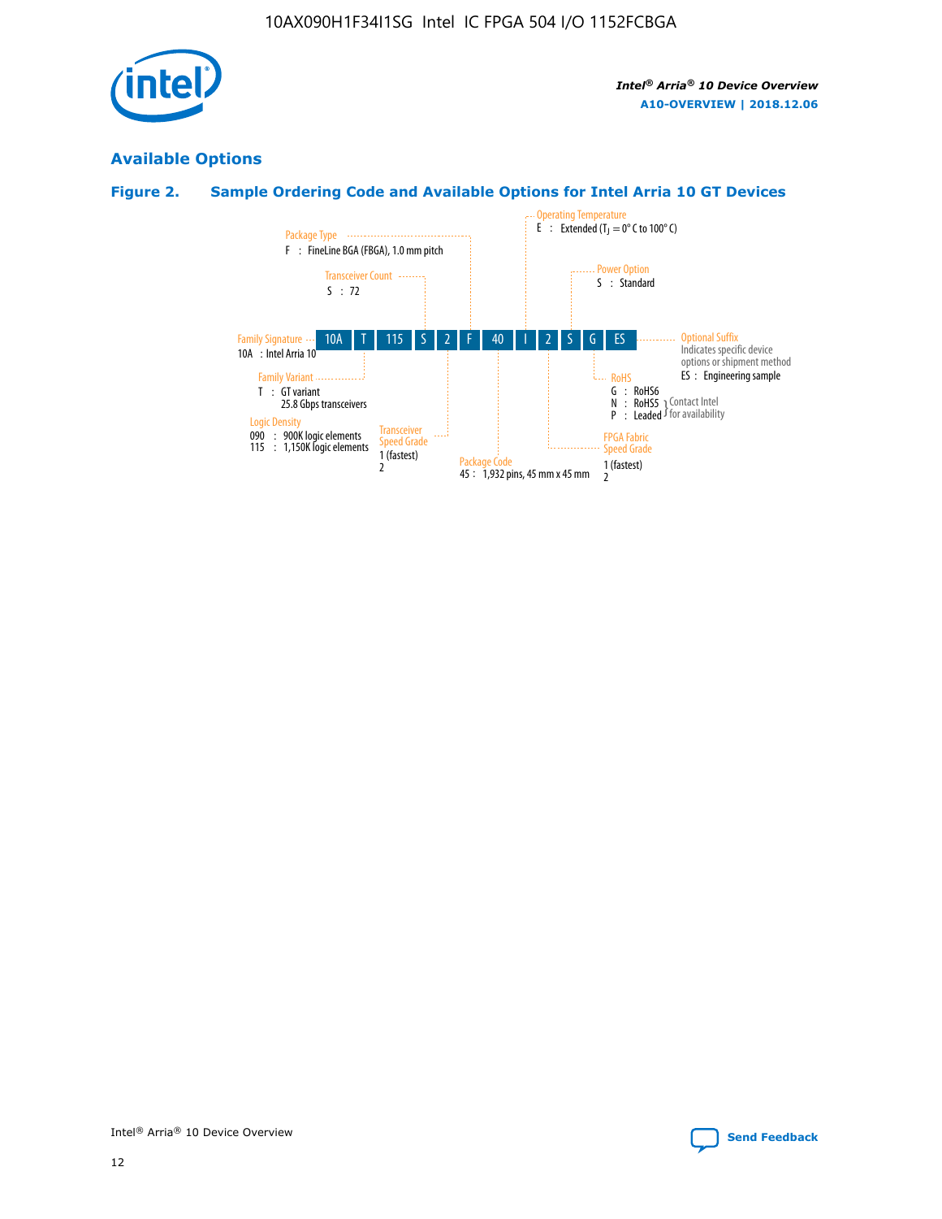## Available Options

### Figure 2. Sample Ordering Code and Available Options for Intel Arria 10 GT Devices

| 10A | T | 115 | S | 2 | F | 40 | I | 2 | S | G | ES |
|---|---|---|---|---|---|---|---|---|---|---|---|

**Family Signature**
10A : Intel Arria 10

**Family Variant**
T : GT variant
25.8 Gbps transceivers

**Logic Density**
090 : 900K logic elements
115 : 1,150K logic elements

**Transceiver Count**
S : 72

**Transceiver Speed Grade**
1 (fastest)
2

**Package Type**
F : FineLine BGA (FBGA), 1.0 mm pitch

**Package Code**
45 : 1,932 pins, 45 mm x 45 mm

**Operating Temperature**
E : Extended ($T_J$ = 0° C to 100° C)

**FPGA Fabric Speed Grade**
1 (fastest)
2

**Power Option**
S : Standard

**RoHS**
G : RoHS6
N : RoHS5 } Contact Intel for availability
P : Leaded } Contact Intel for availability

**Optional Suffix**
Indicates specific device options or shipment method
ES : Engineering sample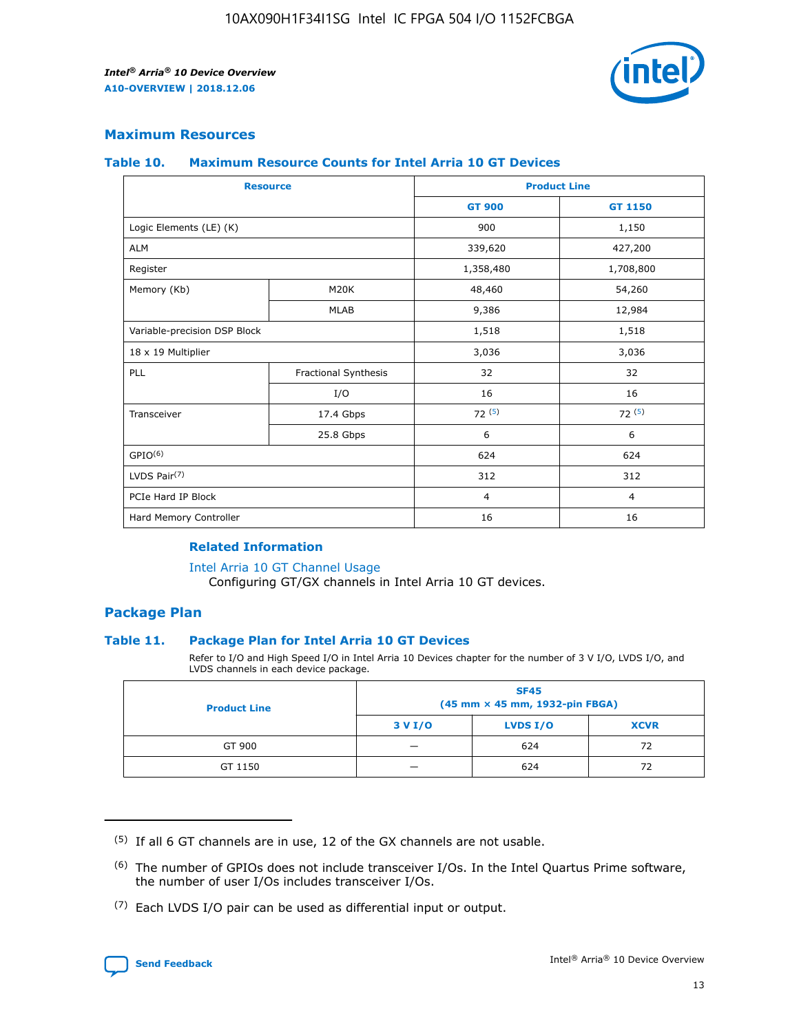## Maximum Resources

### Table 10. Maximum Resource Counts for Intel Arria 10 GT Devices

| Resource | | Product Line | |
|---|---|---|---|
| | | GT 900 | GT 1150 |
| Logic Elements (LE) (K) | | 900 | 1,150 |
| ALM | | 339,620 | 427,200 |
| Register | | 1,358,480 | 1,708,800 |
| Memory (Kb) | M20K | 48,460 | 54,260 |
| | MLAB | 9,386 | 12,984 |
| Variable-precision DSP Block | | 1,518 | 1,518 |
| 18 x 19 Multiplier | | 3,036 | 3,036 |
| PLL | Fractional Synthesis | 32 | 32 |
| | I/O | 16 | 16 |
| Transceiver | 17.4 Gbps | 72 (5) | 72 (5) |
| | 25.8 Gbps | 6 | 6 |
| GPIO(6) | | 624 | 624 |
| LVDS Pair(7) | | 312 | 312 |
| PCIe Hard IP Block | | 4 | 4 |
| Hard Memory Controller | | 16 | 16 |

#### Related Information

Intel Arria 10 GT Channel Usage
Configuring GT/GX channels in Intel Arria 10 GT devices.

## Package Plan

### Table 11. Package Plan for Intel Arria 10 GT Devices

Refer to I/O and High Speed I/O in Intel Arria 10 Devices chapter for the number of 3 V I/O, LVDS I/O, and LVDS channels in each device package.

| Product Line | SF45 (45 mm × 45 mm, 1932-pin FBGA) | | |
|---|---|---|---|
| | 3 V I/O | LVDS I/O | XCVR |
| GT 900 | — | 624 | 72 |
| GT 1150 | — | 624 | 72 |

(5) If all 6 GT channels are in use, 12 of the GX channels are not usable.

(6) The number of GPIOs does not include transceiver I/Os. In the Intel Quartus Prime software, the number of user I/Os includes transceiver I/Os.

(7) Each LVDS I/O pair can be used as differential input or output.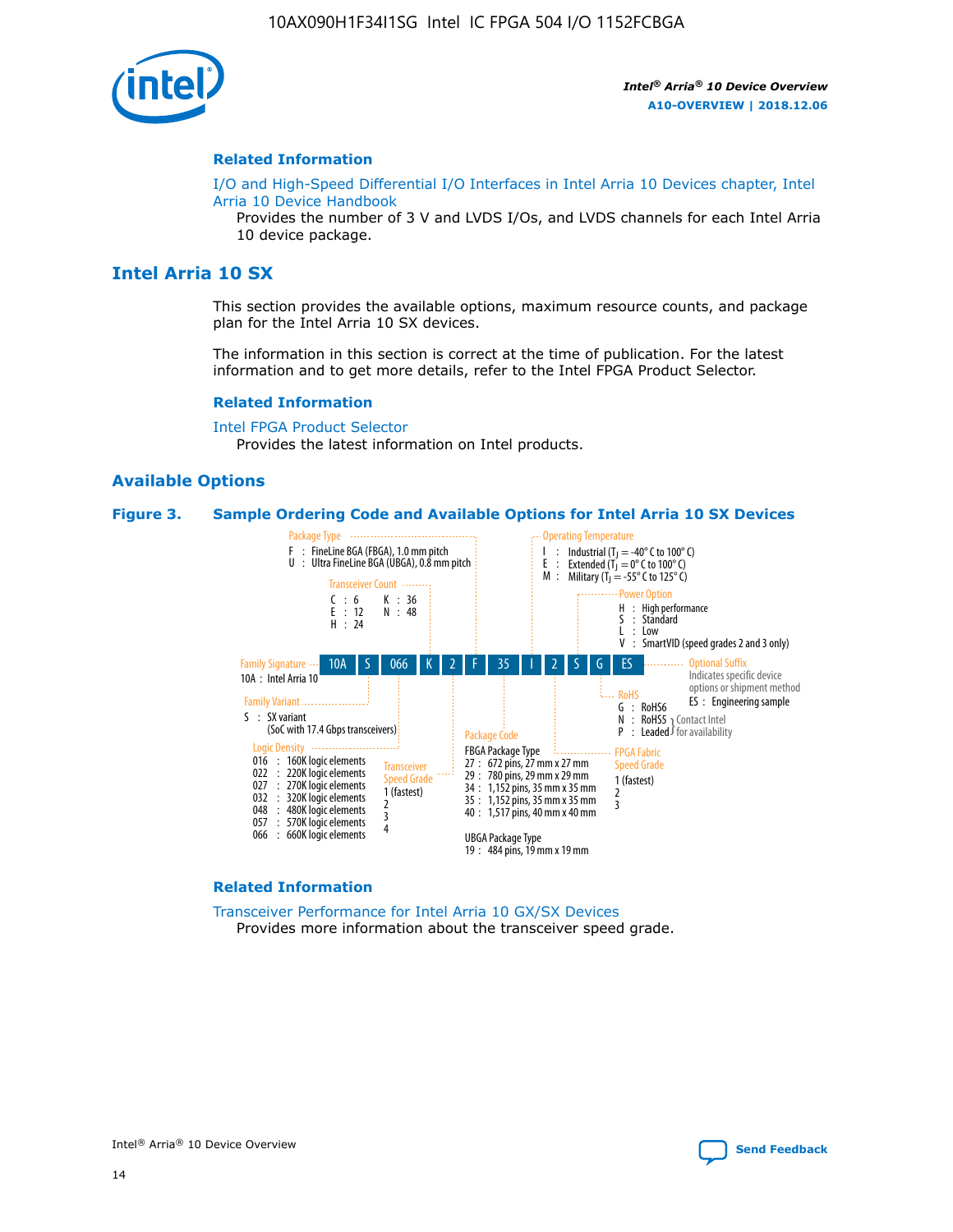## Related Information

I/O and High-Speed Differential I/O Interfaces in Intel Arria 10 Devices chapter, Intel Arria 10 Device Handbook

Provides the number of 3 V and LVDS I/Os, and LVDS channels for each Intel Arria 10 device package.

# Intel Arria 10 SX

This section provides the available options, maximum resource counts, and package plan for the Intel Arria 10 SX devices.

The information in this section is correct at the time of publication. For the latest information and to get more details, refer to the Intel FPGA Product Selector.

## Related Information

Intel FPGA Product Selector

Provides the latest information on Intel products.

## Available Options

**Figure 3. Sample Ordering Code and Available Options for Intel Arria 10 SX Devices**

Ordering code: 10A S 066 K 2 F 35 I 2 S G ES

**Family Signature**
- 10A : Intel Arria 10

**Family Variant**
- S : SX variant (SoC with 17.4 Gbps transceivers)

**Logic Density**
- 016 : 160K logic elements
- 022 : 220K logic elements
- 027 : 270K logic elements
- 032 : 320K logic elements
- 048 : 480K logic elements
- 057 : 570K logic elements
- 066 : 660K logic elements

**Transceiver Count**
- C : 6
- E : 12
- H : 24
- K : 36
- N : 48

**Transceiver Speed Grade**
- 1 (fastest)
- 2
- 3
- 4

**Package Type**
- F : FineLine BGA (FBGA), 1.0 mm pitch
- U : Ultra FineLine BGA (UBGA), 0.8 mm pitch

**Package Code**

FBGA Package Type
- 27 : 672 pins, 27 mm x 27 mm
- 29 : 780 pins, 29 mm x 29 mm
- 34 : 1,152 pins, 35 mm x 35 mm
- 35 : 1,152 pins, 35 mm x 35 mm
- 40 : 1,517 pins, 40 mm x 40 mm

UBGA Package Type
- 19 : 484 pins, 19 mm x 19 mm

**Operating Temperature**
- I : Industrial ($T_J$ = -40° C to 100° C)
- E : Extended ($T_J$ = 0° C to 100° C)
- M : Military ($T_J$ = -55° C to 125° C)

**FPGA Fabric Speed Grade**
- 1 (fastest)
- 2
- 3

**Power Option**
- H : High performance
- S : Standard
- L : Low
- V : SmartVID (speed grades 2 and 3 only)

**RoHS**
- G : RoHS6
- N : RoHS5 } Contact Intel for availability
- P : Leaded } Contact Intel for availability

**Optional Suffix**

Indicates specific device options or shipment method
- ES : Engineering sample

## Related Information

Transceiver Performance for Intel Arria 10 GX/SX Devices

Provides more information about the transceiver speed grade.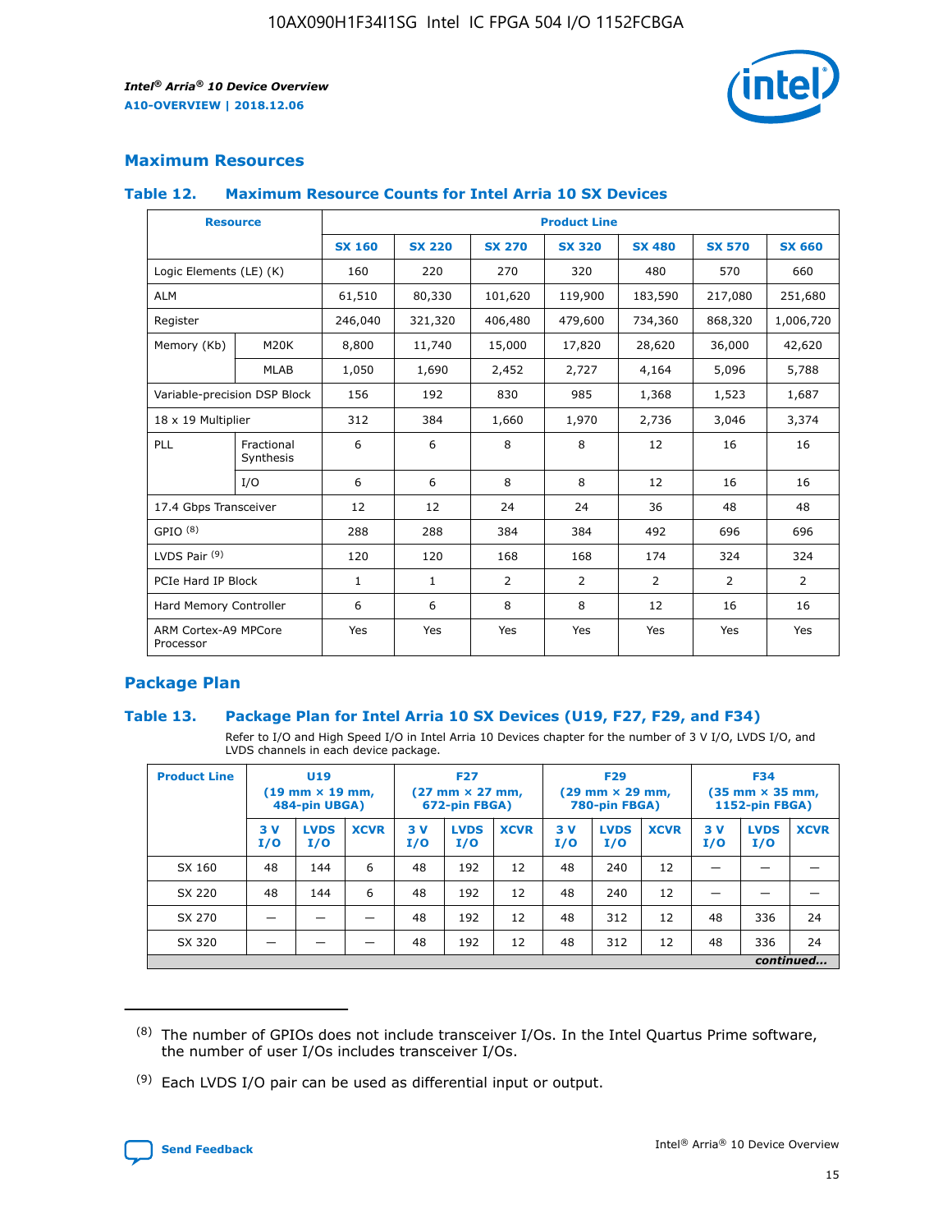## Maximum Resources

### Table 12. Maximum Resource Counts for Intel Arria 10 SX Devices

| Resource | | Product Line | | | | | | |
|---|---|---|---|---|---|---|---|---|
| | | SX 160 | SX 220 | SX 270 | SX 320 | SX 480 | SX 570 | SX 660 |
| Logic Elements (LE) (K) | | 160 | 220 | 270 | 320 | 480 | 570 | 660 |
| ALM | | 61,510 | 80,330 | 101,620 | 119,900 | 183,590 | 217,080 | 251,680 |
| Register | | 246,040 | 321,320 | 406,480 | 479,600 | 734,360 | 868,320 | 1,006,720 |
| Memory (Kb) | M20K | 8,800 | 11,740 | 15,000 | 17,820 | 28,620 | 36,000 | 42,620 |
| | MLAB | 1,050 | 1,690 | 2,452 | 2,727 | 4,164 | 5,096 | 5,788 |
| Variable-precision DSP Block | | 156 | 192 | 830 | 985 | 1,368 | 1,523 | 1,687 |
| 18 x 19 Multiplier | | 312 | 384 | 1,660 | 1,970 | 2,736 | 3,046 | 3,374 |
| PLL | Fractional Synthesis | 6 | 6 | 8 | 8 | 12 | 16 | 16 |
| | I/O | 6 | 6 | 8 | 8 | 12 | 16 | 16 |
| 17.4 Gbps Transceiver | | 12 | 12 | 24 | 24 | 36 | 48 | 48 |
| GPIO [(8)] | | 288 | 288 | 384 | 384 | 492 | 696 | 696 |
| LVDS Pair [(9)] | | 120 | 120 | 168 | 168 | 174 | 324 | 324 |
| PCIe Hard IP Block | | 1 | 1 | 2 | 2 | 2 | 2 | 2 |
| Hard Memory Controller | | 6 | 6 | 8 | 8 | 12 | 16 | 16 |
| ARM Cortex-A9 MPCore Processor | | Yes | Yes | Yes | Yes | Yes | Yes | Yes |

## Package Plan

### Table 13. Package Plan for Intel Arria 10 SX Devices (U19, F27, F29, and F34)

Refer to I/O and High Speed I/O in Intel Arria 10 Devices chapter for the number of 3 V I/O, LVDS I/O, and LVDS channels in each device package.

| Product Line | U19 (19 mm × 19 mm, 484-pin UBGA) | | | F27 (27 mm × 27 mm, 672-pin FBGA) | | | F29 (29 mm × 29 mm, 780-pin FBGA) | | | F34 (35 mm × 35 mm, 1152-pin FBGA) | | |
|---|---|---|---|---|---|---|---|---|---|---|---|---|
| | 3 V I/O | LVDS I/O | XCVR | 3 V I/O | LVDS I/O | XCVR | 3 V I/O | LVDS I/O | XCVR | 3 V I/O | LVDS I/O | XCVR |
| SX 160 | 48 | 144 | 6 | 48 | 192 | 12 | 48 | 240 | 12 | — | — | — |
| SX 220 | 48 | 144 | 6 | 48 | 192 | 12 | 48 | 240 | 12 | — | — | — |
| SX 270 | — | — | — | 48 | 192 | 12 | 48 | 312 | 12 | 48 | 336 | 24 |
| SX 320 | — | — | — | 48 | 192 | 12 | 48 | 312 | 12 | 48 | 336 | 24 |

*continued...*

(8) The number of GPIOs does not include transceiver I/Os. In the Intel Quartus Prime software, the number of user I/Os includes transceiver I/Os.

(9) Each LVDS I/O pair can be used as differential input or output.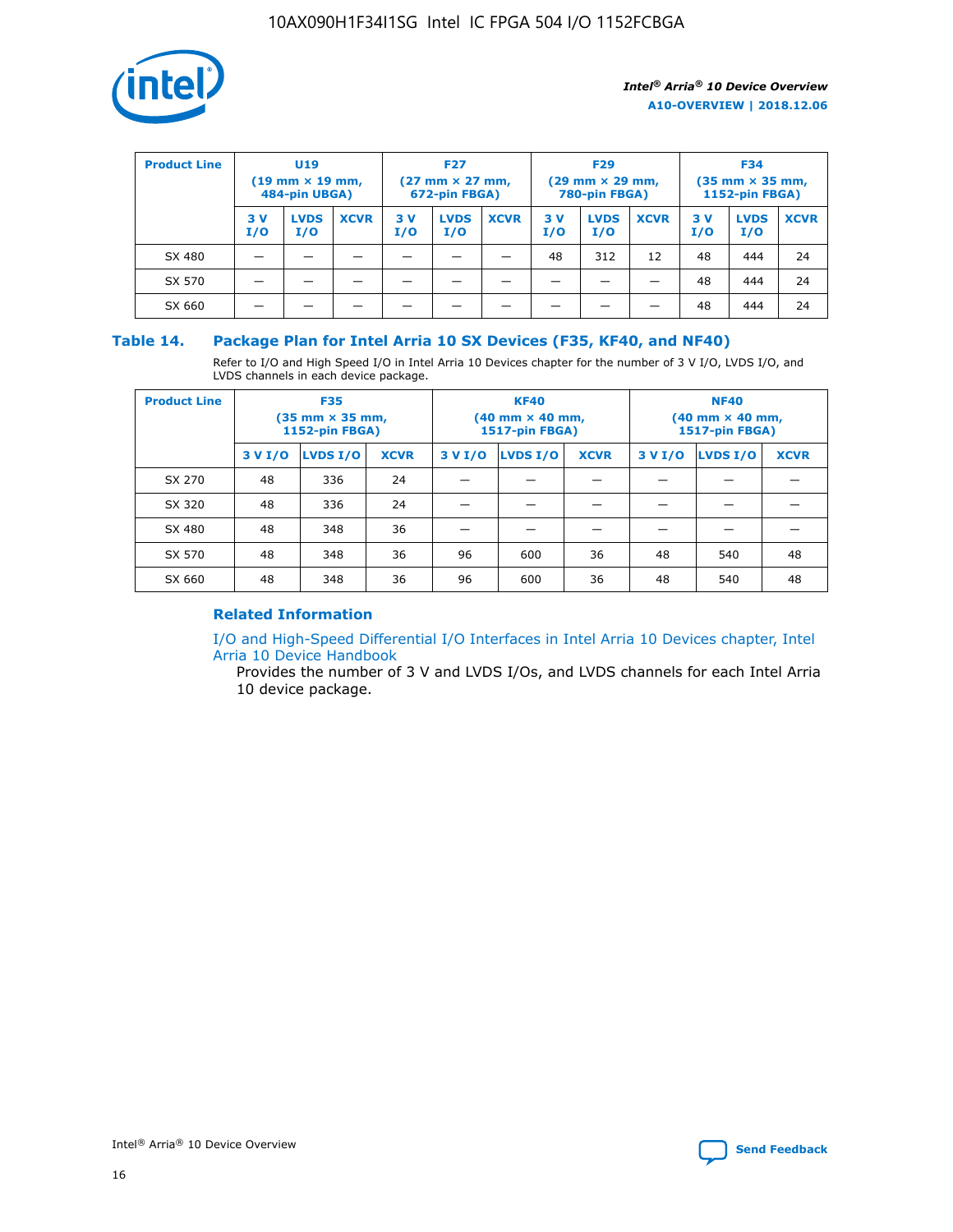| Product Line | U19 (19 mm × 19 mm, 484-pin UBGA) | | | F27 (27 mm × 27 mm, 672-pin FBGA) | | | F29 (29 mm × 29 mm, 780-pin FBGA) | | | F34 (35 mm × 35 mm, 1152-pin FBGA) | | |
|---|---|---|---|---|---|---|---|---|---|---|---|---|
| | 3 V I/O | LVDS I/O | XCVR | 3 V I/O | LVDS I/O | XCVR | 3 V I/O | LVDS I/O | XCVR | 3 V I/O | LVDS I/O | XCVR |
| SX 480 | — | — | — | — | — | — | 48 | 312 | 12 | 48 | 444 | 24 |
| SX 570 | — | — | — | — | — | — | — | — | — | 48 | 444 | 24 |
| SX 660 | — | — | — | — | — | — | — | — | — | 48 | 444 | 24 |

## Table 14. Package Plan for Intel Arria 10 SX Devices (F35, KF40, and NF40)

Refer to I/O and High Speed I/O in Intel Arria 10 Devices chapter for the number of 3 V I/O, LVDS I/O, and LVDS channels in each device package.

| Product Line | F35 (35 mm × 35 mm, 1152-pin FBGA) | | | KF40 (40 mm × 40 mm, 1517-pin FBGA) | | | NF40 (40 mm × 40 mm, 1517-pin FBGA) | | |
|---|---|---|---|---|---|---|---|---|---|
| | 3 V I/O | LVDS I/O | XCVR | 3 V I/O | LVDS I/O | XCVR | 3 V I/O | LVDS I/O | XCVR |
| SX 270 | 48 | 336 | 24 | — | — | — | — | — | — |
| SX 320 | 48 | 336 | 24 | — | — | — | — | — | — |
| SX 480 | 48 | 348 | 36 | — | — | — | — | — | — |
| SX 570 | 48 | 348 | 36 | 96 | 600 | 36 | 48 | 540 | 48 |
| SX 660 | 48 | 348 | 36 | 96 | 600 | 36 | 48 | 540 | 48 |

### Related Information

I/O and High-Speed Differential I/O Interfaces in Intel Arria 10 Devices chapter, Intel Arria 10 Device Handbook

Provides the number of 3 V and LVDS I/Os, and LVDS channels for each Intel Arria 10 device package.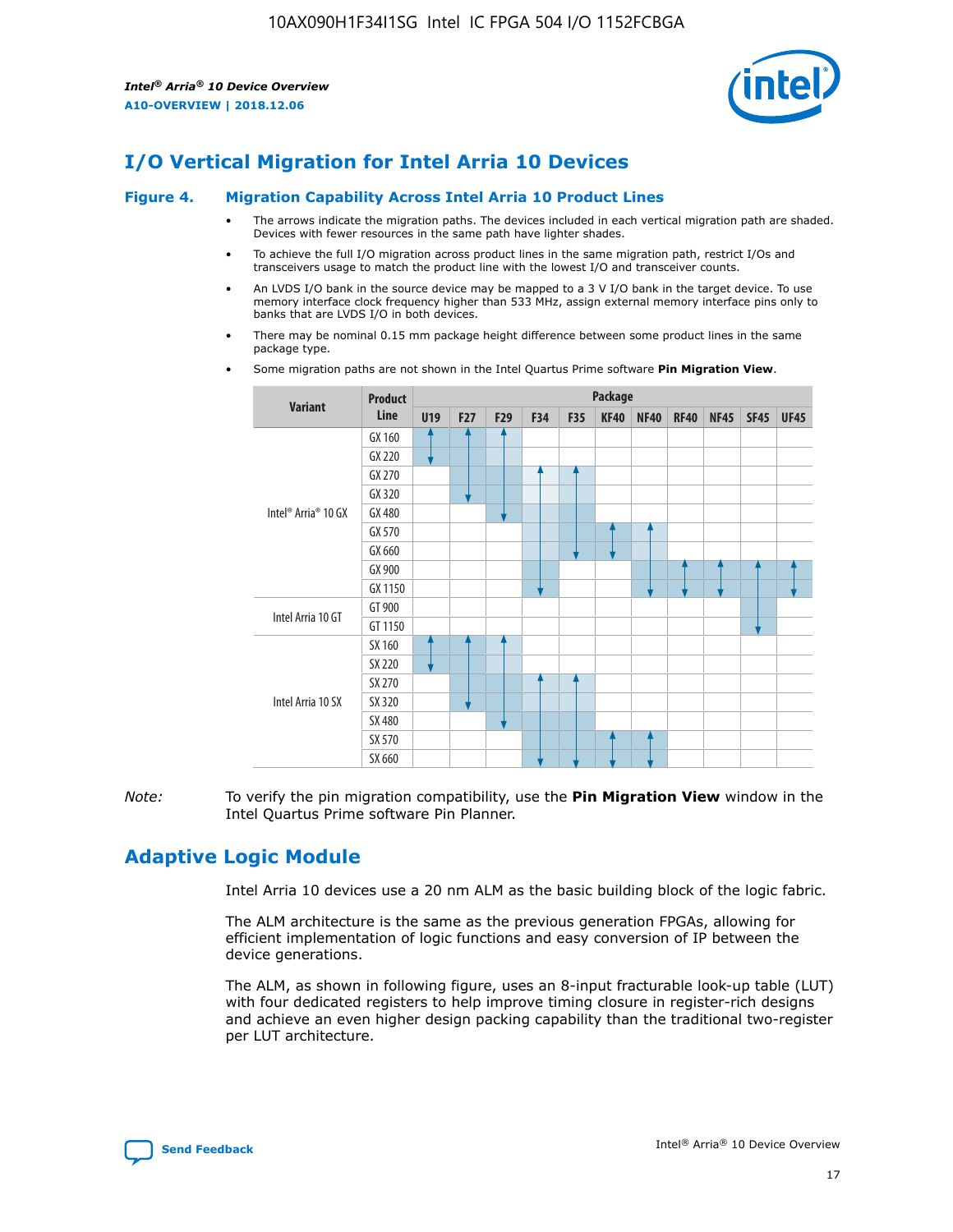# I/O Vertical Migration for Intel Arria 10 Devices

**Figure 4. Migration Capability Across Intel Arria 10 Product Lines**

- The arrows indicate the migration paths. The devices included in each vertical migration path are shaded. Devices with fewer resources in the same path have lighter shades.
- To achieve the full I/O migration across product lines in the same migration path, restrict I/Os and transceivers usage to match the product line with the lowest I/O and transceiver counts.
- An LVDS I/O bank in the source device may be mapped to a 3 V I/O bank in the target device. To use memory interface clock frequency higher than 533 MHz, assign external memory interface pins only to banks that are LVDS I/O in both devices.
- There may be nominal 0.15 mm package height difference between some product lines in the same package type.
- Some migration paths are not shown in the Intel Quartus Prime software **Pin Migration View**.

| Variant | Product Line | U19 | F27 | F29 | F34 | F35 | KF40 | NF40 | RF40 | NF45 | SF45 | UF45 |
|---|---|---|---|---|---|---|---|---|---|---|---|---|
| Intel® Arria® 10 GX | GX 160 | | | | | | | | | | | |
| | GX 220 | | | | | | | | | | | |
| | GX 270 | | | | | | | | | | | |
| | GX 320 | | | | | | | | | | | |
| | GX 480 | | | | | | | | | | | |
| | GX 570 | | | | | | | | | | | |
| | GX 660 | | | | | | | | | | | |
| | GX 900 | | | | | | | | | | | |
| | GX 1150 | | | | | | | | | | | |
| Intel Arria 10 GT | GT 900 | | | | | | | | | | | |
| | GT 1150 | | | | | | | | | | | |
| Intel Arria 10 SX | SX 160 | | | | | | | | | | | |
| | SX 220 | | | | | | | | | | | |
| | SX 270 | | | | | | | | | | | |
| | SX 320 | | | | | | | | | | | |
| | SX 480 | | | | | | | | | | | |
| | SX 570 | | | | | | | | | | | |
| | SX 660 | | | | | | | | | | | |

*Note:* To verify the pin migration compatibility, use the **Pin Migration View** window in the Intel Quartus Prime software Pin Planner.

# Adaptive Logic Module

Intel Arria 10 devices use a 20 nm ALM as the basic building block of the logic fabric.

The ALM architecture is the same as the previous generation FPGAs, allowing for efficient implementation of logic functions and easy conversion of IP between the device generations.

The ALM, as shown in following figure, uses an 8-input fracturable look-up table (LUT) with four dedicated registers to help improve timing closure in register-rich designs and achieve an even higher design packing capability than the traditional two-register per LUT architecture.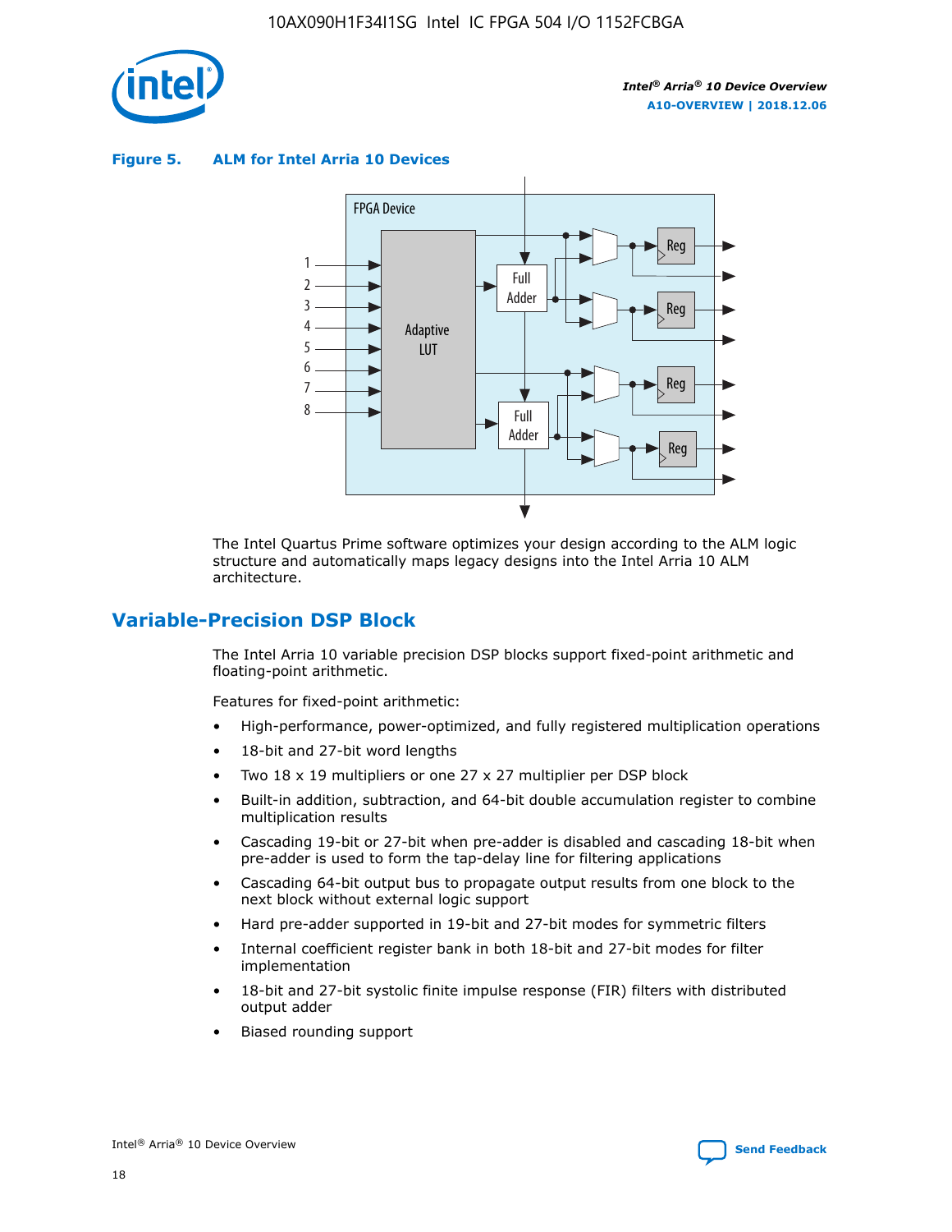**Figure 5. ALM for Intel Arria 10 Devices**

The Intel Quartus Prime software optimizes your design according to the ALM logic structure and automatically maps legacy designs into the Intel Arria 10 ALM architecture.

## Variable-Precision DSP Block

The Intel Arria 10 variable precision DSP blocks support fixed-point arithmetic and floating-point arithmetic.

Features for fixed-point arithmetic:

- High-performance, power-optimized, and fully registered multiplication operations
- 18-bit and 27-bit word lengths
- Two 18 x 19 multipliers or one 27 x 27 multiplier per DSP block
- Built-in addition, subtraction, and 64-bit double accumulation register to combine multiplication results
- Cascading 19-bit or 27-bit when pre-adder is disabled and cascading 18-bit when pre-adder is used to form the tap-delay line for filtering applications
- Cascading 64-bit output bus to propagate output results from one block to the next block without external logic support
- Hard pre-adder supported in 19-bit and 27-bit modes for symmetric filters
- Internal coefficient register bank in both 18-bit and 27-bit modes for filter implementation
- 18-bit and 27-bit systolic finite impulse response (FIR) filters with distributed output adder
- Biased rounding support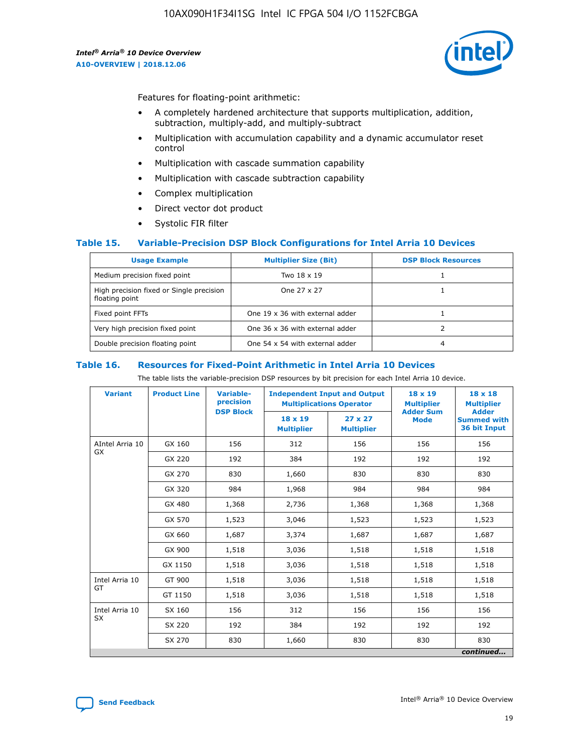Features for floating-point arithmetic:

- A completely hardened architecture that supports multiplication, addition, subtraction, multiply-add, and multiply-subtract
- Multiplication with accumulation capability and a dynamic accumulator reset control
- Multiplication with cascade summation capability
- Multiplication with cascade subtraction capability
- Complex multiplication
- Direct vector dot product
- Systolic FIR filter

## Table 15. Variable-Precision DSP Block Configurations for Intel Arria 10 Devices

| Usage Example | Multiplier Size (Bit) | DSP Block Resources |
|---|---|---|
| Medium precision fixed point | Two 18 x 19 | 1 |
| High precision fixed or Single precision floating point | One 27 x 27 | 1 |
| Fixed point FFTs | One 19 x 36 with external adder | 1 |
| Very high precision fixed point | One 36 x 36 with external adder | 2 |
| Double precision floating point | One 54 x 54 with external adder | 4 |

## Table 16. Resources for Fixed-Point Arithmetic in Intel Arria 10 Devices

The table lists the variable-precision DSP resources by bit precision for each Intel Arria 10 device.

| Variant | Product Line | Variable-precision DSP Block | Independent Input and Output Multiplications Operator | | 18 x 19 Multiplier Adder Sum Mode | 18 x 18 Multiplier Adder Summed with 36 bit Input |
|---|---|---|---|---|---|---|
| | | | 18 x 19 Multiplier | 27 x 27 Multiplier | | |
| AIntel Arria 10 GX | GX 160 | 156 | 312 | 156 | 156 | 156 |
| | GX 220 | 192 | 384 | 192 | 192 | 192 |
| | GX 270 | 830 | 1,660 | 830 | 830 | 830 |
| | GX 320 | 984 | 1,968 | 984 | 984 | 984 |
| | GX 480 | 1,368 | 2,736 | 1,368 | 1,368 | 1,368 |
| | GX 570 | 1,523 | 3,046 | 1,523 | 1,523 | 1,523 |
| | GX 660 | 1,687 | 3,374 | 1,687 | 1,687 | 1,687 |
| | GX 900 | 1,518 | 3,036 | 1,518 | 1,518 | 1,518 |
| | GX 1150 | 1,518 | 3,036 | 1,518 | 1,518 | 1,518 |
| Intel Arria 10 GT | GT 900 | 1,518 | 3,036 | 1,518 | 1,518 | 1,518 |
| | GT 1150 | 1,518 | 3,036 | 1,518 | 1,518 | 1,518 |
| Intel Arria 10 SX | SX 160 | 156 | 312 | 156 | 156 | 156 |
| | SX 220 | 192 | 384 | 192 | 192 | 192 |
| | SX 270 | 830 | 1,660 | 830 | 830 | 830 |

*continued...*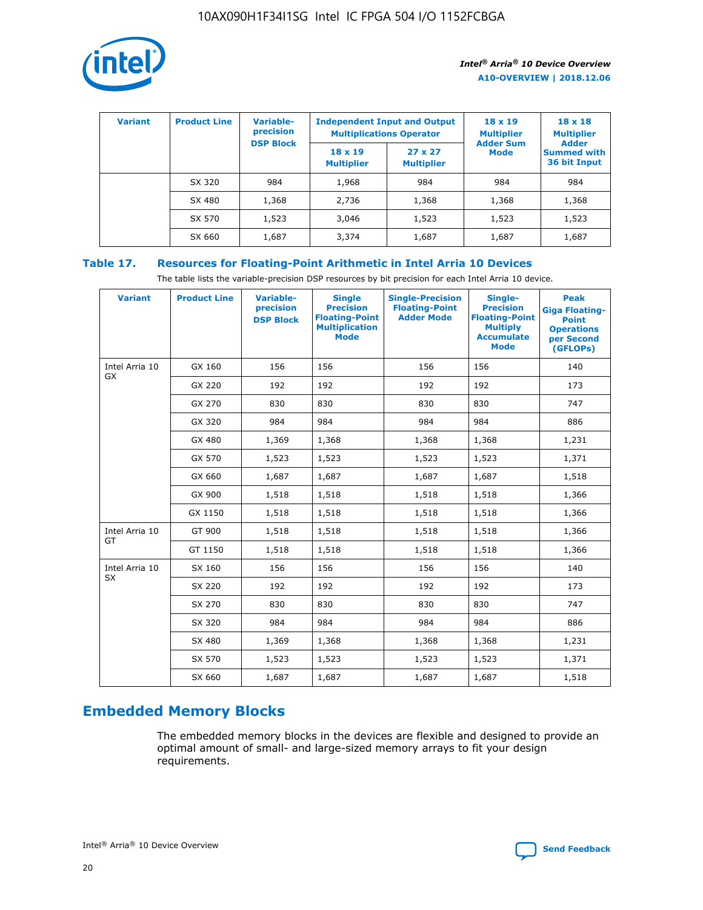| Variant | Product Line | Variable-precision DSP Block | Independent Input and Output Multiplications Operator | | 18 x 19 Multiplier Adder Sum Mode | 18 x 18 Multiplier Adder Summed with 36 bit Input |
|---|---|---|---|---|---|---|
| | | | 18 x 19 Multiplier | 27 x 27 Multiplier | | |
| | SX 320 | 984 | 1,968 | 984 | 984 | 984 |
| | SX 480 | 1,368 | 2,736 | 1,368 | 1,368 | 1,368 |
| | SX 570 | 1,523 | 3,046 | 1,523 | 1,523 | 1,523 |
| | SX 660 | 1,687 | 3,374 | 1,687 | 1,687 | 1,687 |

## Table 17. Resources for Floating-Point Arithmetic in Intel Arria 10 Devices

The table lists the variable-precision DSP resources by bit precision for each Intel Arria 10 device.

| Variant | Product Line | Variable-precision DSP Block | Single Precision Floating-Point Multiplication Mode | Single-Precision Floating-Point Adder Mode | Single-Precision Floating-Point Multiply Accumulate Mode | Peak Giga Floating-Point Operations per Second (GFLOPs) |
|---|---|---|---|---|---|---|
| Intel Arria 10 GX | GX 160 | 156 | 156 | 156 | 156 | 140 |
| | GX 220 | 192 | 192 | 192 | 192 | 173 |
| | GX 270 | 830 | 830 | 830 | 830 | 747 |
| | GX 320 | 984 | 984 | 984 | 984 | 886 |
| | GX 480 | 1,369 | 1,368 | 1,368 | 1,368 | 1,231 |
| | GX 570 | 1,523 | 1,523 | 1,523 | 1,523 | 1,371 |
| | GX 660 | 1,687 | 1,687 | 1,687 | 1,687 | 1,518 |
| | GX 900 | 1,518 | 1,518 | 1,518 | 1,518 | 1,366 |
| | GX 1150 | 1,518 | 1,518 | 1,518 | 1,518 | 1,366 |
| Intel Arria 10 GT | GT 900 | 1,518 | 1,518 | 1,518 | 1,518 | 1,366 |
| | GT 1150 | 1,518 | 1,518 | 1,518 | 1,518 | 1,366 |
| Intel Arria 10 SX | SX 160 | 156 | 156 | 156 | 156 | 140 |
| | SX 220 | 192 | 192 | 192 | 192 | 173 |
| | SX 270 | 830 | 830 | 830 | 830 | 747 |
| | SX 320 | 984 | 984 | 984 | 984 | 886 |
| | SX 480 | 1,369 | 1,368 | 1,368 | 1,368 | 1,231 |
| | SX 570 | 1,523 | 1,523 | 1,523 | 1,523 | 1,371 |
| | SX 660 | 1,687 | 1,687 | 1,687 | 1,687 | 1,518 |

## Embedded Memory Blocks

The embedded memory blocks in the devices are flexible and designed to provide an optimal amount of small- and large-sized memory arrays to fit your design requirements.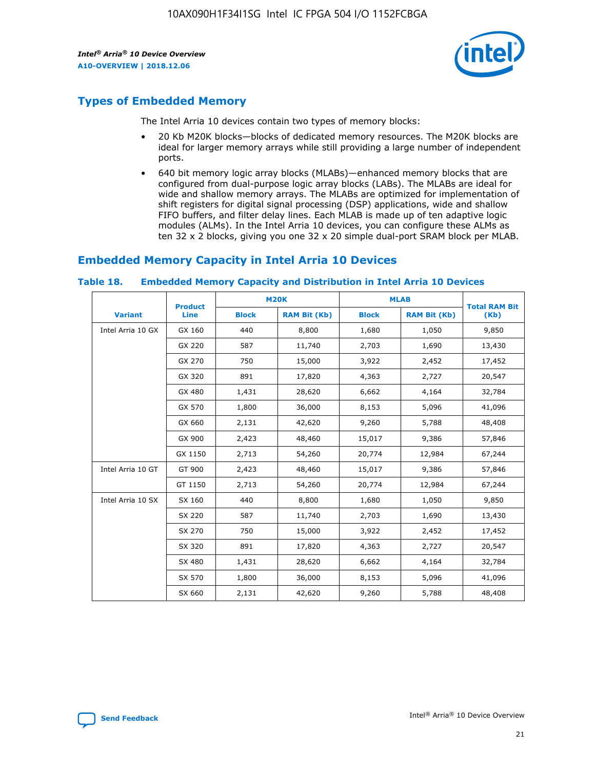## Types of Embedded Memory

The Intel Arria 10 devices contain two types of memory blocks:

- 20 Kb M20K blocks—blocks of dedicated memory resources. The M20K blocks are ideal for larger memory arrays while still providing a large number of independent ports.
- 640 bit memory logic array blocks (MLABs)—enhanced memory blocks that are configured from dual-purpose logic array blocks (LABs). The MLABs are ideal for wide and shallow memory arrays. The MLABs are optimized for implementation of shift registers for digital signal processing (DSP) applications, wide and shallow FIFO buffers, and filter delay lines. Each MLAB is made up of ten adaptive logic modules (ALMs). In the Intel Arria 10 devices, you can configure these ALMs as ten 32 x 2 blocks, giving you one 32 x 20 simple dual-port SRAM block per MLAB.

## Embedded Memory Capacity in Intel Arria 10 Devices

**Table 18. Embedded Memory Capacity and Distribution in Intel Arria 10 Devices**

| Variant | Product Line | M20K | | MLAB | | Total RAM Bit (Kb) |
|---|---|---|---|---|---|---|
| | | Block | RAM Bit (Kb) | Block | RAM Bit (Kb) | |
| Intel Arria 10 GX | GX 160 | 440 | 8,800 | 1,680 | 1,050 | 9,850 |
| | GX 220 | 587 | 11,740 | 2,703 | 1,690 | 13,430 |
| | GX 270 | 750 | 15,000 | 3,922 | 2,452 | 17,452 |
| | GX 320 | 891 | 17,820 | 4,363 | 2,727 | 20,547 |
| | GX 480 | 1,431 | 28,620 | 6,662 | 4,164 | 32,784 |
| | GX 570 | 1,800 | 36,000 | 8,153 | 5,096 | 41,096 |
| | GX 660 | 2,131 | 42,620 | 9,260 | 5,788 | 48,408 |
| | GX 900 | 2,423 | 48,460 | 15,017 | 9,386 | 57,846 |
| | GX 1150 | 2,713 | 54,260 | 20,774 | 12,984 | 67,244 |
| Intel Arria 10 GT | GT 900 | 2,423 | 48,460 | 15,017 | 9,386 | 57,846 |
| | GT 1150 | 2,713 | 54,260 | 20,774 | 12,984 | 67,244 |
| Intel Arria 10 SX | SX 160 | 440 | 8,800 | 1,680 | 1,050 | 9,850 |
| | SX 220 | 587 | 11,740 | 2,703 | 1,690 | 13,430 |
| | SX 270 | 750 | 15,000 | 3,922 | 2,452 | 17,452 |
| | SX 320 | 891 | 17,820 | 4,363 | 2,727 | 20,547 |
| | SX 480 | 1,431 | 28,620 | 6,662 | 4,164 | 32,784 |
| | SX 570 | 1,800 | 36,000 | 8,153 | 5,096 | 41,096 |
| | SX 660 | 2,131 | 42,620 | 9,260 | 5,788 | 48,408 |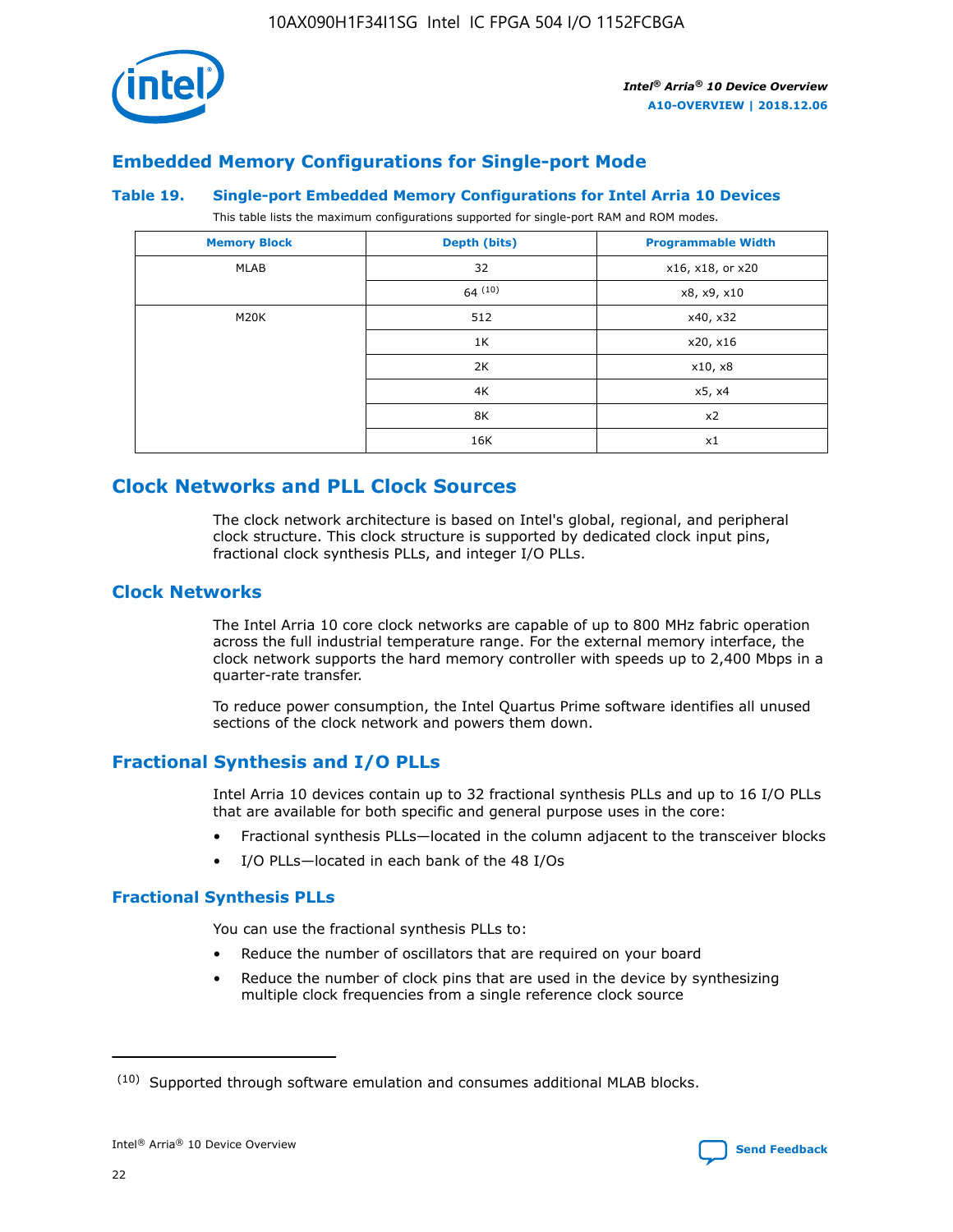## Embedded Memory Configurations for Single-port Mode

### Table 19. Single-port Embedded Memory Configurations for Intel Arria 10 Devices

This table lists the maximum configurations supported for single-port RAM and ROM modes.

| Memory Block | Depth (bits) | Programmable Width |
|---|---|---|
| MLAB | 32 | x16, x18, or x20 |
| | 64 [10] | x8, x9, x10 |
| M20K | 512 | x40, x32 |
| | 1K | x20, x16 |
| | 2K | x10, x8 |
| | 4K | x5, x4 |
| | 8K | x2 |
| | 16K | x1 |

## Clock Networks and PLL Clock Sources

The clock network architecture is based on Intel's global, regional, and peripheral clock structure. This clock structure is supported by dedicated clock input pins, fractional clock synthesis PLLs, and integer I/O PLLs.

## Clock Networks

The Intel Arria 10 core clock networks are capable of up to 800 MHz fabric operation across the full industrial temperature range. For the external memory interface, the clock network supports the hard memory controller with speeds up to 2,400 Mbps in a quarter-rate transfer.

To reduce power consumption, the Intel Quartus Prime software identifies all unused sections of the clock network and powers them down.

## Fractional Synthesis and I/O PLLs

Intel Arria 10 devices contain up to 32 fractional synthesis PLLs and up to 16 I/O PLLs that are available for both specific and general purpose uses in the core:

- Fractional synthesis PLLs—located in the column adjacent to the transceiver blocks
- I/O PLLs—located in each bank of the 48 I/Os

### Fractional Synthesis PLLs

You can use the fractional synthesis PLLs to:

- Reduce the number of oscillators that are required on your board
- Reduce the number of clock pins that are used in the device by synthesizing multiple clock frequencies from a single reference clock source

(10) Supported through software emulation and consumes additional MLAB blocks.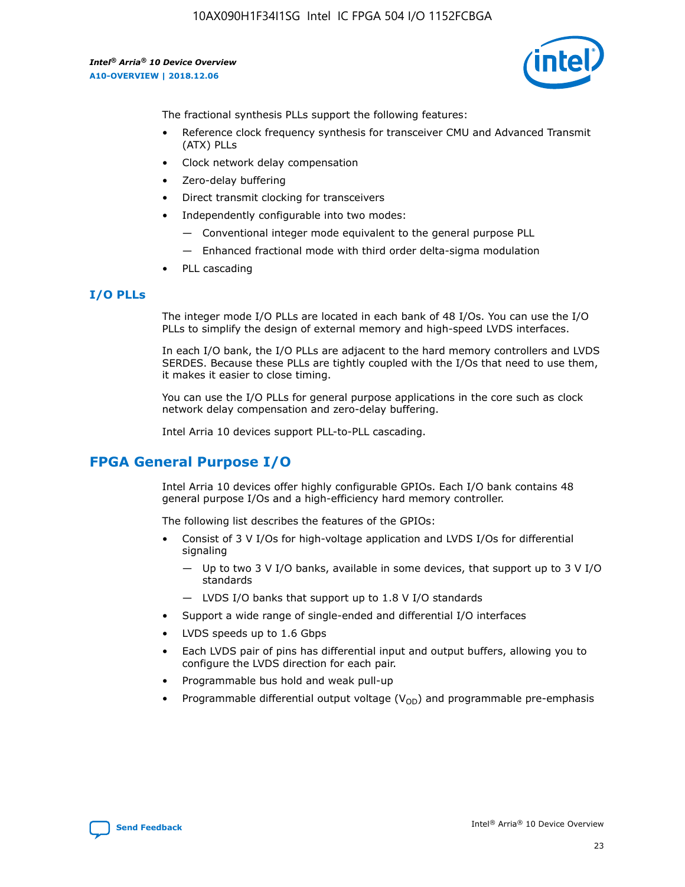The fractional synthesis PLLs support the following features:

- Reference clock frequency synthesis for transceiver CMU and Advanced Transmit (ATX) PLLs
- Clock network delay compensation
- Zero-delay buffering
- Direct transmit clocking for transceivers
- Independently configurable into two modes:
  - — Conventional integer mode equivalent to the general purpose PLL
  - — Enhanced fractional mode with third order delta-sigma modulation
- PLL cascading

### I/O PLLs

The integer mode I/O PLLs are located in each bank of 48 I/Os. You can use the I/O PLLs to simplify the design of external memory and high-speed LVDS interfaces.

In each I/O bank, the I/O PLLs are adjacent to the hard memory controllers and LVDS SERDES. Because these PLLs are tightly coupled with the I/Os that need to use them, it makes it easier to close timing.

You can use the I/O PLLs for general purpose applications in the core such as clock network delay compensation and zero-delay buffering.

Intel Arria 10 devices support PLL-to-PLL cascading.

## FPGA General Purpose I/O

Intel Arria 10 devices offer highly configurable GPIOs. Each I/O bank contains 48 general purpose I/Os and a high-efficiency hard memory controller.

The following list describes the features of the GPIOs:

- Consist of 3 V I/Os for high-voltage application and LVDS I/Os for differential signaling
  - — Up to two 3 V I/O banks, available in some devices, that support up to 3 V I/O standards
  - — LVDS I/O banks that support up to 1.8 V I/O standards
- Support a wide range of single-ended and differential I/O interfaces
- LVDS speeds up to 1.6 Gbps
- Each LVDS pair of pins has differential input and output buffers, allowing you to configure the LVDS direction for each pair.
- Programmable bus hold and weak pull-up
- Programmable differential output voltage ($V_{OD}$) and programmable pre-emphasis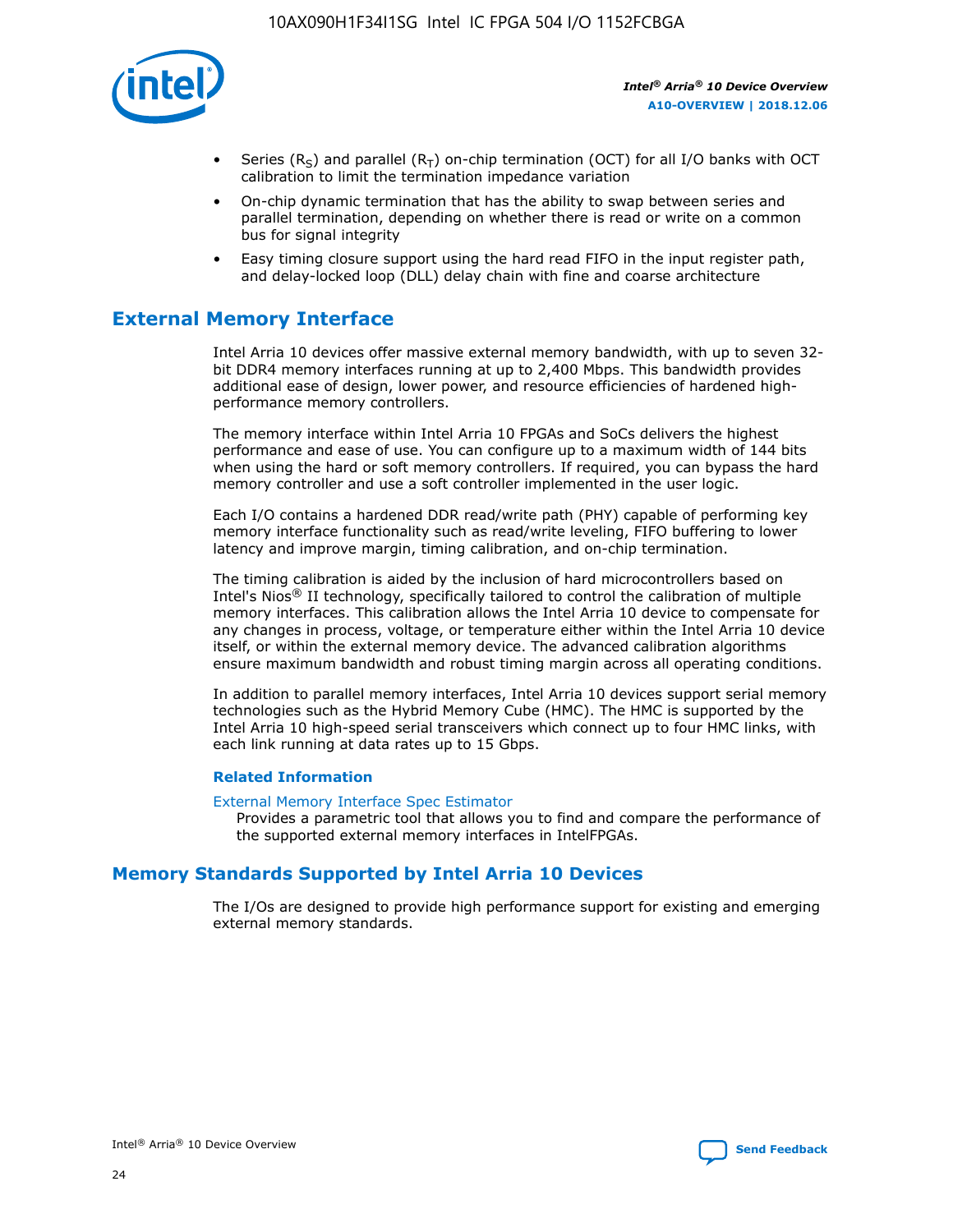- Series ($R_S$) and parallel ($R_T$) on-chip termination (OCT) for all I/O banks with OCT calibration to limit the termination impedance variation
- On-chip dynamic termination that has the ability to swap between series and parallel termination, depending on whether there is read or write on a common bus for signal integrity
- Easy timing closure support using the hard read FIFO in the input register path, and delay-locked loop (DLL) delay chain with fine and coarse architecture

## External Memory Interface

Intel Arria 10 devices offer massive external memory bandwidth, with up to seven 32-bit DDR4 memory interfaces running at up to 2,400 Mbps. This bandwidth provides additional ease of design, lower power, and resource efficiencies of hardened high-performance memory controllers.

The memory interface within Intel Arria 10 FPGAs and SoCs delivers the highest performance and ease of use. You can configure up to a maximum width of 144 bits when using the hard or soft memory controllers. If required, you can bypass the hard memory controller and use a soft controller implemented in the user logic.

Each I/O contains a hardened DDR read/write path (PHY) capable of performing key memory interface functionality such as read/write leveling, FIFO buffering to lower latency and improve margin, timing calibration, and on-chip termination.

The timing calibration is aided by the inclusion of hard microcontrollers based on Intel's Nios® II technology, specifically tailored to control the calibration of multiple memory interfaces. This calibration allows the Intel Arria 10 device to compensate for any changes in process, voltage, or temperature either within the Intel Arria 10 device itself, or within the external memory device. The advanced calibration algorithms ensure maximum bandwidth and robust timing margin across all operating conditions.

In addition to parallel memory interfaces, Intel Arria 10 devices support serial memory technologies such as the Hybrid Memory Cube (HMC). The HMC is supported by the Intel Arria 10 high-speed serial transceivers which connect up to four HMC links, with each link running at data rates up to 15 Gbps.

### Related Information

External Memory Interface Spec Estimator
Provides a parametric tool that allows you to find and compare the performance of the supported external memory interfaces in IntelFPGAs.

## Memory Standards Supported by Intel Arria 10 Devices

The I/Os are designed to provide high performance support for existing and emerging external memory standards.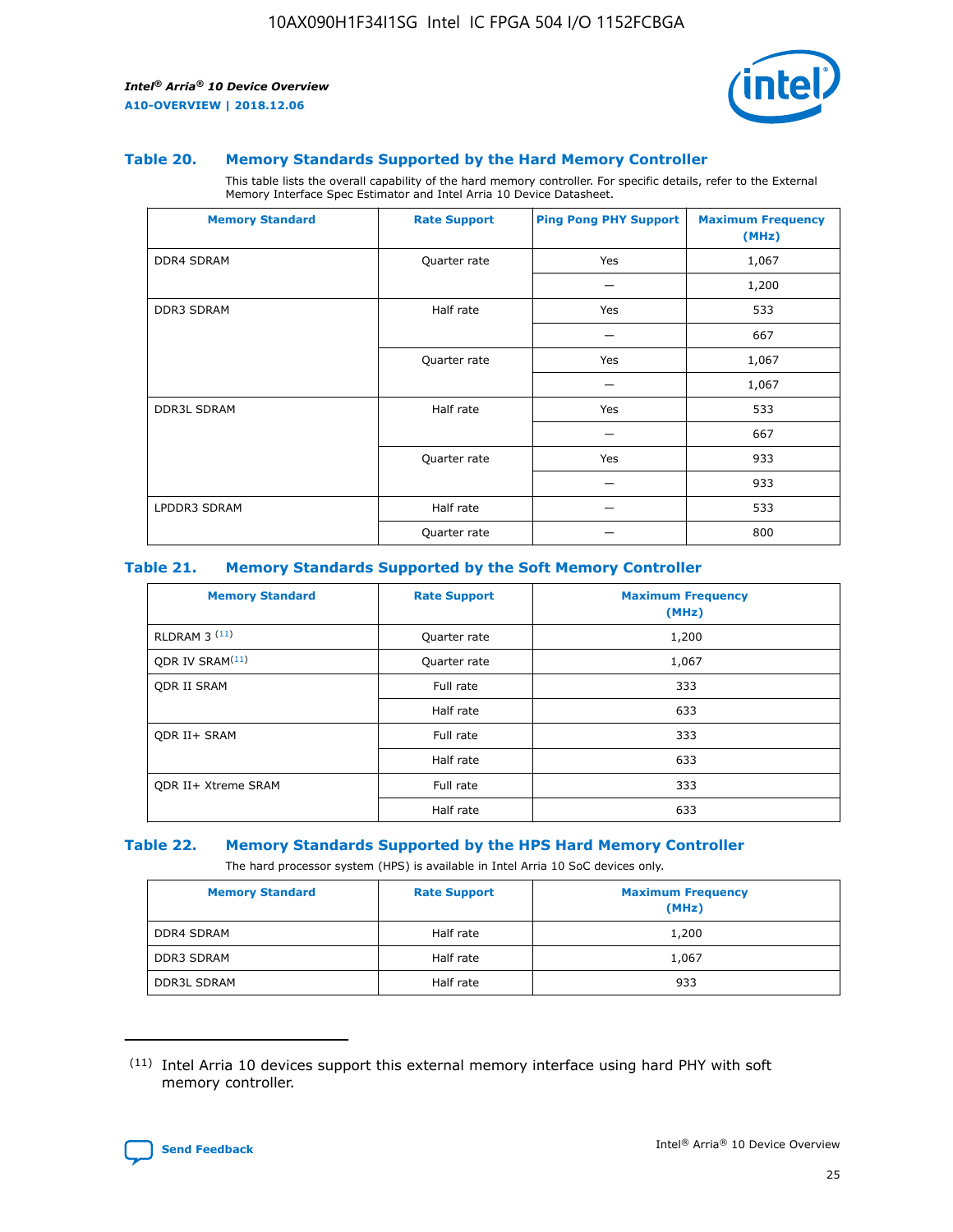### Table 20. Memory Standards Supported by the Hard Memory Controller

This table lists the overall capability of the hard memory controller. For specific details, refer to the External Memory Interface Spec Estimator and Intel Arria 10 Device Datasheet.

| Memory Standard | Rate Support | Ping Pong PHY Support | Maximum Frequency (MHz) |
|---|---|---|---|
| DDR4 SDRAM | Quarter rate | Yes | 1,067 |
| | | — | 1,200 |
| DDR3 SDRAM | Half rate | Yes | 533 |
| | | — | 667 |
| | Quarter rate | Yes | 1,067 |
| | | — | 1,067 |
| DDR3L SDRAM | Half rate | Yes | 533 |
| | | — | 667 |
| | Quarter rate | Yes | 933 |
| | | — | 933 |
| LPDDR3 SDRAM | Half rate | — | 533 |
| | Quarter rate | — | 800 |

### Table 21. Memory Standards Supported by the Soft Memory Controller

| Memory Standard | Rate Support | Maximum Frequency (MHz) |
|---|---|---|
| RLDRAM 3 [11] | Quarter rate | 1,200 |
| QDR IV SRAM[11] | Quarter rate | 1,067 |
| QDR II SRAM | Full rate | 333 |
| | Half rate | 633 |
| QDR II+ SRAM | Full rate | 333 |
| | Half rate | 633 |
| QDR II+ Xtreme SRAM | Full rate | 333 |
| | Half rate | 633 |

### Table 22. Memory Standards Supported by the HPS Hard Memory Controller

The hard processor system (HPS) is available in Intel Arria 10 SoC devices only.

| Memory Standard | Rate Support | Maximum Frequency (MHz) |
|---|---|---|
| DDR4 SDRAM | Half rate | 1,200 |
| DDR3 SDRAM | Half rate | 1,067 |
| DDR3L SDRAM | Half rate | 933 |

[11] Intel Arria 10 devices support this external memory interface using hard PHY with soft memory controller.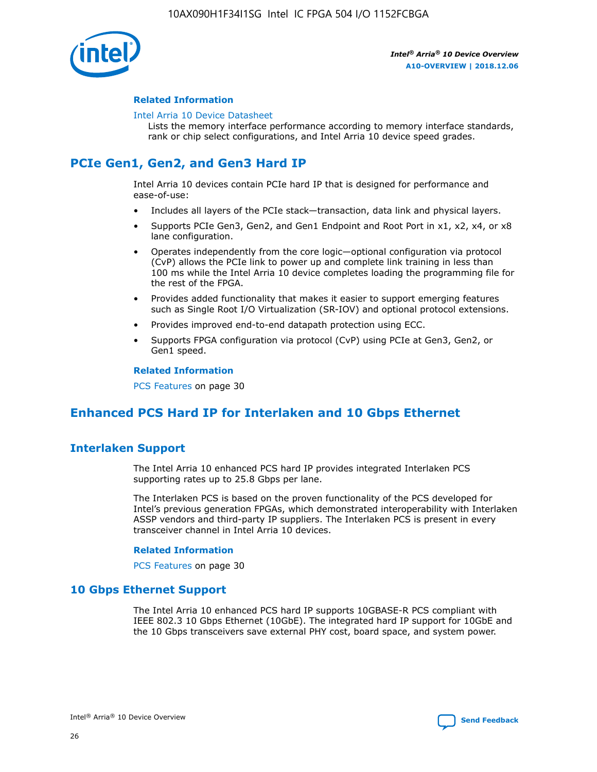#### Related Information

Intel Arria 10 Device Datasheet
Lists the memory interface performance according to memory interface standards, rank or chip select configurations, and Intel Arria 10 device speed grades.

## PCIe Gen1, Gen2, and Gen3 Hard IP

Intel Arria 10 devices contain PCIe hard IP that is designed for performance and ease-of-use:

- Includes all layers of the PCIe stack—transaction, data link and physical layers.
- Supports PCIe Gen3, Gen2, and Gen1 Endpoint and Root Port in x1, x2, x4, or x8 lane configuration.
- Operates independently from the core logic—optional configuration via protocol (CvP) allows the PCIe link to power up and complete link training in less than 100 ms while the Intel Arria 10 device completes loading the programming file for the rest of the FPGA.
- Provides added functionality that makes it easier to support emerging features such as Single Root I/O Virtualization (SR-IOV) and optional protocol extensions.
- Provides improved end-to-end datapath protection using ECC.
- Supports FPGA configuration via protocol (CvP) using PCIe at Gen3, Gen2, or Gen1 speed.

#### Related Information

PCS Features on page 30

## Enhanced PCS Hard IP for Interlaken and 10 Gbps Ethernet

### Interlaken Support

The Intel Arria 10 enhanced PCS hard IP provides integrated Interlaken PCS supporting rates up to 25.8 Gbps per lane.

The Interlaken PCS is based on the proven functionality of the PCS developed for Intel's previous generation FPGAs, which demonstrated interoperability with Interlaken ASSP vendors and third-party IP suppliers. The Interlaken PCS is present in every transceiver channel in Intel Arria 10 devices.

#### Related Information

PCS Features on page 30

### 10 Gbps Ethernet Support

The Intel Arria 10 enhanced PCS hard IP supports 10GBASE-R PCS compliant with IEEE 802.3 10 Gbps Ethernet (10GbE). The integrated hard IP support for 10GbE and the 10 Gbps transceivers save external PHY cost, board space, and system power.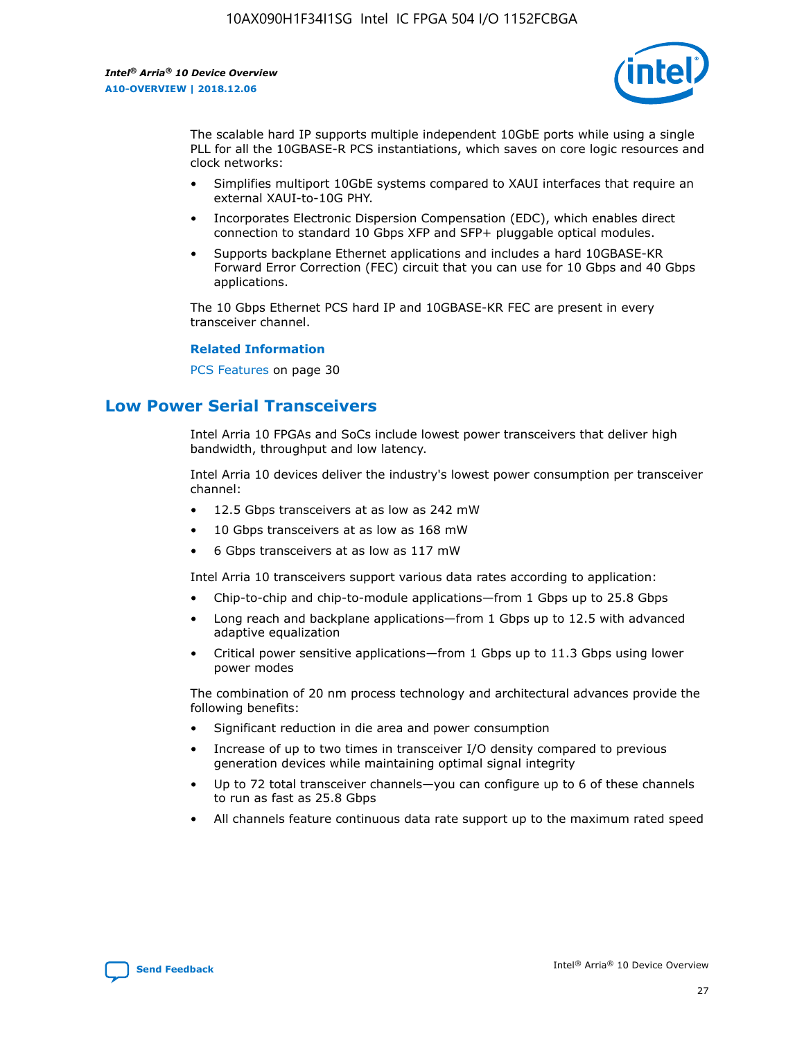The scalable hard IP supports multiple independent 10GbE ports while using a single PLL for all the 10GBASE-R PCS instantiations, which saves on core logic resources and clock networks:

- Simplifies multiport 10GbE systems compared to XAUI interfaces that require an external XAUI-to-10G PHY.
- Incorporates Electronic Dispersion Compensation (EDC), which enables direct connection to standard 10 Gbps XFP and SFP+ pluggable optical modules.
- Supports backplane Ethernet applications and includes a hard 10GBASE-KR Forward Error Correction (FEC) circuit that you can use for 10 Gbps and 40 Gbps applications.

The 10 Gbps Ethernet PCS hard IP and 10GBASE-KR FEC are present in every transceiver channel.

**Related Information**

PCS Features on page 30

## Low Power Serial Transceivers

Intel Arria 10 FPGAs and SoCs include lowest power transceivers that deliver high bandwidth, throughput and low latency.

Intel Arria 10 devices deliver the industry's lowest power consumption per transceiver channel:

- 12.5 Gbps transceivers at as low as 242 mW
- 10 Gbps transceivers at as low as 168 mW
- 6 Gbps transceivers at as low as 117 mW

Intel Arria 10 transceivers support various data rates according to application:

- Chip-to-chip and chip-to-module applications—from 1 Gbps up to 25.8 Gbps
- Long reach and backplane applications—from 1 Gbps up to 12.5 with advanced adaptive equalization
- Critical power sensitive applications—from 1 Gbps up to 11.3 Gbps using lower power modes

The combination of 20 nm process technology and architectural advances provide the following benefits:

- Significant reduction in die area and power consumption
- Increase of up to two times in transceiver I/O density compared to previous generation devices while maintaining optimal signal integrity
- Up to 72 total transceiver channels—you can configure up to 6 of these channels to run as fast as 25.8 Gbps
- All channels feature continuous data rate support up to the maximum rated speed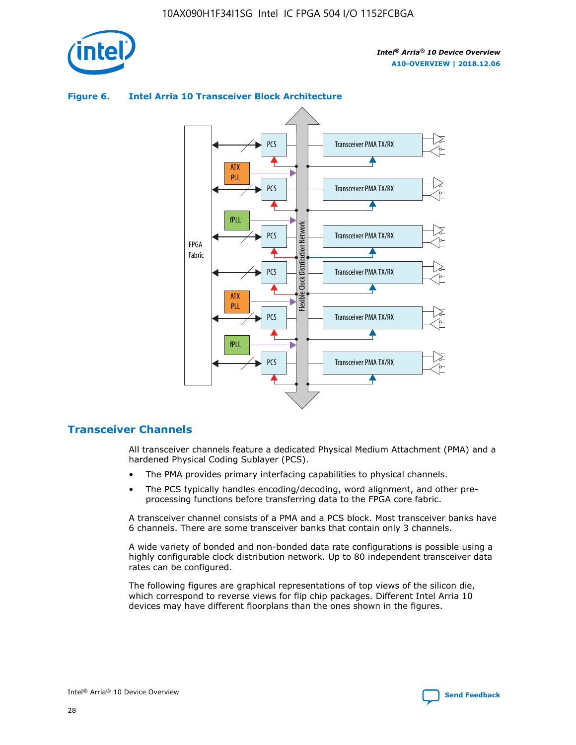**Figure 6. Intel Arria 10 Transceiver Block Architecture**

## Transceiver Channels

All transceiver channels feature a dedicated Physical Medium Attachment (PMA) and a hardened Physical Coding Sublayer (PCS).

- The PMA provides primary interfacing capabilities to physical channels.
- The PCS typically handles encoding/decoding, word alignment, and other pre-processing functions before transferring data to the FPGA core fabric.

A transceiver channel consists of a PMA and a PCS block. Most transceiver banks have 6 channels. There are some transceiver banks that contain only 3 channels.

A wide variety of bonded and non-bonded data rate configurations is possible using a highly configurable clock distribution network. Up to 80 independent transceiver data rates can be configured.

The following figures are graphical representations of top views of the silicon die, which correspond to reverse views for flip chip packages. Different Intel Arria 10 devices may have different floorplans than the ones shown in the figures.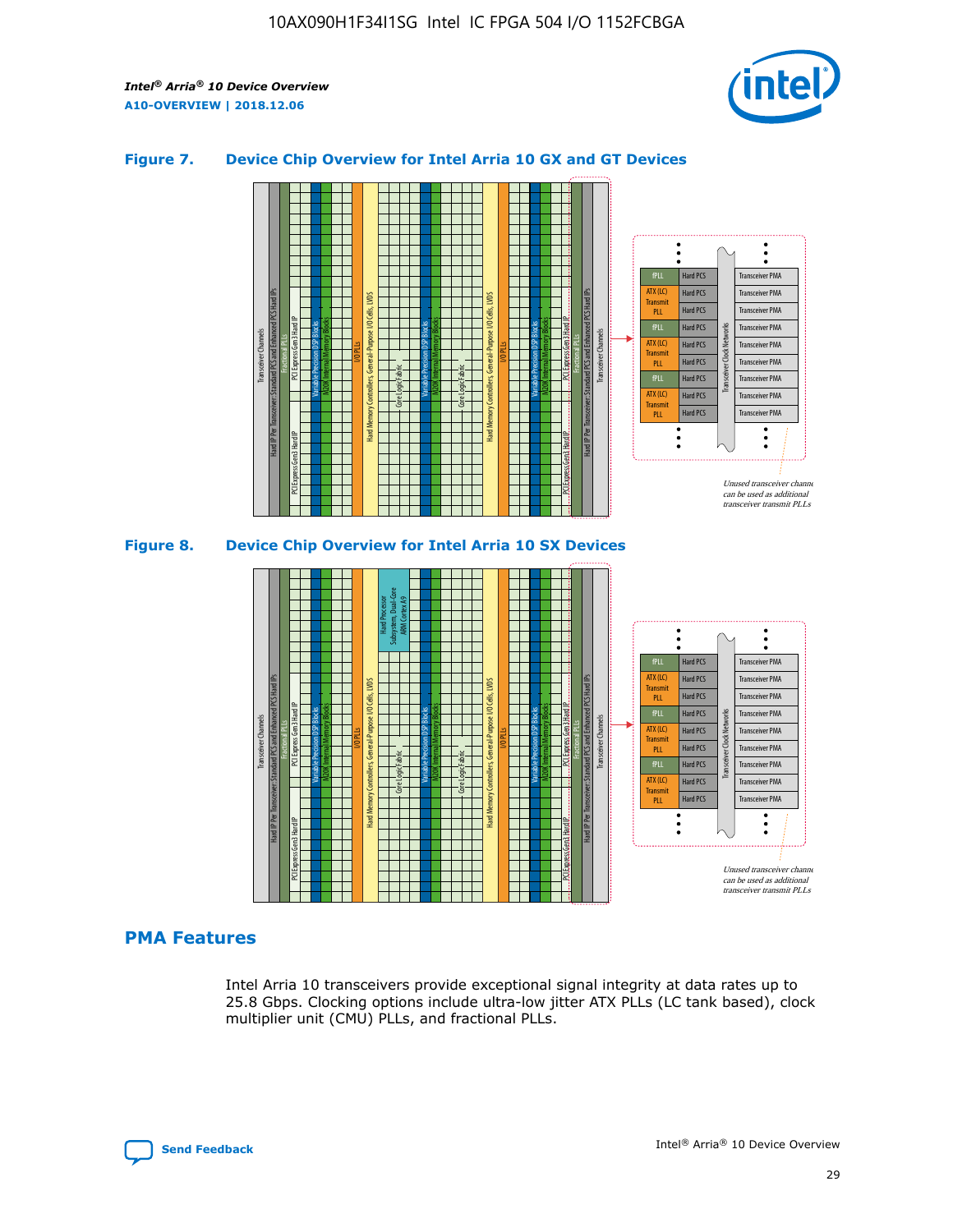### Figure 7. Device Chip Overview for Intel Arria 10 GX and GT Devices

Unused transceiver channels can be used as additional transceiver transmit PLLs

### Figure 8. Device Chip Overview for Intel Arria 10 SX Devices

Unused transceiver channels can be used as additional transceiver transmit PLLs

## PMA Features

Intel Arria 10 transceivers provide exceptional signal integrity at data rates up to 25.8 Gbps. Clocking options include ultra-low jitter ATX PLLs (LC tank based), clock multiplier unit (CMU) PLLs, and fractional PLLs.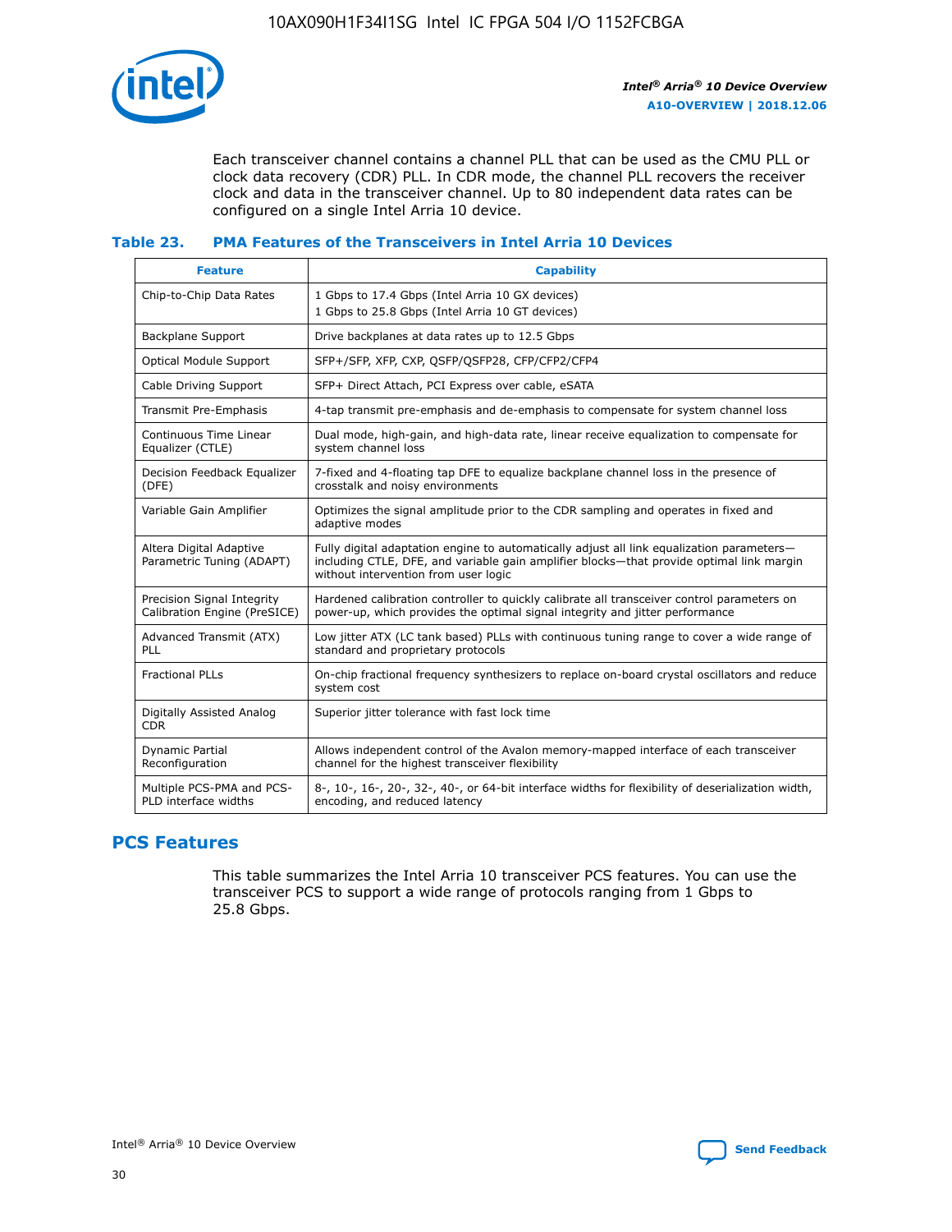Each transceiver channel contains a channel PLL that can be used as the CMU PLL or clock data recovery (CDR) PLL. In CDR mode, the channel PLL recovers the receiver clock and data in the transceiver channel. Up to 80 independent data rates can be configured on a single Intel Arria 10 device.

### Table 23. PMA Features of the Transceivers in Intel Arria 10 Devices

| Feature | Capability |
| --- | --- |
| Chip-to-Chip Data Rates | 1 Gbps to 17.4 Gbps (Intel Arria 10 GX devices)<br>1 Gbps to 25.8 Gbps (Intel Arria 10 GT devices) |
| Backplane Support | Drive backplanes at data rates up to 12.5 Gbps |
| Optical Module Support | SFP+/SFP, XFP, CXP, QSFP/QSFP28, CFP/CFP2/CFP4 |
| Cable Driving Support | SFP+ Direct Attach, PCI Express over cable, eSATA |
| Transmit Pre-Emphasis | 4-tap transmit pre-emphasis and de-emphasis to compensate for system channel loss |
| Continuous Time Linear Equalizer (CTLE) | Dual mode, high-gain, and high-data rate, linear receive equalization to compensate for system channel loss |
| Decision Feedback Equalizer (DFE) | 7-fixed and 4-floating tap DFE to equalize backplane channel loss in the presence of crosstalk and noisy environments |
| Variable Gain Amplifier | Optimizes the signal amplitude prior to the CDR sampling and operates in fixed and adaptive modes |
| Altera Digital Adaptive Parametric Tuning (ADAPT) | Fully digital adaptation engine to automatically adjust all link equalization parameters—including CTLE, DFE, and variable gain amplifier blocks—that provide optimal link margin without intervention from user logic |
| Precision Signal Integrity Calibration Engine (PreSICE) | Hardened calibration controller to quickly calibrate all transceiver control parameters on power-up, which provides the optimal signal integrity and jitter performance |
| Advanced Transmit (ATX) PLL | Low jitter ATX (LC tank based) PLLs with continuous tuning range to cover a wide range of standard and proprietary protocols |
| Fractional PLLs | On-chip fractional frequency synthesizers to replace on-board crystal oscillators and reduce system cost |
| Digitally Assisted Analog CDR | Superior jitter tolerance with fast lock time |
| Dynamic Partial Reconfiguration | Allows independent control of the Avalon memory-mapped interface of each transceiver channel for the highest transceiver flexibility |
| Multiple PCS-PMA and PCS-PLD interface widths | 8-, 10-, 16-, 20-, 32-, 40-, or 64-bit interface widths for flexibility of deserialization width, encoding, and reduced latency |

## PCS Features

This table summarizes the Intel Arria 10 transceiver PCS features. You can use the transceiver PCS to support a wide range of protocols ranging from 1 Gbps to 25.8 Gbps.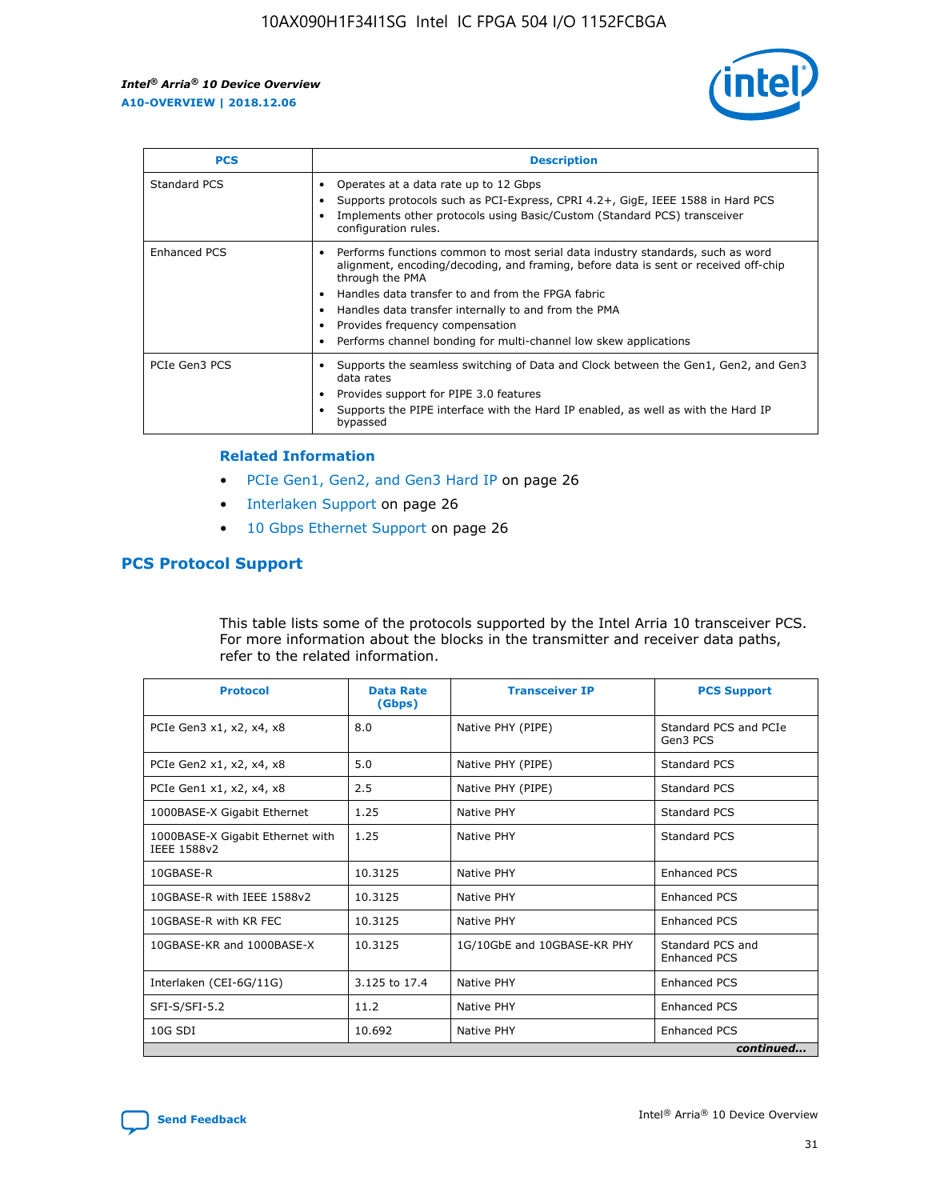| PCS | Description |
| --- | --- |
| Standard PCS | • Operates at a data rate up to 12 Gbps<br>• Supports protocols such as PCI-Express, CPRI 4.2+, GigE, IEEE 1588 in Hard PCS<br>• Implements other protocols using Basic/Custom (Standard PCS) transceiver configuration rules. |
| Enhanced PCS | • Performs functions common to most serial data industry standards, such as word alignment, encoding/decoding, and framing, before data is sent or received off-chip through the PMA<br>• Handles data transfer to and from the FPGA fabric<br>• Handles data transfer internally to and from the PMA<br>• Provides frequency compensation<br>• Performs channel bonding for multi-channel low skew applications |
| PCIe Gen3 PCS | • Supports the seamless switching of Data and Clock between the Gen1, Gen2, and Gen3 data rates<br>• Provides support for PIPE 3.0 features<br>• Supports the PIPE interface with the Hard IP enabled, as well as with the Hard IP bypassed |

### Related Information

- PCIe Gen1, Gen2, and Gen3 Hard IP on page 26
- Interlaken Support on page 26
- 10 Gbps Ethernet Support on page 26

## PCS Protocol Support

This table lists some of the protocols supported by the Intel Arria 10 transceiver PCS. For more information about the blocks in the transmitter and receiver data paths, refer to the related information.

| Protocol | Data Rate (Gbps) | Transceiver IP | PCS Support |
| --- | --- | --- | --- |
| PCIe Gen3 x1, x2, x4, x8 | 8.0 | Native PHY (PIPE) | Standard PCS and PCIe Gen3 PCS |
| PCIe Gen2 x1, x2, x4, x8 | 5.0 | Native PHY (PIPE) | Standard PCS |
| PCIe Gen1 x1, x2, x4, x8 | 2.5 | Native PHY (PIPE) | Standard PCS |
| 1000BASE-X Gigabit Ethernet | 1.25 | Native PHY | Standard PCS |
| 1000BASE-X Gigabit Ethernet with IEEE 1588v2 | 1.25 | Native PHY | Standard PCS |
| 10GBASE-R | 10.3125 | Native PHY | Enhanced PCS |
| 10GBASE-R with IEEE 1588v2 | 10.3125 | Native PHY | Enhanced PCS |
| 10GBASE-R with KR FEC | 10.3125 | Native PHY | Enhanced PCS |
| 10GBASE-KR and 1000BASE-X | 10.3125 | 1G/10GbE and 10GBASE-KR PHY | Standard PCS and Enhanced PCS |
| Interlaken (CEI-6G/11G) | 3.125 to 17.4 | Native PHY | Enhanced PCS |
| SFI-S/SFI-5.2 | 11.2 | Native PHY | Enhanced PCS |
| 10G SDI | 10.692 | Native PHY | Enhanced PCS |

*continued...*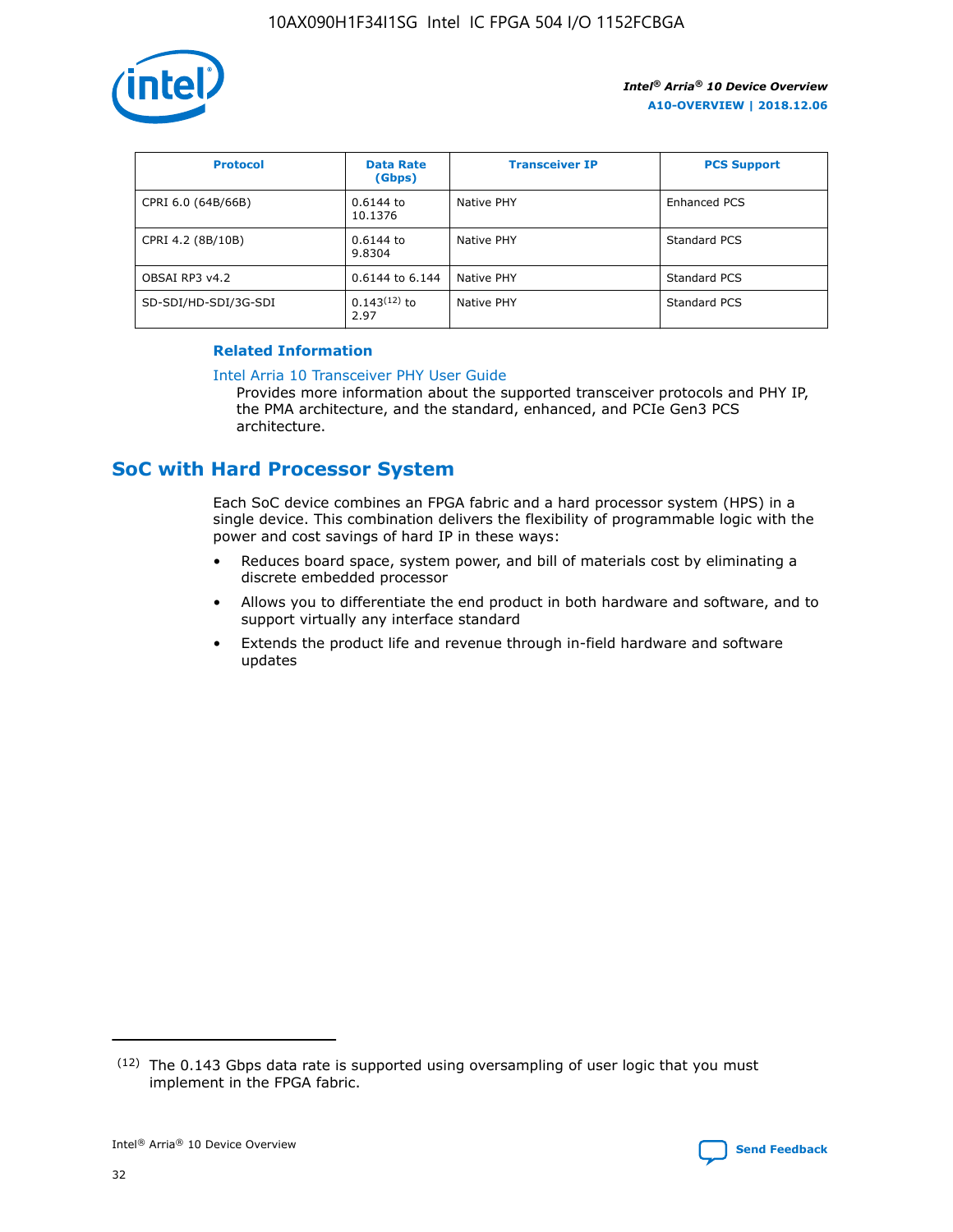| Protocol | Data Rate (Gbps) | Transceiver IP | PCS Support |
| --- | --- | --- | --- |
| CPRI 6.0 (64B/66B) | 0.6144 to 10.1376 | Native PHY | Enhanced PCS |
| CPRI 4.2 (8B/10B) | 0.6144 to 9.8304 | Native PHY | Standard PCS |
| OBSAI RP3 v4.2 | 0.6144 to 6.144 | Native PHY | Standard PCS |
| SD-SDI/HD-SDI/3G-SDI | 0.143[12] to 2.97 | Native PHY | Standard PCS |

**Related Information**

Intel Arria 10 Transceiver PHY User Guide

Provides more information about the supported transceiver protocols and PHY IP, the PMA architecture, and the standard, enhanced, and PCIe Gen3 PCS architecture.

## SoC with Hard Processor System

Each SoC device combines an FPGA fabric and a hard processor system (HPS) in a single device. This combination delivers the flexibility of programmable logic with the power and cost savings of hard IP in these ways:

- Reduces board space, system power, and bill of materials cost by eliminating a discrete embedded processor
- Allows you to differentiate the end product in both hardware and software, and to support virtually any interface standard
- Extends the product life and revenue through in-field hardware and software updates

(12) The 0.143 Gbps data rate is supported using oversampling of user logic that you must implement in the FPGA fabric.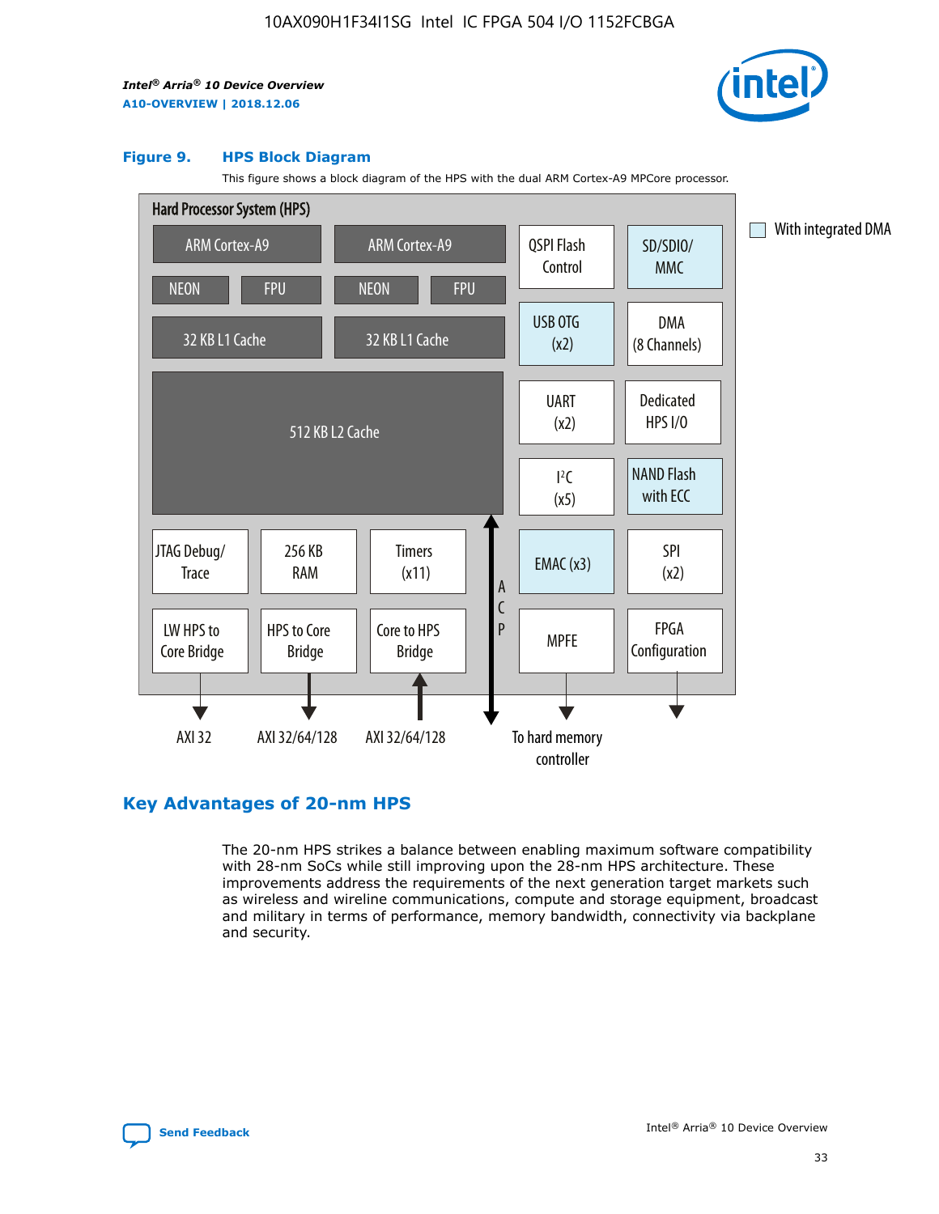**Figure 9. HPS Block Diagram**

This figure shows a block diagram of the HPS with the dual ARM Cortex-A9 MPCore processor.

## Key Advantages of 20-nm HPS

The 20-nm HPS strikes a balance between enabling maximum software compatibility with 28-nm SoCs while still improving upon the 28-nm HPS architecture. These improvements address the requirements of the next generation target markets such as wireless and wireline communications, compute and storage equipment, broadcast and military in terms of performance, memory bandwidth, connectivity via backplane and security.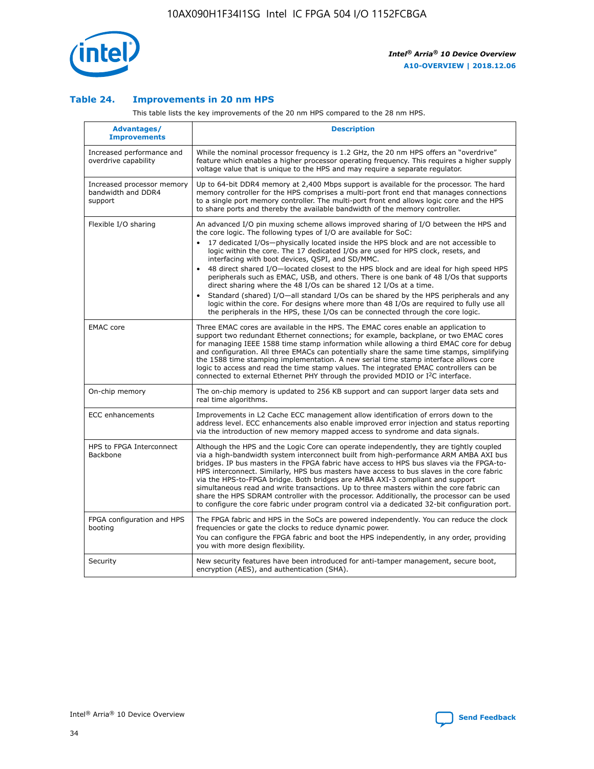### Table 24. Improvements in 20 nm HPS

This table lists the key improvements of the 20 nm HPS compared to the 28 nm HPS.

| Advantages/ Improvements | Description |
| --- | --- |
| Increased performance and overdrive capability | While the nominal processor frequency is 1.2 GHz, the 20 nm HPS offers an "overdrive" feature which enables a higher processor operating frequency. This requires a higher supply voltage value that is unique to the HPS and may require a separate regulator. |
| Increased processor memory bandwidth and DDR4 support | Up to 64-bit DDR4 memory at 2,400 Mbps support is available for the processor. The hard memory controller for the HPS comprises a multi-port front end that manages connections to a single port memory controller. The multi-port front end allows logic core and the HPS to share ports and thereby the available bandwidth of the memory controller. |
| Flexible I/O sharing | An advanced I/O pin muxing scheme allows improved sharing of I/O between the HPS and the core logic. The following types of I/O are available for SoC: <br>• 17 dedicated I/Os—physically located inside the HPS block and are not accessible to logic within the core. The 17 dedicated I/Os are used for HPS clock, resets, and interfacing with boot devices, QSPI, and SD/MMC. <br>• 48 direct shared I/O—located closest to the HPS block and are ideal for high speed HPS peripherals such as EMAC, USB, and others. There is one bank of 48 I/Os that supports direct sharing where the 48 I/Os can be shared 12 I/Os at a time. <br>• Standard (shared) I/O—all standard I/Os can be shared by the HPS peripherals and any logic within the core. For designs where more than 48 I/Os are required to fully use all the peripherals in the HPS, these I/Os can be connected through the core logic. |
| EMAC core | Three EMAC cores are available in the HPS. The EMAC cores enable an application to support two redundant Ethernet connections; for example, backplane, or two EMAC cores for managing IEEE 1588 time stamp information while allowing a third EMAC core for debug and configuration. All three EMACs can potentially share the same time stamps, simplifying the 1588 time stamping implementation. A new serial time stamp interface allows core logic to access and read the time stamp values. The integrated EMAC controllers can be connected to external Ethernet PHY through the provided MDIO or I²C interface. |
| On-chip memory | The on-chip memory is updated to 256 KB support and can support larger data sets and real time algorithms. |
| ECC enhancements | Improvements in L2 Cache ECC management allow identification of errors down to the address level. ECC enhancements also enable improved error injection and status reporting via the introduction of new memory mapped access to syndrome and data signals. |
| HPS to FPGA Interconnect Backbone | Although the HPS and the Logic Core can operate independently, they are tightly coupled via a high-bandwidth system interconnect built from high-performance ARM AMBA AXI bus bridges. IP bus masters in the FPGA fabric have access to HPS bus slaves via the FPGA-to-HPS interconnect. Similarly, HPS bus masters have access to bus slaves in the core fabric via the HPS-to-FPGA bridge. Both bridges are AMBA AXI-3 compliant and support simultaneous read and write transactions. Up to three masters within the core fabric can share the HPS SDRAM controller with the processor. Additionally, the processor can be used to configure the core fabric under program control via a dedicated 32-bit configuration port. |
| FPGA configuration and HPS booting | The FPGA fabric and HPS in the SoCs are powered independently. You can reduce the clock frequencies or gate the clocks to reduce dynamic power. <br>You can configure the FPGA fabric and boot the HPS independently, in any order, providing you with more design flexibility. |
| Security | New security features have been introduced for anti-tamper management, secure boot, encryption (AES), and authentication (SHA). |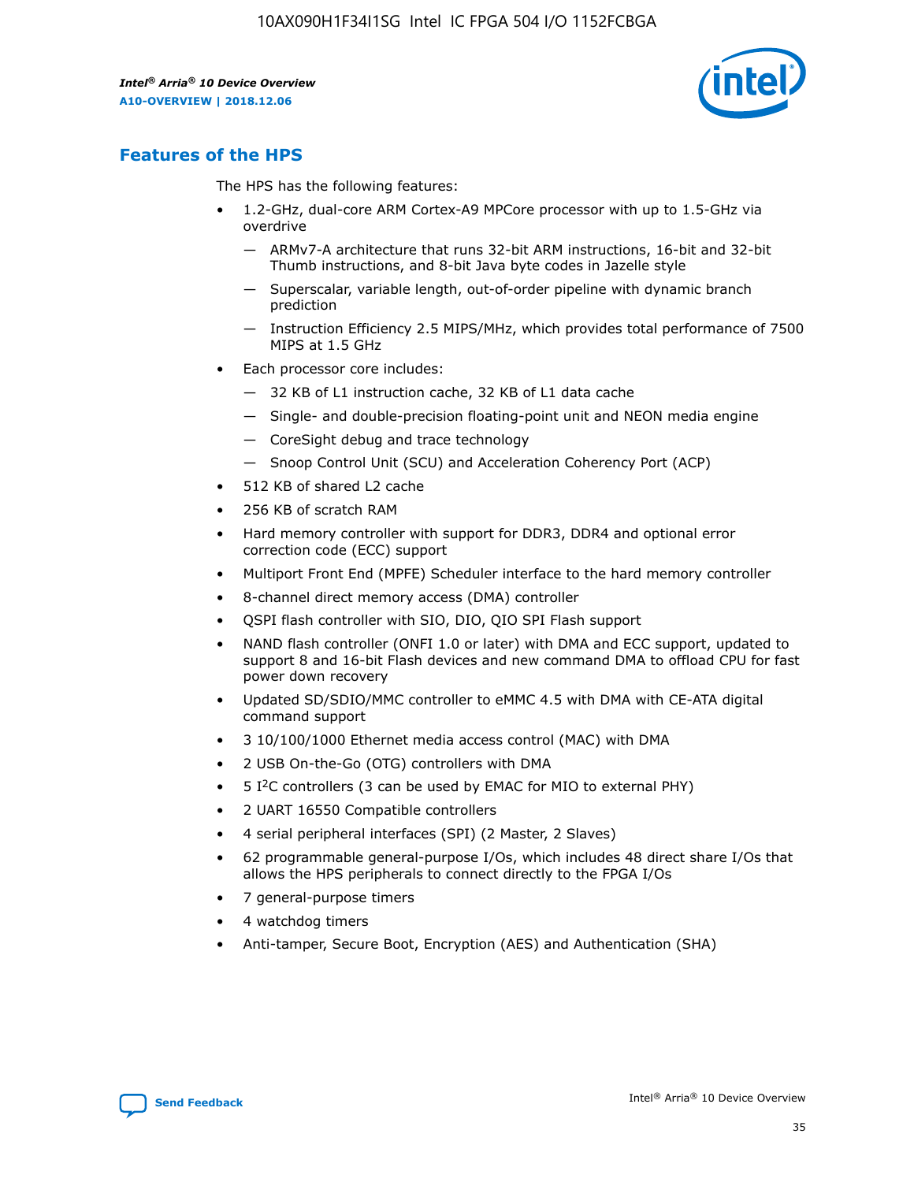## Features of the HPS

The HPS has the following features:

- 1.2-GHz, dual-core ARM Cortex-A9 MPCore processor with up to 1.5-GHz via overdrive
  - — ARMv7-A architecture that runs 32-bit ARM instructions, 16-bit and 32-bit Thumb instructions, and 8-bit Java byte codes in Jazelle style
  - — Superscalar, variable length, out-of-order pipeline with dynamic branch prediction
  - — Instruction Efficiency 2.5 MIPS/MHz, which provides total performance of 7500 MIPS at 1.5 GHz
- Each processor core includes:
  - — 32 KB of L1 instruction cache, 32 KB of L1 data cache
  - — Single- and double-precision floating-point unit and NEON media engine
  - — CoreSight debug and trace technology
  - — Snoop Control Unit (SCU) and Acceleration Coherency Port (ACP)
- 512 KB of shared L2 cache
- 256 KB of scratch RAM
- Hard memory controller with support for DDR3, DDR4 and optional error correction code (ECC) support
- Multiport Front End (MPFE) Scheduler interface to the hard memory controller
- 8-channel direct memory access (DMA) controller
- QSPI flash controller with SIO, DIO, QIO SPI Flash support
- NAND flash controller (ONFI 1.0 or later) with DMA and ECC support, updated to support 8 and 16-bit Flash devices and new command DMA to offload CPU for fast power down recovery
- Updated SD/SDIO/MMC controller to eMMC 4.5 with DMA with CE-ATA digital command support
- 3 10/100/1000 Ethernet media access control (MAC) with DMA
- 2 USB On-the-Go (OTG) controllers with DMA
- 5 I²C controllers (3 can be used by EMAC for MIO to external PHY)
- 2 UART 16550 Compatible controllers
- 4 serial peripheral interfaces (SPI) (2 Master, 2 Slaves)
- 62 programmable general-purpose I/Os, which includes 48 direct share I/Os that allows the HPS peripherals to connect directly to the FPGA I/Os
- 7 general-purpose timers
- 4 watchdog timers
- Anti-tamper, Secure Boot, Encryption (AES) and Authentication (SHA)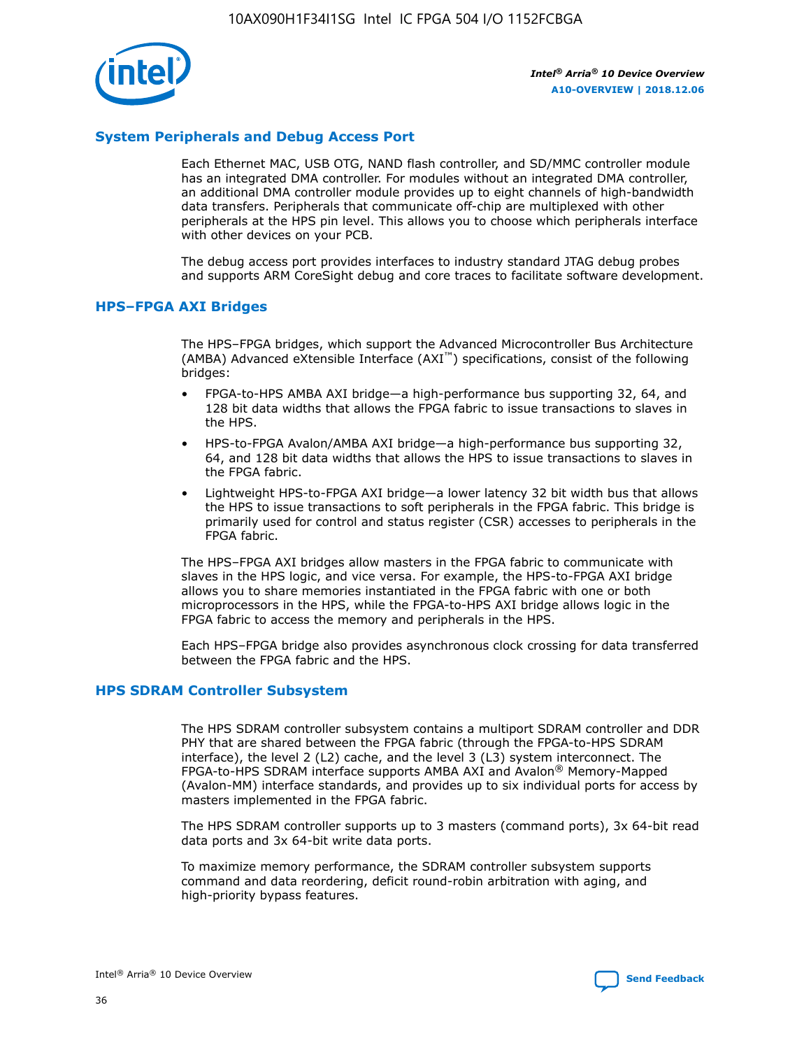## System Peripherals and Debug Access Port

Each Ethernet MAC, USB OTG, NAND flash controller, and SD/MMC controller module has an integrated DMA controller. For modules without an integrated DMA controller, an additional DMA controller module provides up to eight channels of high-bandwidth data transfers. Peripherals that communicate off-chip are multiplexed with other peripherals at the HPS pin level. This allows you to choose which peripherals interface with other devices on your PCB.

The debug access port provides interfaces to industry standard JTAG debug probes and supports ARM CoreSight debug and core traces to facilitate software development.

## HPS–FPGA AXI Bridges

The HPS–FPGA bridges, which support the Advanced Microcontroller Bus Architecture (AMBA) Advanced eXtensible Interface (AXI™) specifications, consist of the following bridges:

- FPGA-to-HPS AMBA AXI bridge—a high-performance bus supporting 32, 64, and 128 bit data widths that allows the FPGA fabric to issue transactions to slaves in the HPS.
- HPS-to-FPGA Avalon/AMBA AXI bridge—a high-performance bus supporting 32, 64, and 128 bit data widths that allows the HPS to issue transactions to slaves in the FPGA fabric.
- Lightweight HPS-to-FPGA AXI bridge—a lower latency 32 bit width bus that allows the HPS to issue transactions to soft peripherals in the FPGA fabric. This bridge is primarily used for control and status register (CSR) accesses to peripherals in the FPGA fabric.

The HPS–FPGA AXI bridges allow masters in the FPGA fabric to communicate with slaves in the HPS logic, and vice versa. For example, the HPS-to-FPGA AXI bridge allows you to share memories instantiated in the FPGA fabric with one or both microprocessors in the HPS, while the FPGA-to-HPS AXI bridge allows logic in the FPGA fabric to access the memory and peripherals in the HPS.

Each HPS–FPGA bridge also provides asynchronous clock crossing for data transferred between the FPGA fabric and the HPS.

## HPS SDRAM Controller Subsystem

The HPS SDRAM controller subsystem contains a multiport SDRAM controller and DDR PHY that are shared between the FPGA fabric (through the FPGA-to-HPS SDRAM interface), the level 2 (L2) cache, and the level 3 (L3) system interconnect. The FPGA-to-HPS SDRAM interface supports AMBA AXI and Avalon® Memory-Mapped (Avalon-MM) interface standards, and provides up to six individual ports for access by masters implemented in the FPGA fabric.

The HPS SDRAM controller supports up to 3 masters (command ports), 3x 64-bit read data ports and 3x 64-bit write data ports.

To maximize memory performance, the SDRAM controller subsystem supports command and data reordering, deficit round-robin arbitration with aging, and high-priority bypass features.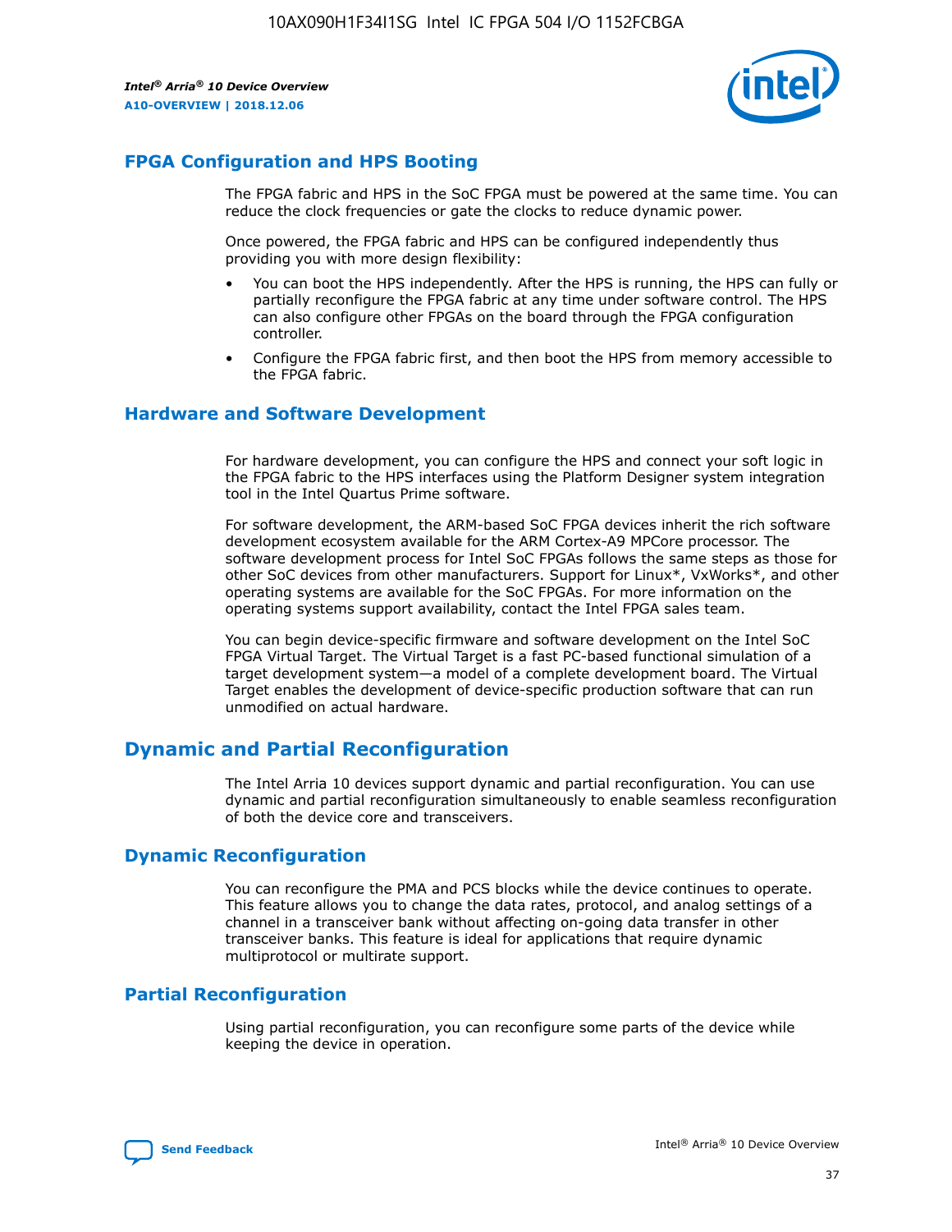## FPGA Configuration and HPS Booting

The FPGA fabric and HPS in the SoC FPGA must be powered at the same time. You can reduce the clock frequencies or gate the clocks to reduce dynamic power.

Once powered, the FPGA fabric and HPS can be configured independently thus providing you with more design flexibility:

- You can boot the HPS independently. After the HPS is running, the HPS can fully or partially reconfigure the FPGA fabric at any time under software control. The HPS can also configure other FPGAs on the board through the FPGA configuration controller.
- Configure the FPGA fabric first, and then boot the HPS from memory accessible to the FPGA fabric.

## Hardware and Software Development

For hardware development, you can configure the HPS and connect your soft logic in the FPGA fabric to the HPS interfaces using the Platform Designer system integration tool in the Intel Quartus Prime software.

For software development, the ARM-based SoC FPGA devices inherit the rich software development ecosystem available for the ARM Cortex-A9 MPCore processor. The software development process for Intel SoC FPGAs follows the same steps as those for other SoC devices from other manufacturers. Support for Linux*, VxWorks*, and other operating systems are available for the SoC FPGAs. For more information on the operating systems support availability, contact the Intel FPGA sales team.

You can begin device-specific firmware and software development on the Intel SoC FPGA Virtual Target. The Virtual Target is a fast PC-based functional simulation of a target development system—a model of a complete development board. The Virtual Target enables the development of device-specific production software that can run unmodified on actual hardware.

## Dynamic and Partial Reconfiguration

The Intel Arria 10 devices support dynamic and partial reconfiguration. You can use dynamic and partial reconfiguration simultaneously to enable seamless reconfiguration of both the device core and transceivers.

## Dynamic Reconfiguration

You can reconfigure the PMA and PCS blocks while the device continues to operate. This feature allows you to change the data rates, protocol, and analog settings of a channel in a transceiver bank without affecting on-going data transfer in other transceiver banks. This feature is ideal for applications that require dynamic multiprotocol or multirate support.

## Partial Reconfiguration

Using partial reconfiguration, you can reconfigure some parts of the device while keeping the device in operation.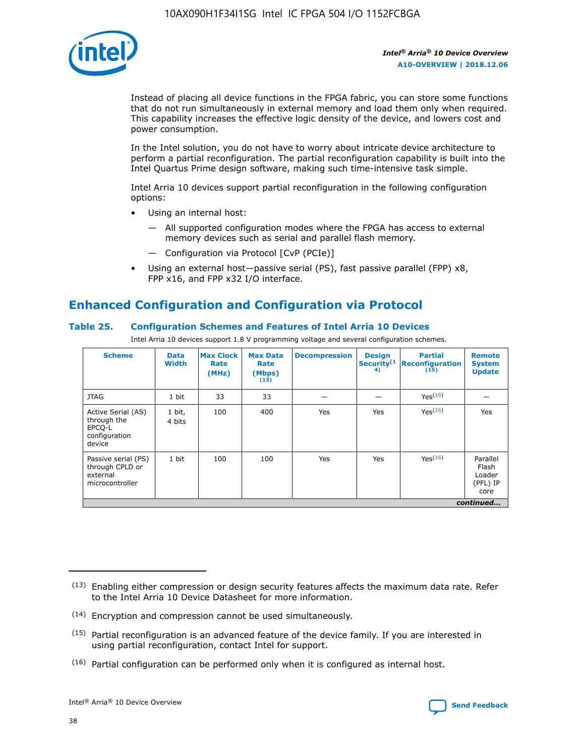Instead of placing all device functions in the FPGA fabric, you can store some functions that do not run simultaneously in external memory and load them only when required. This capability increases the effective logic density of the device, and lowers cost and power consumption.

In the Intel solution, you do not have to worry about intricate device architecture to perform a partial reconfiguration. The partial reconfiguration capability is built into the Intel Quartus Prime design software, making such time-intensive task simple.

Intel Arria 10 devices support partial reconfiguration in the following configuration options:

- Using an internal host:
  - All supported configuration modes where the FPGA has access to external memory devices such as serial and parallel flash memory.
  - Configuration via Protocol [CvP (PCIe)]
- Using an external host—passive serial (PS), fast passive parallel (FPP) x8, FPP x16, and FPP x32 I/O interface.

## Enhanced Configuration and Configuration via Protocol

### Table 25. Configuration Schemes and Features of Intel Arria 10 Devices

Intel Arria 10 devices support 1.8 V programming voltage and several configuration schemes.

| Scheme | Data Width | Max Clock Rate (MHz) | Max Data Rate (Mbps) (13) | Decompression | Design Security (14) | Partial Reconfiguration (15) | Remote System Update |
|---|---|---|---|---|---|---|---|
| JTAG | 1 bit | 33 | 33 | — | — | Yes(16) | — |
| Active Serial (AS) through the EPCQ-L configuration device | 1 bit, 4 bits | 100 | 400 | Yes | Yes | Yes(16) | Yes |
| Passive serial (PS) through CPLD or external microcontroller | 1 bit | 100 | 100 | Yes | Yes | Yes(16) | Parallel Flash Loader (PFL) IP core |

*continued...*

(13) Enabling either compression or design security features affects the maximum data rate. Refer to the Intel Arria 10 Device Datasheet for more information.

(14) Encryption and compression cannot be used simultaneously.

(15) Partial reconfiguration is an advanced feature of the device family. If you are interested in using partial reconfiguration, contact Intel for support.

(16) Partial configuration can be performed only when it is configured as internal host.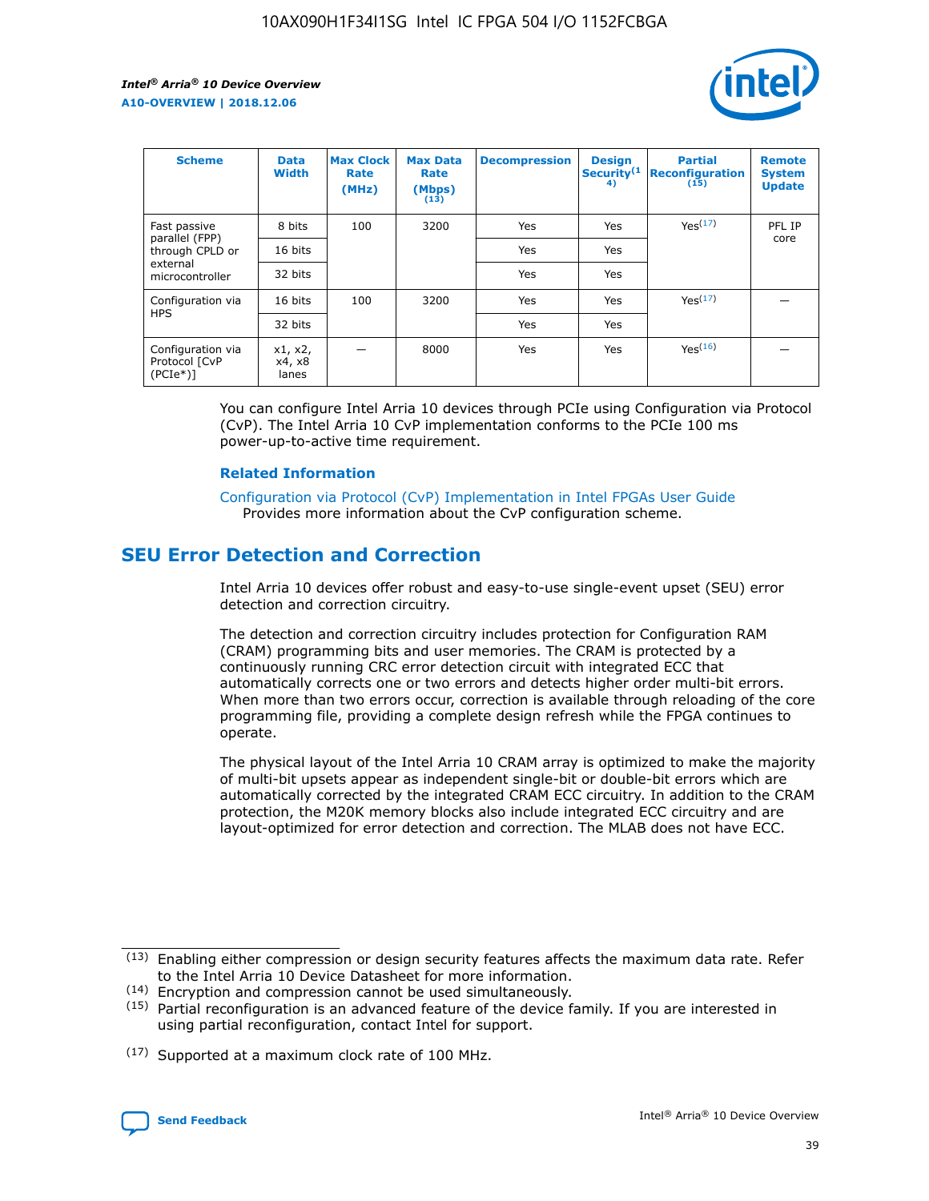| Scheme | Data Width | Max Clock Rate (MHz) | Max Data Rate (Mbps) [13] | Decompression | Design Security [14] | Partial Reconfiguration [15] | Remote System Update |
|---|---|---|---|---|---|---|---|
| Fast passive parallel (FPP) through CPLD or external microcontroller | 8 bits | 100 | 3200 | Yes | Yes | Yes [17] | PFL IP core |
| | 16 bits | | | Yes | Yes | | |
| | 32 bits | | | Yes | Yes | | |
| Configuration via HPS | 16 bits | 100 | 3200 | Yes | Yes | Yes [17] | — |
| | 32 bits | | | Yes | Yes | | |
| Configuration via Protocol [CvP (PCIe*)] | x1, x2, x4, x8 lanes | — | 8000 | Yes | Yes | Yes [16] | — |

You can configure Intel Arria 10 devices through PCIe using Configuration via Protocol (CvP). The Intel Arria 10 CvP implementation conforms to the PCIe 100 ms power-up-to-active time requirement.

### Related Information

Configuration via Protocol (CvP) Implementation in Intel FPGAs User Guide
Provides more information about the CvP configuration scheme.

## SEU Error Detection and Correction

Intel Arria 10 devices offer robust and easy-to-use single-event upset (SEU) error detection and correction circuitry.

The detection and correction circuitry includes protection for Configuration RAM (CRAM) programming bits and user memories. The CRAM is protected by a continuously running CRC error detection circuit with integrated ECC that automatically corrects one or two errors and detects higher order multi-bit errors. When more than two errors occur, correction is available through reloading of the core programming file, providing a complete design refresh while the FPGA continues to operate.

The physical layout of the Intel Arria 10 CRAM array is optimized to make the majority of multi-bit upsets appear as independent single-bit or double-bit errors which are automatically corrected by the integrated CRAM ECC circuitry. In addition to the CRAM protection, the M20K memory blocks also include integrated ECC circuitry and are layout-optimized for error detection and correction. The MLAB does not have ECC.

(13) Enabling either compression or design security features affects the maximum data rate. Refer to the Intel Arria 10 Device Datasheet for more information.

(14) Encryption and compression cannot be used simultaneously.

(15) Partial reconfiguration is an advanced feature of the device family. If you are interested in using partial reconfiguration, contact Intel for support.

(17) Supported at a maximum clock rate of 100 MHz.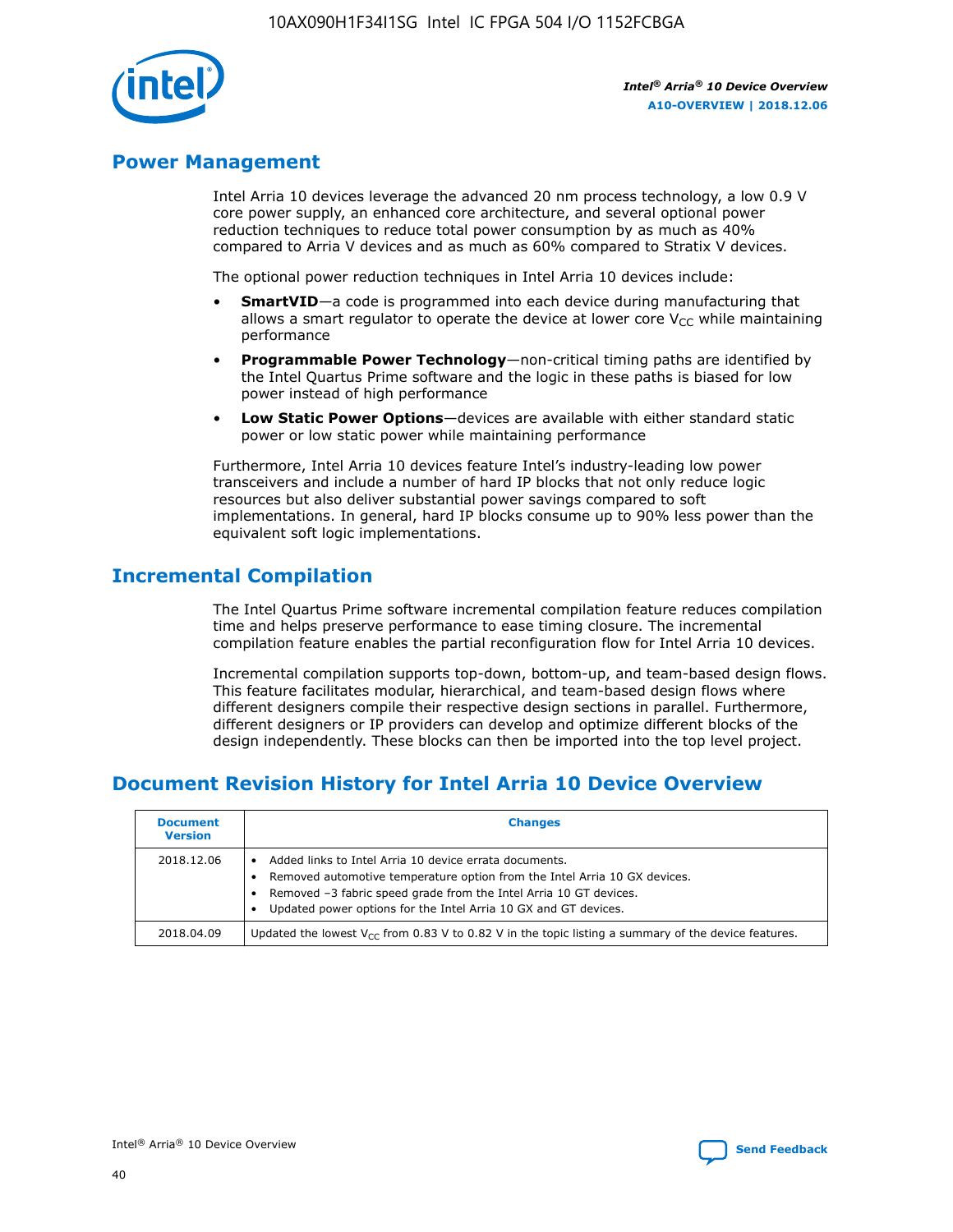## Power Management

Intel Arria 10 devices leverage the advanced 20 nm process technology, a low 0.9 V core power supply, an enhanced core architecture, and several optional power reduction techniques to reduce total power consumption by as much as 40% compared to Arria V devices and as much as 60% compared to Stratix V devices.

The optional power reduction techniques in Intel Arria 10 devices include:

- **SmartVID**—a code is programmed into each device during manufacturing that allows a smart regulator to operate the device at lower core $V_{CC}$ while maintaining performance
- **Programmable Power Technology**—non-critical timing paths are identified by the Intel Quartus Prime software and the logic in these paths is biased for low power instead of high performance
- **Low Static Power Options**—devices are available with either standard static power or low static power while maintaining performance

Furthermore, Intel Arria 10 devices feature Intel's industry-leading low power transceivers and include a number of hard IP blocks that not only reduce logic resources but also deliver substantial power savings compared to soft implementations. In general, hard IP blocks consume up to 90% less power than the equivalent soft logic implementations.

## Incremental Compilation

The Intel Quartus Prime software incremental compilation feature reduces compilation time and helps preserve performance to ease timing closure. The incremental compilation feature enables the partial reconfiguration flow for Intel Arria 10 devices.

Incremental compilation supports top-down, bottom-up, and team-based design flows. This feature facilitates modular, hierarchical, and team-based design flows where different designers compile their respective design sections in parallel. Furthermore, different designers or IP providers can develop and optimize different blocks of the design independently. These blocks can then be imported into the top level project.

## Document Revision History for Intel Arria 10 Device Overview

| Document Version | Changes |
| --- | --- |
| 2018.12.06 | • Added links to Intel Arria 10 device errata documents.<br>• Removed automotive temperature option from the Intel Arria 10 GX devices.<br>• Removed –3 fabric speed grade from the Intel Arria 10 GT devices.<br>• Updated power options for the Intel Arria 10 GX and GT devices. |
| 2018.04.09 | Updated the lowest $V_{CC}$ from 0.83 V to 0.82 V in the topic listing a summary of the device features. |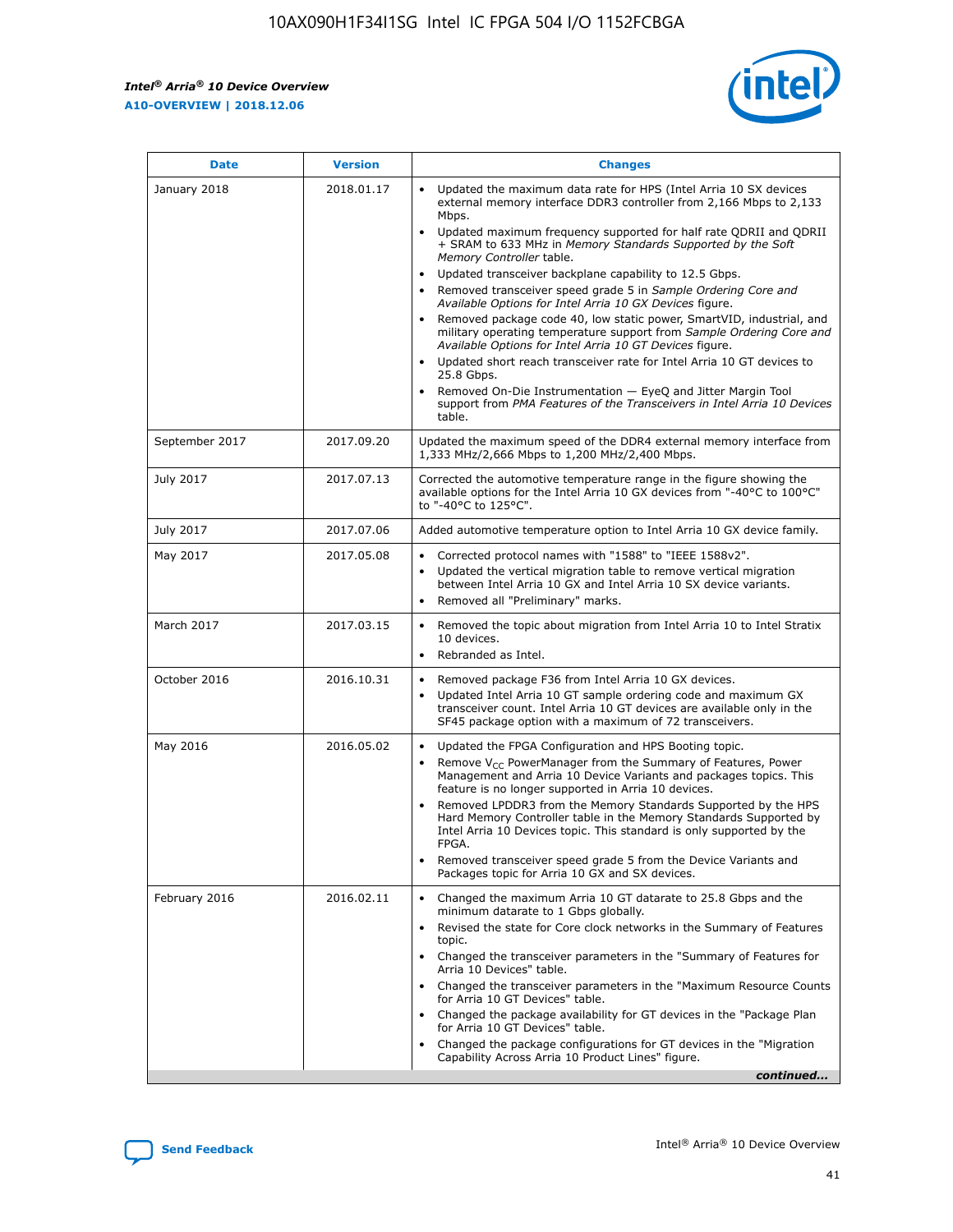| Date | Version | Changes |
| --- | --- | --- |
| January 2018 | 2018.01.17 | • Updated the maximum data rate for HPS (Intel Arria 10 SX devices external memory interface DDR3 controller from 2,166 Mbps to 2,133 Mbps.<br>• Updated maximum frequency supported for half rate QDRII and QDRII + SRAM to 633 MHz in *Memory Standards Supported by the Soft Memory Controller* table.<br>• Updated transceiver backplane capability to 12.5 Gbps.<br>• Removed transceiver speed grade 5 in *Sample Ordering Core and Available Options for Intel Arria 10 GX Devices* figure.<br>• Removed package code 40, low static power, SmartVID, industrial, and military operating temperature support from *Sample Ordering Core and Available Options for Intel Arria 10 GT Devices* figure.<br>• Updated short reach transceiver rate for Intel Arria 10 GT devices to 25.8 Gbps.<br>• Removed On-Die Instrumentation — EyeQ and Jitter Margin Tool support from *PMA Features of the Transceivers in Intel Arria 10 Devices* table. |
| September 2017 | 2017.09.20 | Updated the maximum speed of the DDR4 external memory interface from 1,333 MHz/2,666 Mbps to 1,200 MHz/2,400 Mbps. |
| July 2017 | 2017.07.13 | Corrected the automotive temperature range in the figure showing the available options for the Intel Arria 10 GX devices from "-40°C to 100°C" to "-40°C to 125°C". |
| July 2017 | 2017.07.06 | Added automotive temperature option to Intel Arria 10 GX device family. |
| May 2017 | 2017.05.08 | • Corrected protocol names with "1588" to "IEEE 1588v2".<br>• Updated the vertical migration table to remove vertical migration between Intel Arria 10 GX and Intel Arria 10 SX device variants.<br>• Removed all "Preliminary" marks. |
| March 2017 | 2017.03.15 | • Removed the topic about migration from Intel Arria 10 to Intel Stratix 10 devices.<br>• Rebranded as Intel. |
| October 2016 | 2016.10.31 | • Removed package F36 from Intel Arria 10 GX devices.<br>• Updated Intel Arria 10 GT sample ordering code and maximum GX transceiver count. Intel Arria 10 GT devices are available only in the SF45 package option with a maximum of 72 transceivers. |
| May 2016 | 2016.05.02 | • Updated the FPGA Configuration and HPS Booting topic.<br>• Remove $V_{CC}$ PowerManager from the Summary of Features, Power Management and Arria 10 Device Variants and packages topics. This feature is no longer supported in Arria 10 devices.<br>• Removed LPDDR3 from the Memory Standards Supported by the HPS Hard Memory Controller table in the Memory Standards Supported by Intel Arria 10 Devices topic. This standard is only supported by the FPGA.<br>• Removed transceiver speed grade 5 from the Device Variants and Packages topic for Arria 10 GX and SX devices. |
| February 2016 | 2016.02.11 | • Changed the maximum Arria 10 GT datarate to 25.8 Gbps and the minimum datarate to 1 Gbps globally.<br>• Revised the state for Core clock networks in the Summary of Features topic.<br>• Changed the transceiver parameters in the "Summary of Features for Arria 10 Devices" table.<br>• Changed the transceiver parameters in the "Maximum Resource Counts for Arria 10 GT Devices" table.<br>• Changed the package availability for GT devices in the "Package Plan for Arria 10 GT Devices" table.<br>• Changed the package configurations for GT devices in the "Migration Capability Across Arria 10 Product Lines" figure. |

*continued...*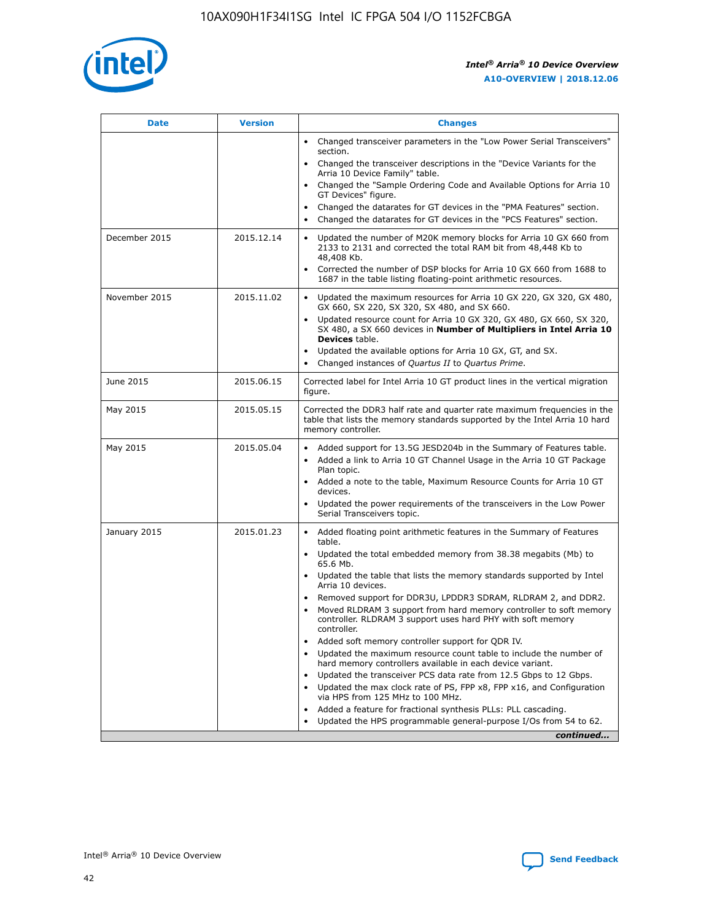| Date | Version | Changes |
| --- | --- | --- |
| | | • Changed transceiver parameters in the "Low Power Serial Transceivers" section.<br>• Changed the transceiver descriptions in the "Device Variants for the Arria 10 Device Family" table.<br>• Changed the "Sample Ordering Code and Available Options for Arria 10 GT Devices" figure.<br>• Changed the datarates for GT devices in the "PMA Features" section.<br>• Changed the datarates for GT devices in the "PCS Features" section. |
| December 2015 | 2015.12.14 | • Updated the number of M20K memory blocks for Arria 10 GX 660 from 2133 to 2131 and corrected the total RAM bit from 48,448 Kb to 48,408 Kb.<br>• Corrected the number of DSP blocks for Arria 10 GX 660 from 1688 to 1687 in the table listing floating-point arithmetic resources. |
| November 2015 | 2015.11.02 | • Updated the maximum resources for Arria 10 GX 220, GX 320, GX 480, GX 660, SX 220, SX 320, SX 480, and SX 660.<br>• Updated resource count for Arria 10 GX 320, GX 480, GX 660, SX 320, SX 480, a SX 660 devices in **Number of Multipliers in Intel Arria 10 Devices** table.<br>• Updated the available options for Arria 10 GX, GT, and SX.<br>• Changed instances of *Quartus II* to *Quartus Prime*. |
| June 2015 | 2015.06.15 | Corrected label for Intel Arria 10 GT product lines in the vertical migration figure. |
| May 2015 | 2015.05.15 | Corrected the DDR3 half rate and quarter rate maximum frequencies in the table that lists the memory standards supported by the Intel Arria 10 hard memory controller. |
| May 2015 | 2015.05.04 | • Added support for 13.5G JESD204b in the Summary of Features table.<br>• Added a link to Arria 10 GT Channel Usage in the Arria 10 GT Package Plan topic.<br>• Added a note to the table, Maximum Resource Counts for Arria 10 GT devices.<br>• Updated the power requirements of the transceivers in the Low Power Serial Transceivers topic. |
| January 2015 | 2015.01.23 | • Added floating point arithmetic features in the Summary of Features table.<br>• Updated the total embedded memory from 38.38 megabits (Mb) to 65.6 Mb.<br>• Updated the table that lists the memory standards supported by Intel Arria 10 devices.<br>• Removed support for DDR3U, LPDDR3 SDRAM, RLDRAM 2, and DDR2.<br>• Moved RLDRAM 3 support from hard memory controller to soft memory controller. RLDRAM 3 support uses hard PHY with soft memory controller.<br>• Added soft memory controller support for QDR IV.<br>• Updated the maximum resource count table to include the number of hard memory controllers available in each device variant.<br>• Updated the transceiver PCS data rate from 12.5 Gbps to 12 Gbps.<br>• Updated the max clock rate of PS, FPP x8, FPP x16, and Configuration via HPS from 125 MHz to 100 MHz.<br>• Added a feature for fractional synthesis PLLs: PLL cascading.<br>• Updated the HPS programmable general-purpose I/Os from 54 to 62. |

*continued...*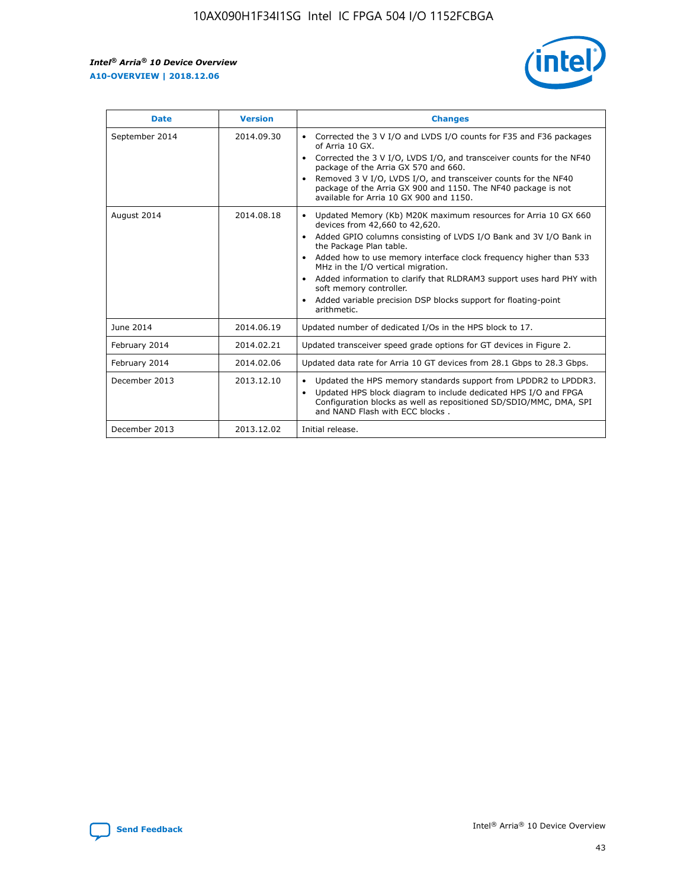| Date | Version | Changes |
| --- | --- | --- |
| September 2014 | 2014.09.30 | • Corrected the 3 V I/O and LVDS I/O counts for F35 and F36 packages of Arria 10 GX.<br>• Corrected the 3 V I/O, LVDS I/O, and transceiver counts for the NF40 package of the Arria GX 570 and 660.<br>• Removed 3 V I/O, LVDS I/O, and transceiver counts for the NF40 package of the Arria GX 900 and 1150. The NF40 package is not available for Arria 10 GX 900 and 1150. |
| August 2014 | 2014.08.18 | • Updated Memory (Kb) M20K maximum resources for Arria 10 GX 660 devices from 42,660 to 42,620.<br>• Added GPIO columns consisting of LVDS I/O Bank and 3V I/O Bank in the Package Plan table.<br>• Added how to use memory interface clock frequency higher than 533 MHz in the I/O vertical migration.<br>• Added information to clarify that RLDRAM3 support uses hard PHY with soft memory controller.<br>• Added variable precision DSP blocks support for floating-point arithmetic. |
| June 2014 | 2014.06.19 | Updated number of dedicated I/Os in the HPS block to 17. |
| February 2014 | 2014.02.21 | Updated transceiver speed grade options for GT devices in Figure 2. |
| February 2014 | 2014.02.06 | Updated data rate for Arria 10 GT devices from 28.1 Gbps to 28.3 Gbps. |
| December 2013 | 2013.12.10 | • Updated the HPS memory standards support from LPDDR2 to LPDDR3.<br>• Updated HPS block diagram to include dedicated HPS I/O and FPGA Configuration blocks as well as repositioned SD/SDIO/MMC, DMA, SPI and NAND Flash with ECC blocks . |
| December 2013 | 2013.12.02 | Initial release. |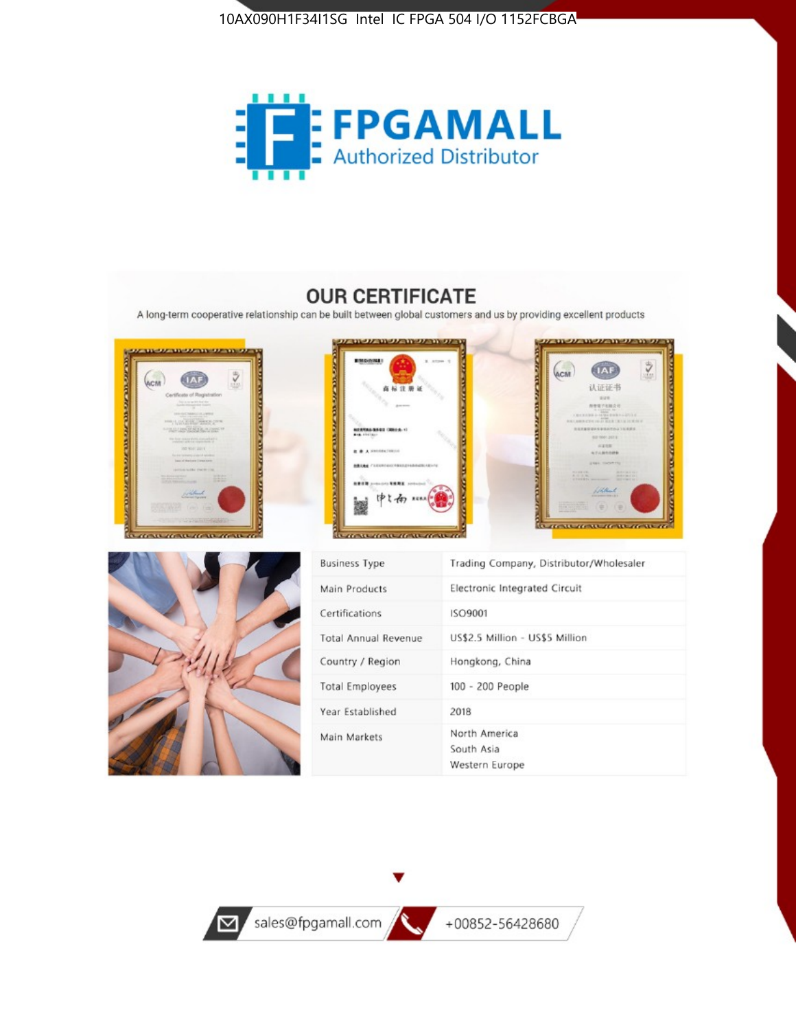# FPGAMALL

Authorized Distributor

## OUR CERTIFICATE

A long-term cooperative relationship can be built between global customers and us by providing excellent products

| | |
|---|---|
| Business Type | Trading Company, Distributor/Wholesaler |
| Main Products | Electronic Integrated Circuit |
| Certifications | ISO9001 |
| Total Annual Revenue | US$2.5 Million - US$5 Million |
| Country / Region | Hongkong, China |
| Total Employees | 100 - 200 People |
| Year Established | 2018 |
| Main Markets | North America<br>South Asia<br>Western Europe |

sales@fpgamall.com

+00852-56428680